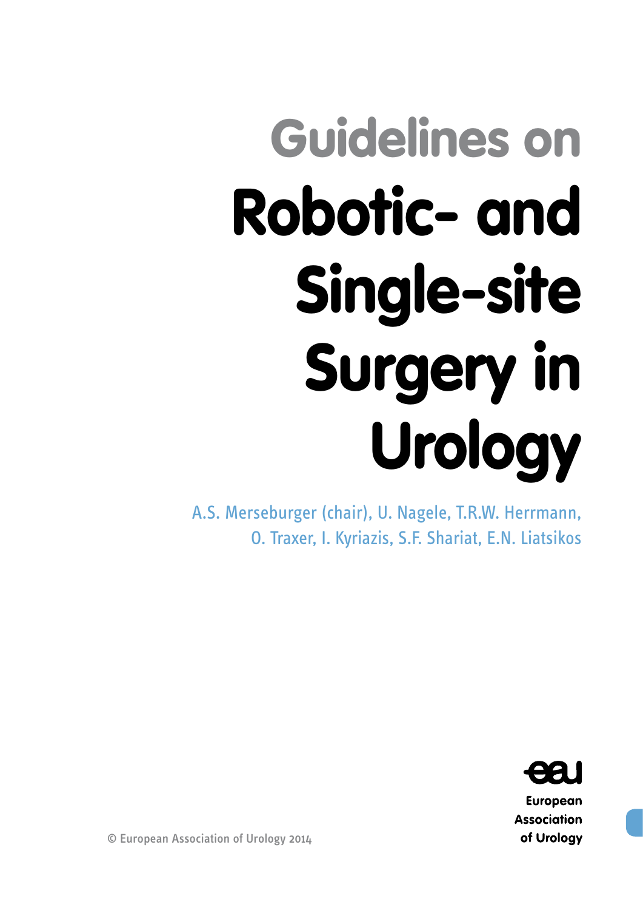# Guidelines on Robotic- and Single-site Surgery in Urology

A.S. Merseburger (chair), U. Nagele, T.R.W. Herrmann, O. Traxer, I. Kyriazis, S.F. Shariat, E.N. Liatsikos

© European Association of Urology 2014

European Association of Urology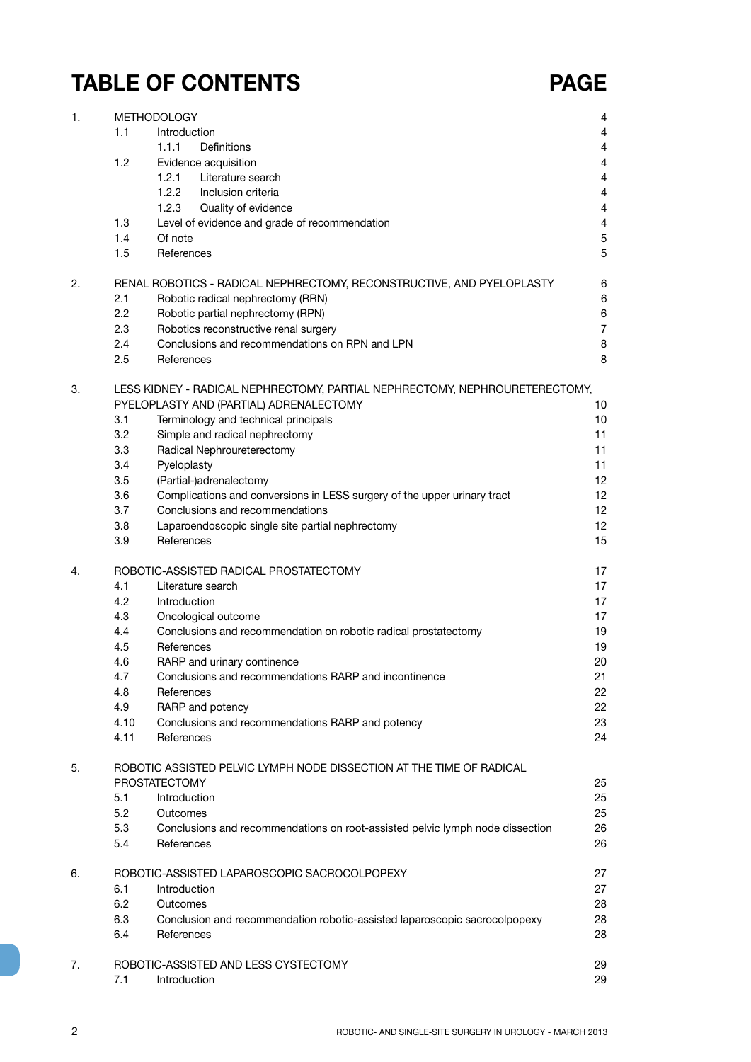# TABLE OF CONTENTS PAGE

| | | | PAGE |
|---|---|---|---|
| 1. | METHODOLOGY | | 4 |
| | 1.1 | Introduction | 4 |
| | | 1.1.1 Definitions | 4 |
| | 1.2 | Evidence acquisition | 4 |
| | | 1.2.1 Literature search | 4 |
| | | 1.2.2 Inclusion criteria | 4 |
| | | 1.2.3 Quality of evidence | 4 |
| | 1.3 | Level of evidence and grade of recommendation | 4 |
| | 1.4 | Of note | 5 |
| | 1.5 | References | 5 |
| 2. | RENAL ROBOTICS - RADICAL NEPHRECTOMY, RECONSTRUCTIVE, AND PYELOPLASTY | | 6 |
| | 2.1 | Robotic radical nephrectomy (RRN) | 6 |
| | 2.2 | Robotic partial nephrectomy (RPN) | 6 |
| | 2.3 | Robotics reconstructive renal surgery | 7 |
| | 2.4 | Conclusions and recommendations on RPN and LPN | 8 |
| | 2.5 | References | 8 |
| 3. | LESS KIDNEY - RADICAL NEPHRECTOMY, PARTIAL NEPHRECTOMY, NEPHROURETERECTOMY, PYELOPLASTY AND (PARTIAL) ADRENALECTOMY | | 10 |
| | 3.1 | Terminology and technical principals | 10 |
| | 3.2 | Simple and radical nephrectomy | 11 |
| | 3.3 | Radical Nephroureterectomy | 11 |
| | 3.4 | Pyeloplasty | 11 |
| | 3.5 | (Partial-)adrenalectomy | 12 |
| | 3.6 | Complications and conversions in LESS surgery of the upper urinary tract | 12 |
| | 3.7 | Conclusions and recommendations | 12 |
| | 3.8 | Laparoendoscopic single site partial nephrectomy | 12 |
| | 3.9 | References | 15 |
| 4. | ROBOTIC-ASSISTED RADICAL PROSTATECTOMY | | 17 |
| | 4.1 | Literature search | 17 |
| | 4.2 | Introduction | 17 |
| | 4.3 | Oncological outcome | 17 |
| | 4.4 | Conclusions and recommendation on robotic radical prostatectomy | 19 |
| | 4.5 | References | 19 |
| | 4.6 | RARP and urinary continence | 20 |
| | 4.7 | Conclusions and recommendations RARP and incontinence | 21 |
| | 4.8 | References | 22 |
| | 4.9 | RARP and potency | 22 |
| | 4.10 | Conclusions and recommendations RARP and potency | 23 |
| | 4.11 | References | 24 |
| 5. | ROBOTIC ASSISTED PELVIC LYMPH NODE DISSECTION AT THE TIME OF RADICAL PROSTATECTOMY | | 25 |
| | 5.1 | Introduction | 25 |
| | 5.2 | Outcomes | 25 |
| | 5.3 | Conclusions and recommendations on root-assisted pelvic lymph node dissection | 26 |
| | 5.4 | References | 26 |
| 6. | ROBOTIC-ASSISTED LAPAROSCOPIC SACROCOLPOPEXY | | 27 |
| | 6.1 | Introduction | 27 |
| | 6.2 | Outcomes | 28 |
| | 6.3 | Conclusion and recommendation robotic-assisted laparoscopic sacrocolpopexy | 28 |
| | 6.4 | References | 28 |
| 7. | ROBOTIC-ASSISTED AND LESS CYSTECTOMY | | 29 |
| | 7.1 | Introduction | 29 |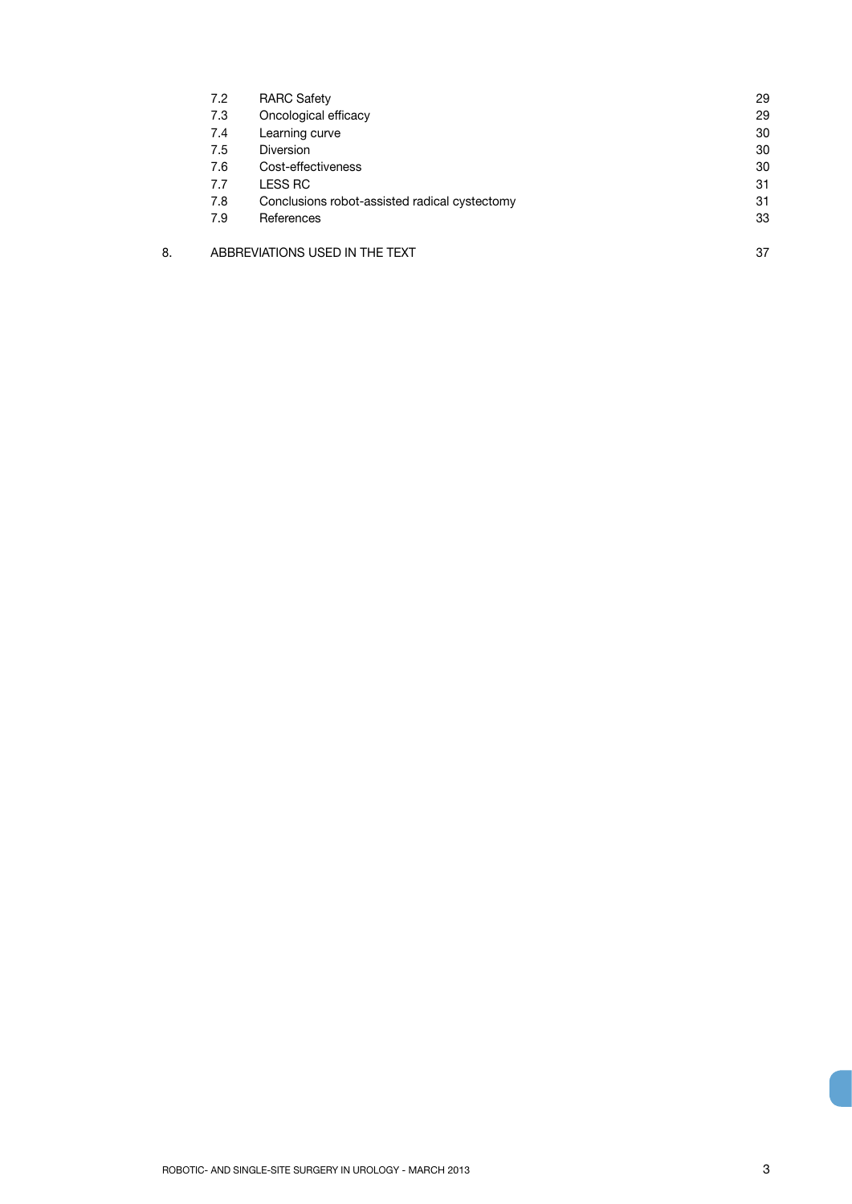| | | |
|---|---|---|
| 7.2 | RARC Safety | 29 |
| 7.3 | Oncological efficacy | 29 |
| 7.4 | Learning curve | 30 |
| 7.5 | Diversion | 30 |
| 7.6 | Cost-effectiveness | 30 |
| 7.7 | LESS RC | 31 |
| 7.8 | Conclusions robot-assisted radical cystectomy | 31 |
| 7.9 | References | 33 |

8. ABBREVIATIONS USED IN THE TEXT 37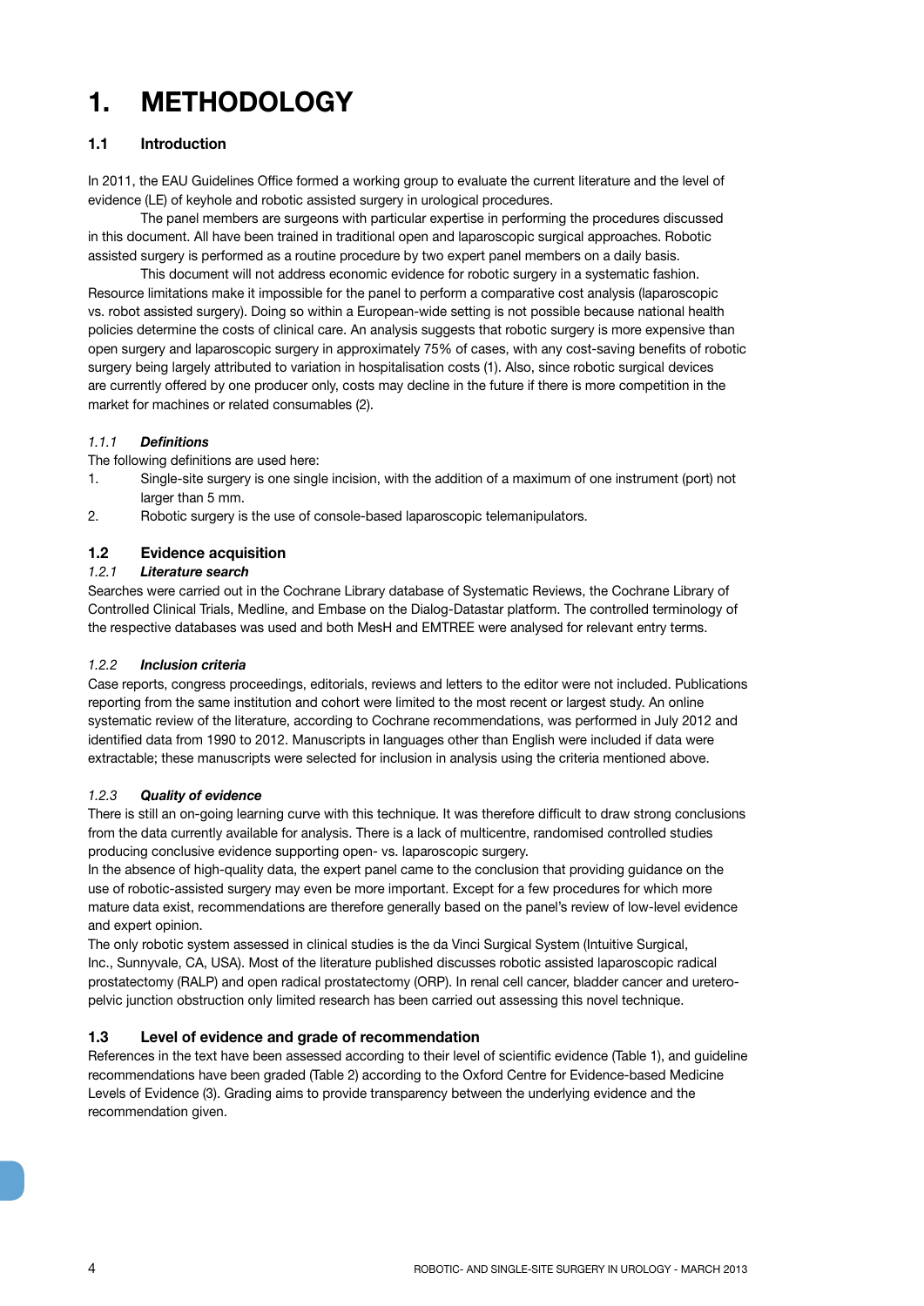# 1. METHODOLOGY

## 1.1 Introduction

In 2011, the EAU Guidelines Office formed a working group to evaluate the current literature and the level of evidence (LE) of keyhole and robotic assisted surgery in urological procedures.

The panel members are surgeons with particular expertise in performing the procedures discussed in this document. All have been trained in traditional open and laparoscopic surgical approaches. Robotic assisted surgery is performed as a routine procedure by two expert panel members on a daily basis.

This document will not address economic evidence for robotic surgery in a systematic fashion. Resource limitations make it impossible for the panel to perform a comparative cost analysis (laparoscopic vs. robot assisted surgery). Doing so within a European-wide setting is not possible because national health policies determine the costs of clinical care. An analysis suggests that robotic surgery is more expensive than open surgery and laparoscopic surgery in approximately 75% of cases, with any cost-saving benefits of robotic surgery being largely attributed to variation in hospitalisation costs (1). Also, since robotic surgical devices are currently offered by one producer only, costs may decline in the future if there is more competition in the market for machines or related consumables (2).

### *1.1.1 Definitions*

The following definitions are used here:

1. Single-site surgery is one single incision, with the addition of a maximum of one instrument (port) not larger than 5 mm.
2. Robotic surgery is the use of console-based laparoscopic telemanipulators.

## 1.2 Evidence acquisition

### *1.2.1 Literature search*

Searches were carried out in the Cochrane Library database of Systematic Reviews, the Cochrane Library of Controlled Clinical Trials, Medline, and Embase on the Dialog-Datastar platform. The controlled terminology of the respective databases was used and both MesH and EMTREE were analysed for relevant entry terms.

### *1.2.2 Inclusion criteria*

Case reports, congress proceedings, editorials, reviews and letters to the editor were not included. Publications reporting from the same institution and cohort were limited to the most recent or largest study. An online systematic review of the literature, according to Cochrane recommendations, was performed in July 2012 and identified data from 1990 to 2012. Manuscripts in languages other than English were included if data were extractable; these manuscripts were selected for inclusion in analysis using the criteria mentioned above.

### *1.2.3 Quality of evidence*

There is still an on-going learning curve with this technique. It was therefore difficult to draw strong conclusions from the data currently available for analysis. There is a lack of multicentre, randomised controlled studies producing conclusive evidence supporting open- vs. laparoscopic surgery.

In the absence of high-quality data, the expert panel came to the conclusion that providing guidance on the use of robotic-assisted surgery may even be more important. Except for a few procedures for which more mature data exist, recommendations are therefore generally based on the panel's review of low-level evidence and expert opinion.

The only robotic system assessed in clinical studies is the da Vinci Surgical System (Intuitive Surgical, Inc., Sunnyvale, CA, USA). Most of the literature published discusses robotic assisted laparoscopic radical prostatectomy (RALP) and open radical prostatectomy (ORP). In renal cell cancer, bladder cancer and uretero-pelvic junction obstruction only limited research has been carried out assessing this novel technique.

## 1.3 Level of evidence and grade of recommendation

References in the text have been assessed according to their level of scientific evidence (Table 1), and guideline recommendations have been graded (Table 2) according to the Oxford Centre for Evidence-based Medicine Levels of Evidence (3). Grading aims to provide transparency between the underlying evidence and the recommendation given.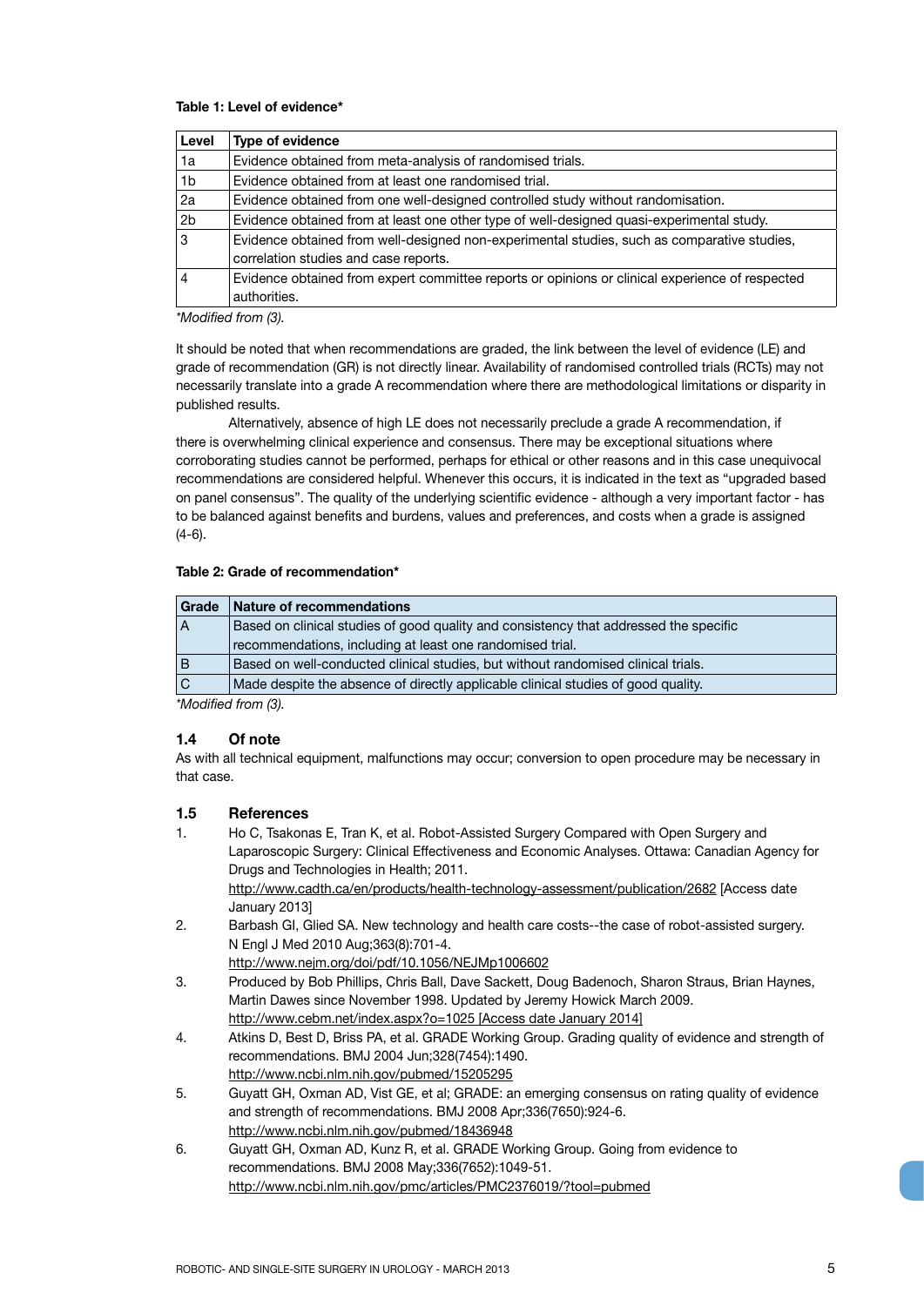**Table 1: Level of evidence***

| Level | Type of evidence |
|---|---|
| 1a | Evidence obtained from meta-analysis of randomised trials. |
| 1b | Evidence obtained from at least one randomised trial. |
| 2a | Evidence obtained from one well-designed controlled study without randomisation. |
| 2b | Evidence obtained from at least one other type of well-designed quasi-experimental study. |
| 3 | Evidence obtained from well-designed non-experimental studies, such as comparative studies, correlation studies and case reports. |
| 4 | Evidence obtained from expert committee reports or opinions or clinical experience of respected authorities. |

*\*Modified from (3).*

It should be noted that when recommendations are graded, the link between the level of evidence (LE) and grade of recommendation (GR) is not directly linear. Availability of randomised controlled trials (RCTs) may not necessarily translate into a grade A recommendation where there are methodological limitations or disparity in published results.

Alternatively, absence of high LE does not necessarily preclude a grade A recommendation, if there is overwhelming clinical experience and consensus. There may be exceptional situations where corroborating studies cannot be performed, perhaps for ethical or other reasons and in this case unequivocal recommendations are considered helpful. Whenever this occurs, it is indicated in the text as "upgraded based on panel consensus". The quality of the underlying scientific evidence - although a very important factor - has to be balanced against benefits and burdens, values and preferences, and costs when a grade is assigned (4-6).

**Table 2: Grade of recommendation***

| Grade | Nature of recommendations |
|---|---|
| A | Based on clinical studies of good quality and consistency that addressed the specific recommendations, including at least one randomised trial. |
| B | Based on well-conducted clinical studies, but without randomised clinical trials. |
| C | Made despite the absence of directly applicable clinical studies of good quality. |

*\*Modified from (3).*

### 1.4 Of note

As with all technical equipment, malfunctions may occur; conversion to open procedure may be necessary in that case.

### 1.5 References

1. Ho C, Tsakonas E, Tran K, et al. Robot-Assisted Surgery Compared with Open Surgery and Laparoscopic Surgery: Clinical Effectiveness and Economic Analyses. Ottawa: Canadian Agency for Drugs and Technologies in Health; 2011.
   http://www.cadth.ca/en/products/health-technology-assessment/publication/2682 [Access date January 2013]
2. Barbash GI, Glied SA. New technology and health care costs--the case of robot-assisted surgery. N Engl J Med 2010 Aug;363(8):701-4.
   http://www.nejm.org/doi/pdf/10.1056/NEJMp1006602
3. Produced by Bob Phillips, Chris Ball, Dave Sackett, Doug Badenoch, Sharon Straus, Brian Haynes, Martin Dawes since November 1998. Updated by Jeremy Howick March 2009.
   http://www.cebm.net/index.aspx?o=1025 [Access date January 2014]
4. Atkins D, Best D, Briss PA, et al. GRADE Working Group. Grading quality of evidence and strength of recommendations. BMJ 2004 Jun;328(7454):1490.
   http://www.ncbi.nlm.nih.gov/pubmed/15205295
5. Guyatt GH, Oxman AD, Vist GE, et al; GRADE: an emerging consensus on rating quality of evidence and strength of recommendations. BMJ 2008 Apr;336(7650):924-6.
   http://www.ncbi.nlm.nih.gov/pubmed/18436948
6. Guyatt GH, Oxman AD, Kunz R, et al. GRADE Working Group. Going from evidence to recommendations. BMJ 2008 May;336(7652):1049-51.
   http://www.ncbi.nlm.nih.gov/pmc/articles/PMC2376019/?tool=pubmed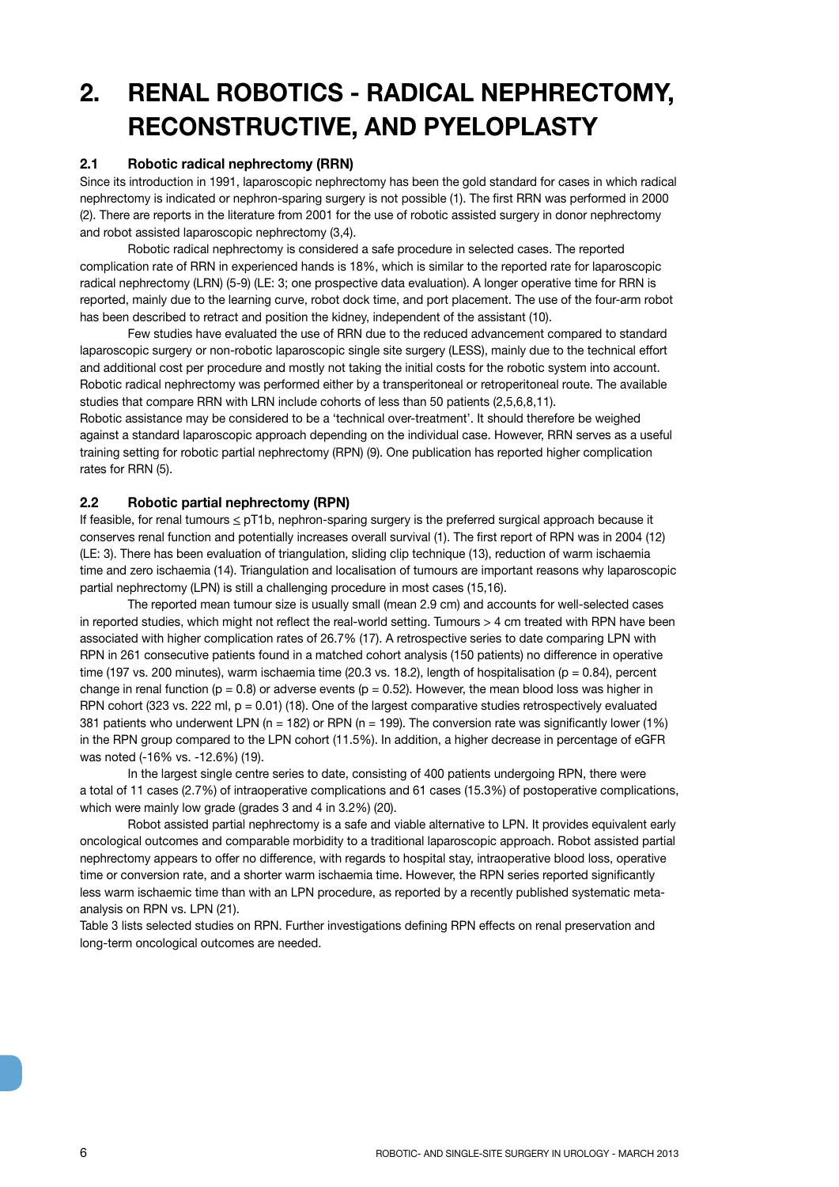# 2. RENAL ROBOTICS - RADICAL NEPHRECTOMY, RECONSTRUCTIVE, AND PYELOPLASTY

## 2.1 Robotic radical nephrectomy (RRN)

Since its introduction in 1991, laparoscopic nephrectomy has been the gold standard for cases in which radical nephrectomy is indicated or nephron-sparing surgery is not possible (1). The first RRN was performed in 2000 (2). There are reports in the literature from 2001 for the use of robotic assisted surgery in donor nephrectomy and robot assisted laparoscopic nephrectomy (3,4).

Robotic radical nephrectomy is considered a safe procedure in selected cases. The reported complication rate of RRN in experienced hands is 18%, which is similar to the reported rate for laparoscopic radical nephrectomy (LRN) (5-9) (LE: 3; one prospective data evaluation). A longer operative time for RRN is reported, mainly due to the learning curve, robot dock time, and port placement. The use of the four-arm robot has been described to retract and position the kidney, independent of the assistant (10).

Few studies have evaluated the use of RRN due to the reduced advancement compared to standard laparoscopic surgery or non-robotic laparoscopic single site surgery (LESS), mainly due to the technical effort and additional cost per procedure and mostly not taking the initial costs for the robotic system into account. Robotic radical nephrectomy was performed either by a transperitoneal or retroperitoneal route. The available studies that compare RRN with LRN include cohorts of less than 50 patients (2,5,6,8,11).

Robotic assistance may be considered to be a 'technical over-treatment'. It should therefore be weighed against a standard laparoscopic approach depending on the individual case. However, RRN serves as a useful training setting for robotic partial nephrectomy (RPN) (9). One publication has reported higher complication rates for RRN (5).

## 2.2 Robotic partial nephrectomy (RPN)

If feasible, for renal tumours ≤ pT1b, nephron-sparing surgery is the preferred surgical approach because it conserves renal function and potentially increases overall survival (1). The first report of RPN was in 2004 (12) (LE: 3). There has been evaluation of triangulation, sliding clip technique (13), reduction of warm ischaemia time and zero ischaemia (14). Triangulation and localisation of tumours are important reasons why laparoscopic partial nephrectomy (LPN) is still a challenging procedure in most cases (15,16).

The reported mean tumour size is usually small (mean 2.9 cm) and accounts for well-selected cases in reported studies, which might not reflect the real-world setting. Tumours > 4 cm treated with RPN have been associated with higher complication rates of 26.7% (17). A retrospective series to date comparing LPN with RPN in 261 consecutive patients found in a matched cohort analysis (150 patients) no difference in operative time (197 vs. 200 minutes), warm ischaemia time (20.3 vs. 18.2), length of hospitalisation ($p = 0.84$), percent change in renal function ($p = 0.8$) or adverse events ($p = 0.52$). However, the mean blood loss was higher in RPN cohort (323 vs. 222 ml, $p = 0.01$) (18). One of the largest comparative studies retrospectively evaluated 381 patients who underwent LPN ($n = 182$) or RPN ($n = 199$). The conversion rate was significantly lower (1%) in the RPN group compared to the LPN cohort (11.5%). In addition, a higher decrease in percentage of eGFR was noted (-16% vs. -12.6%) (19).

In the largest single centre series to date, consisting of 400 patients undergoing RPN, there were a total of 11 cases (2.7%) of intraoperative complications and 61 cases (15.3%) of postoperative complications, which were mainly low grade (grades 3 and 4 in 3.2%) (20).

Robot assisted partial nephrectomy is a safe and viable alternative to LPN. It provides equivalent early oncological outcomes and comparable morbidity to a traditional laparoscopic approach. Robot assisted partial nephrectomy appears to offer no difference, with regards to hospital stay, intraoperative blood loss, operative time or conversion rate, and a shorter warm ischaemia time. However, the RPN series reported significantly less warm ischaemic time than with an LPN procedure, as reported by a recently published systematic meta-analysis on RPN vs. LPN (21).

Table 3 lists selected studies on RPN. Further investigations defining RPN effects on renal preservation and long-term oncological outcomes are needed.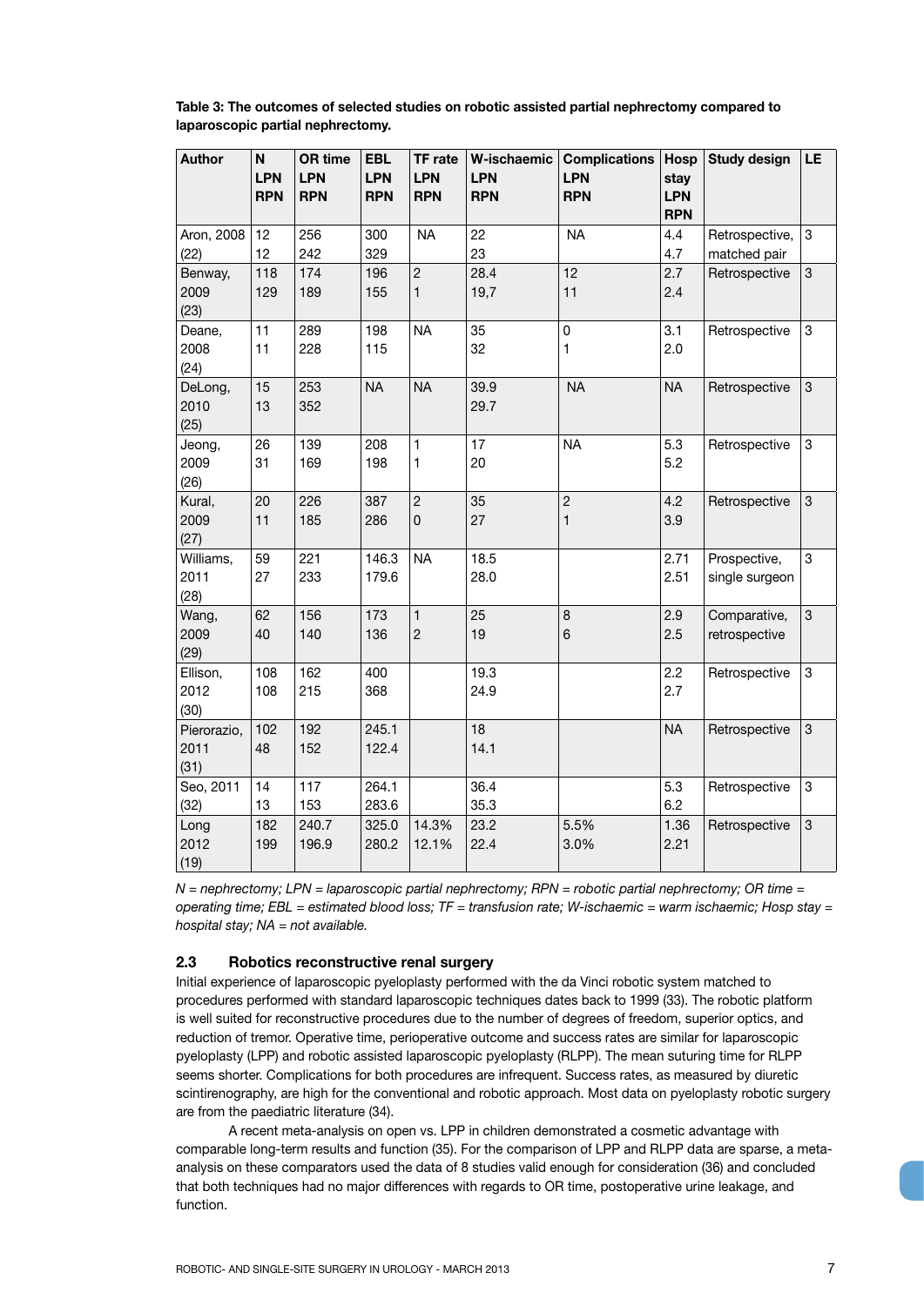**Table 3: The outcomes of selected studies on robotic assisted partial nephrectomy compared to laparoscopic partial nephrectomy.**

| Author | N LPN RPN | OR time LPN RPN | EBL LPN RPN | TF rate LPN RPN | W-ischaemic LPN RPN | Complications LPN RPN | Hosp stay LPN RPN | Study design | LE |
|---|---|---|---|---|---|---|---|---|---|
| Aron, 2008 (22) | 12 12 | 256 242 | 300 329 | NA | 22 23 | NA | 4.4 4.7 | Retrospective, matched pair | 3 |
| Benway, 2009 (23) | 118 129 | 174 189 | 196 155 | 2 1 | 28.4 19,7 | 12 11 | 2.7 2.4 | Retrospective | 3 |
| Deane, 2008 (24) | 11 11 | 289 228 | 198 115 | NA | 35 32 | 0 1 | 3.1 2.0 | Retrospective | 3 |
| DeLong, 2010 (25) | 15 13 | 253 352 | NA | NA | 39.9 29.7 | NA | NA | Retrospective | 3 |
| Jeong, 2009 (26) | 26 31 | 139 169 | 208 198 | 1 1 | 17 20 | NA | 5.3 5.2 | Retrospective | 3 |
| Kural, 2009 (27) | 20 11 | 226 185 | 387 286 | 2 0 | 35 27 | 2 1 | 4.2 3.9 | Retrospective | 3 |
| Williams, 2011 (28) | 59 27 | 221 233 | 146.3 179.6 | NA | 18.5 28.0 | | 2.71 2.51 | Prospective, single surgeon | 3 |
| Wang, 2009 (29) | 62 40 | 156 140 | 173 136 | 1 2 | 25 19 | 8 6 | 2.9 2.5 | Comparative, retrospective | 3 |
| Ellison, 2012 (30) | 108 108 | 162 215 | 400 368 | | 19.3 24.9 | | 2.2 2.7 | Retrospective | 3 |
| Pierorazio, 2011 (31) | 102 48 | 192 152 | 245.1 122.4 | | 18 14.1 | | NA | Retrospective | 3 |
| Seo, 2011 (32) | 14 13 | 117 153 | 264.1 283.6 | | 36.4 35.3 | | 5.3 6.2 | Retrospective | 3 |
| Long 2012 (19) | 182 199 | 240.7 196.9 | 325.0 280.2 | 14.3% 12.1% | 23.2 22.4 | 5.5% 3.0% | 1.36 2.21 | Retrospective | 3 |

*N = nephrectomy; LPN = laparoscopic partial nephrectomy; RPN = robotic partial nephrectomy; OR time = operating time; EBL = estimated blood loss; TF = transfusion rate; W-ischaemic = warm ischaemic; Hosp stay = hospital stay; NA = not available.*

### 2.3 Robotics reconstructive renal surgery

Initial experience of laparoscopic pyeloplasty performed with the da Vinci robotic system matched to procedures performed with standard laparoscopic techniques dates back to 1999 (33). The robotic platform is well suited for reconstructive procedures due to the number of degrees of freedom, superior optics, and reduction of tremor. Operative time, perioperative outcome and success rates are similar for laparoscopic pyeloplasty (LPP) and robotic assisted laparoscopic pyeloplasty (RLPP). The mean suturing time for RLPP seems shorter. Complications for both procedures are infrequent. Success rates, as measured by diuretic scintirenography, are high for the conventional and robotic approach. Most data on pyeloplasty robotic surgery are from the paediatric literature (34).

A recent meta-analysis on open vs. LPP in children demonstrated a cosmetic advantage with comparable long-term results and function (35). For the comparison of LPP and RLPP data are sparse, a meta-analysis on these comparators used the data of 8 studies valid enough for consideration (36) and concluded that both techniques had no major differences with regards to OR time, postoperative urine leakage, and function.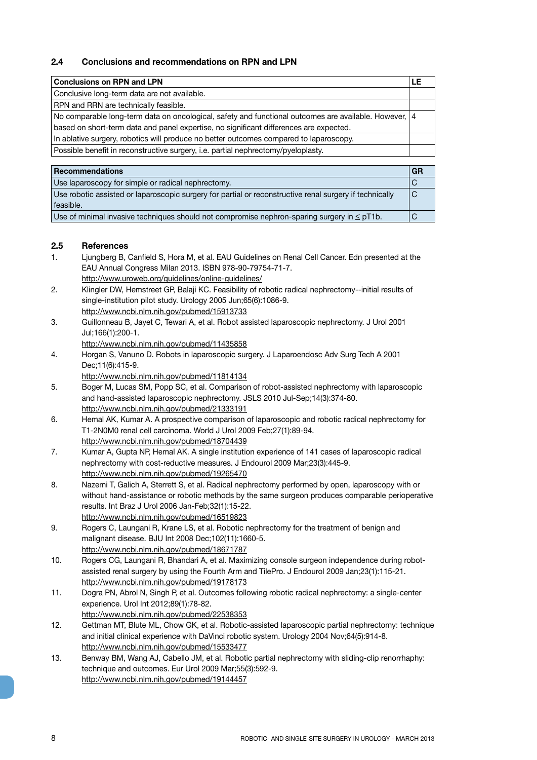### 2.4 Conclusions and recommendations on RPN and LPN

| Conclusions on RPN and LPN | LE |
|---|---|
| Conclusive long-term data are not available. | |
| RPN and RRN are technically feasible. | |
| No comparable long-term data on oncological, safety and functional outcomes are available. However, based on short-term data and panel expertise, no significant differences are expected. | 4 |
| In ablative surgery, robotics will produce no better outcomes compared to laparoscopy. | |
| Possible benefit in reconstructive surgery, i.e. partial nephrectomy/pyeloplasty. | |

| Recommendations | GR |
|---|---|
| Use laparoscopy for simple or radical nephrectomy. | C |
| Use robotic assisted or laparoscopic surgery for partial or reconstructive renal surgery if technically feasible. | C |
| Use of minimal invasive techniques should not compromise nephron-sparing surgery in ≤ pT1b. | C |

### 2.5 References

1. Ljungberg B, Canfield S, Hora M, et al. EAU Guidelines on Renal Cell Cancer. Edn presented at the EAU Annual Congress Milan 2013. ISBN 978-90-79754-71-7.
   http://www.uroweb.org/guidelines/online-guidelines/
2. Klingler DW, Hemstreet GP, Balaji KC. Feasibility of robotic radical nephrectomy--initial results of single-institution pilot study. Urology 2005 Jun;65(6):1086-9.
   http://www.ncbi.nlm.nih.gov/pubmed/15913733
3. Guillonneau B, Jayet C, Tewari A, et al. Robot assisted laparoscopic nephrectomy. J Urol 2001 Jul;166(1):200-1.
   http://www.ncbi.nlm.nih.gov/pubmed/11435858
4. Horgan S, Vanuno D. Robots in laparoscopic surgery. J Laparoendosc Adv Surg Tech A 2001 Dec;11(6):415-9.
   http://www.ncbi.nlm.nih.gov/pubmed/11814134
5. Boger M, Lucas SM, Popp SC, et al. Comparison of robot-assisted nephrectomy with laparoscopic and hand-assisted laparoscopic nephrectomy. JSLS 2010 Jul-Sep;14(3):374-80.
   http://www.ncbi.nlm.nih.gov/pubmed/21333191
6. Hemal AK, Kumar A. A prospective comparison of laparoscopic and robotic radical nephrectomy for T1-2N0M0 renal cell carcinoma. World J Urol 2009 Feb;27(1):89-94.
   http://www.ncbi.nlm.nih.gov/pubmed/18704439
7. Kumar A, Gupta NP, Hemal AK. A single institution experience of 141 cases of laparoscopic radical nephrectomy with cost-reductive measures. J Endourol 2009 Mar;23(3):445-9.
   http://www.ncbi.nlm.nih.gov/pubmed/19265470
8. Nazemi T, Galich A, Sterrett S, et al. Radical nephrectomy performed by open, laparoscopy with or without hand-assistance or robotic methods by the same surgeon produces comparable perioperative results. Int Braz J Urol 2006 Jan-Feb;32(1):15-22.
   http://www.ncbi.nlm.nih.gov/pubmed/16519823
9. Rogers C, Laungani R, Krane LS, et al. Robotic nephrectomy for the treatment of benign and malignant disease. BJU Int 2008 Dec;102(11):1660-5.
   http://www.ncbi.nlm.nih.gov/pubmed/18671787
10. Rogers CG, Laungani R, Bhandari A, et al. Maximizing console surgeon independence during robot-assisted renal surgery by using the Fourth Arm and TilePro. J Endourol 2009 Jan;23(1):115-21.
    http://www.ncbi.nlm.nih.gov/pubmed/19178173
11. Dogra PN, Abrol N, Singh P, et al. Outcomes following robotic radical nephrectomy: a single-center experience. Urol Int 2012;89(1):78-82.
    http://www.ncbi.nlm.nih.gov/pubmed/22538353
12. Gettman MT, Blute ML, Chow GK, et al. Robotic-assisted laparoscopic partial nephrectomy: technique and initial clinical experience with DaVinci robotic system. Urology 2004 Nov;64(5):914-8.
    http://www.ncbi.nlm.nih.gov/pubmed/15533477
13. Benway BM, Wang AJ, Cabello JM, et al. Robotic partial nephrectomy with sliding-clip renorrhaphy: technique and outcomes. Eur Urol 2009 Mar;55(3):592-9.
    http://www.ncbi.nlm.nih.gov/pubmed/19144457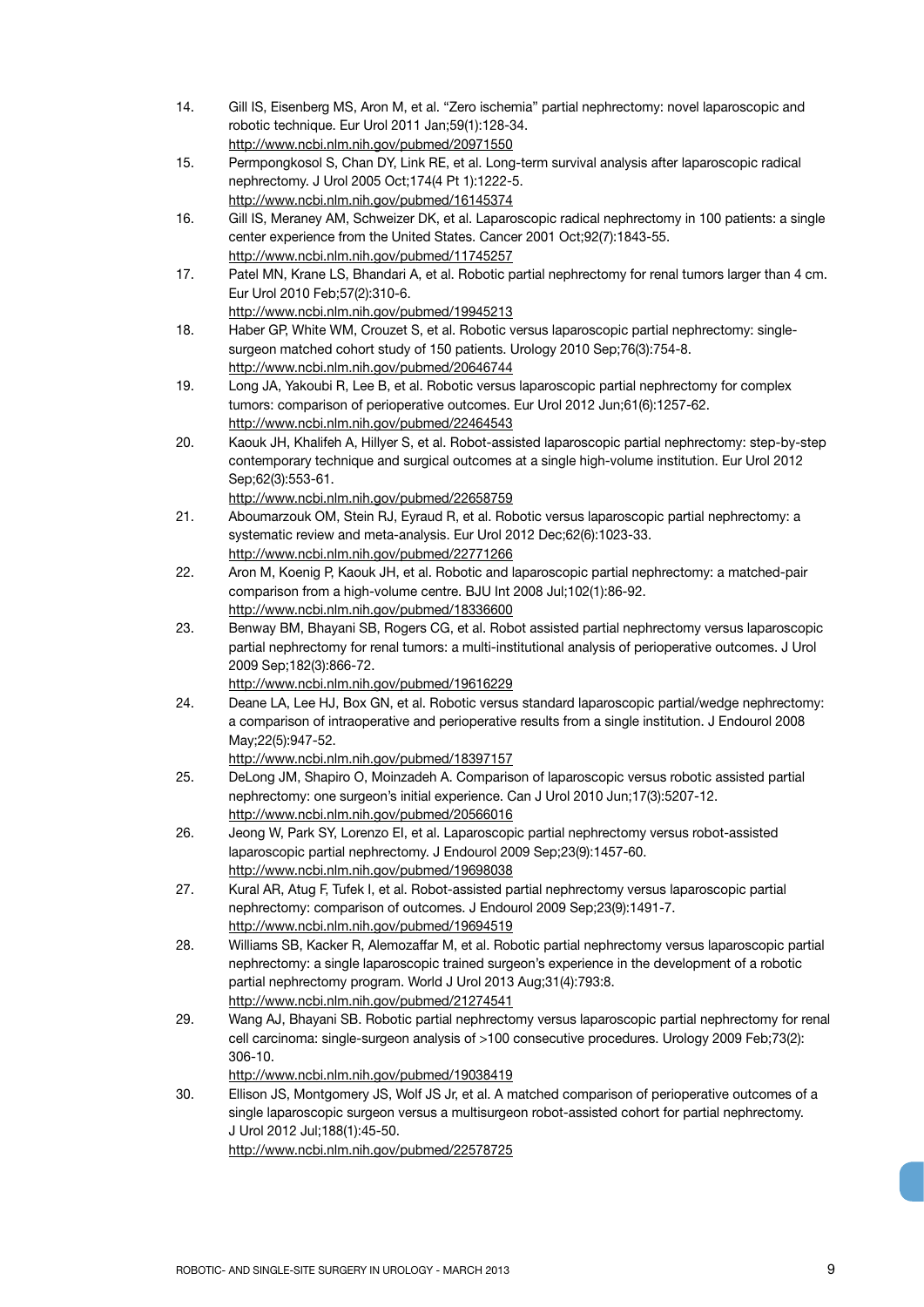14. Gill IS, Eisenberg MS, Aron M, et al. "Zero ischemia" partial nephrectomy: novel laparoscopic and robotic technique. Eur Urol 2011 Jan;59(1):128-34.
http://www.ncbi.nlm.nih.gov/pubmed/20971550
15. Permpongkosol S, Chan DY, Link RE, et al. Long-term survival analysis after laparoscopic radical nephrectomy. J Urol 2005 Oct;174(4 Pt 1):1222-5.
http://www.ncbi.nlm.nih.gov/pubmed/16145374
16. Gill IS, Meraney AM, Schweizer DK, et al. Laparoscopic radical nephrectomy in 100 patients: a single center experience from the United States. Cancer 2001 Oct;92(7):1843-55.
http://www.ncbi.nlm.nih.gov/pubmed/11745257
17. Patel MN, Krane LS, Bhandari A, et al. Robotic partial nephrectomy for renal tumors larger than 4 cm. Eur Urol 2010 Feb;57(2):310-6.
http://www.ncbi.nlm.nih.gov/pubmed/19945213
18. Haber GP, White WM, Crouzet S, et al. Robotic versus laparoscopic partial nephrectomy: single-surgeon matched cohort study of 150 patients. Urology 2010 Sep;76(3):754-8.
http://www.ncbi.nlm.nih.gov/pubmed/20646744
19. Long JA, Yakoubi R, Lee B, et al. Robotic versus laparoscopic partial nephrectomy for complex tumors: comparison of perioperative outcomes. Eur Urol 2012 Jun;61(6):1257-62.
http://www.ncbi.nlm.nih.gov/pubmed/22464543
20. Kaouk JH, Khalifeh A, Hillyer S, et al. Robot-assisted laparoscopic partial nephrectomy: step-by-step contemporary technique and surgical outcomes at a single high-volume institution. Eur Urol 2012 Sep;62(3):553-61.
http://www.ncbi.nlm.nih.gov/pubmed/22658759
21. Aboumarzouk OM, Stein RJ, Eyraud R, et al. Robotic versus laparoscopic partial nephrectomy: a systematic review and meta-analysis. Eur Urol 2012 Dec;62(6):1023-33.
http://www.ncbi.nlm.nih.gov/pubmed/22771266
22. Aron M, Koenig P, Kaouk JH, et al. Robotic and laparoscopic partial nephrectomy: a matched-pair comparison from a high-volume centre. BJU Int 2008 Jul;102(1):86-92.
http://www.ncbi.nlm.nih.gov/pubmed/18336600
23. Benway BM, Bhayani SB, Rogers CG, et al. Robot assisted partial nephrectomy versus laparoscopic partial nephrectomy for renal tumors: a multi-institutional analysis of perioperative outcomes. J Urol 2009 Sep;182(3):866-72.
http://www.ncbi.nlm.nih.gov/pubmed/19616229
24. Deane LA, Lee HJ, Box GN, et al. Robotic versus standard laparoscopic partial/wedge nephrectomy: a comparison of intraoperative and perioperative results from a single institution. J Endourol 2008 May;22(5):947-52.
http://www.ncbi.nlm.nih.gov/pubmed/18397157
25. DeLong JM, Shapiro O, Moinzadeh A. Comparison of laparoscopic versus robotic assisted partial nephrectomy: one surgeon's initial experience. Can J Urol 2010 Jun;17(3):5207-12.
http://www.ncbi.nlm.nih.gov/pubmed/20566016
26. Jeong W, Park SY, Lorenzo EI, et al. Laparoscopic partial nephrectomy versus robot-assisted laparoscopic partial nephrectomy. J Endourol 2009 Sep;23(9):1457-60.
http://www.ncbi.nlm.nih.gov/pubmed/19698038
27. Kural AR, Atug F, Tufek I, et al. Robot-assisted partial nephrectomy versus laparoscopic partial nephrectomy: comparison of outcomes. J Endourol 2009 Sep;23(9):1491-7.
http://www.ncbi.nlm.nih.gov/pubmed/19694519
28. Williams SB, Kacker R, Alemozaffar M, et al. Robotic partial nephrectomy versus laparoscopic partial nephrectomy: a single laparoscopic trained surgeon's experience in the development of a robotic partial nephrectomy program. World J Urol 2013 Aug;31(4):793:8.
http://www.ncbi.nlm.nih.gov/pubmed/21274541
29. Wang AJ, Bhayani SB. Robotic partial nephrectomy versus laparoscopic partial nephrectomy for renal cell carcinoma: single-surgeon analysis of >100 consecutive procedures. Urology 2009 Feb;73(2): 306-10.
http://www.ncbi.nlm.nih.gov/pubmed/19038419
30. Ellison JS, Montgomery JS, Wolf JS Jr, et al. A matched comparison of perioperative outcomes of a single laparoscopic surgeon versus a multisurgeon robot-assisted cohort for partial nephrectomy. J Urol 2012 Jul;188(1):45-50.
http://www.ncbi.nlm.nih.gov/pubmed/22578725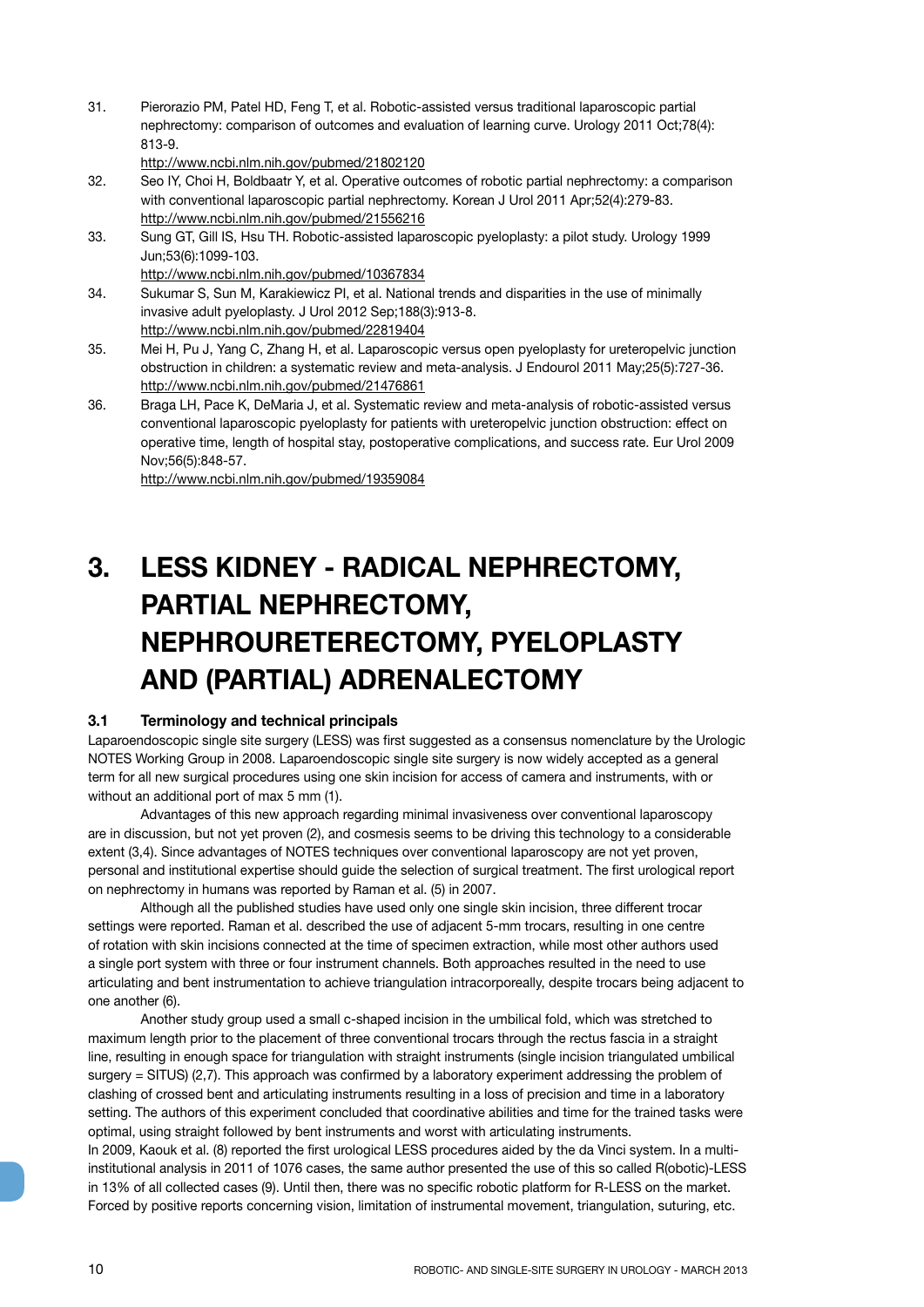31. Pierorazio PM, Patel HD, Feng T, et al. Robotic-assisted versus traditional laparoscopic partial nephrectomy: comparison of outcomes and evaluation of learning curve. Urology 2011 Oct;78(4): 813-9.
http://www.ncbi.nlm.nih.gov/pubmed/21802120
32. Seo IY, Choi H, Boldbaatr Y, et al. Operative outcomes of robotic partial nephrectomy: a comparison with conventional laparoscopic partial nephrectomy. Korean J Urol 2011 Apr;52(4):279-83.
http://www.ncbi.nlm.nih.gov/pubmed/21556216
33. Sung GT, Gill IS, Hsu TH. Robotic-assisted laparoscopic pyeloplasty: a pilot study. Urology 1999 Jun;53(6):1099-103.
http://www.ncbi.nlm.nih.gov/pubmed/10367834
34. Sukumar S, Sun M, Karakiewicz PI, et al. National trends and disparities in the use of minimally invasive adult pyeloplasty. J Urol 2012 Sep;188(3):913-8.
http://www.ncbi.nlm.nih.gov/pubmed/22819404
35. Mei H, Pu J, Yang C, Zhang H, et al. Laparoscopic versus open pyeloplasty for ureteropelvic junction obstruction in children: a systematic review and meta-analysis. J Endourol 2011 May;25(5):727-36.
http://www.ncbi.nlm.nih.gov/pubmed/21476861
36. Braga LH, Pace K, DeMaria J, et al. Systematic review and meta-analysis of robotic-assisted versus conventional laparoscopic pyeloplasty for patients with ureteropelvic junction obstruction: effect on operative time, length of hospital stay, postoperative complications, and success rate. Eur Urol 2009 Nov;56(5):848-57.
http://www.ncbi.nlm.nih.gov/pubmed/19359084

# 3. LESS KIDNEY - RADICAL NEPHRECTOMY, PARTIAL NEPHRECTOMY, NEPHROURETERECTOMY, PYELOPLASTY AND (PARTIAL) ADRENALECTOMY

## 3.1 Terminology and technical principals

Laparoendoscopic single site surgery (LESS) was first suggested as a consensus nomenclature by the Urologic NOTES Working Group in 2008. Laparoendoscopic single site surgery is now widely accepted as a general term for all new surgical procedures using one skin incision for access of camera and instruments, with or without an additional port of max 5 mm (1).

Advantages of this new approach regarding minimal invasiveness over conventional laparoscopy are in discussion, but not yet proven (2), and cosmesis seems to be driving this technology to a considerable extent (3,4). Since advantages of NOTES techniques over conventional laparoscopy are not yet proven, personal and institutional expertise should guide the selection of surgical treatment. The first urological report on nephrectomy in humans was reported by Raman et al. (5) in 2007.

Although all the published studies have used only one single skin incision, three different trocar settings were reported. Raman et al. described the use of adjacent 5-mm trocars, resulting in one centre of rotation with skin incisions connected at the time of specimen extraction, while most other authors used a single port system with three or four instrument channels. Both approaches resulted in the need to use articulating and bent instrumentation to achieve triangulation intracorporeally, despite trocars being adjacent to one another (6).

Another study group used a small c-shaped incision in the umbilical fold, which was stretched to maximum length prior to the placement of three conventional trocars through the rectus fascia in a straight line, resulting in enough space for triangulation with straight instruments (single incision triangulated umbilical surgery = SITUS) (2,7). This approach was confirmed by a laboratory experiment addressing the problem of clashing of crossed bent and articulating instruments resulting in a loss of precision and time in a laboratory setting. The authors of this experiment concluded that coordinative abilities and time for the trained tasks were optimal, using straight followed by bent instruments and worst with articulating instruments.

In 2009, Kaouk et al. (8) reported the first urological LESS procedures aided by the da Vinci system. In a multi-institutional analysis in 2011 of 1076 cases, the same author presented the use of this so called R(obotic)-LESS in 13% of all collected cases (9). Until then, there was no specific robotic platform for R-LESS on the market. Forced by positive reports concerning vision, limitation of instrumental movement, triangulation, suturing, etc.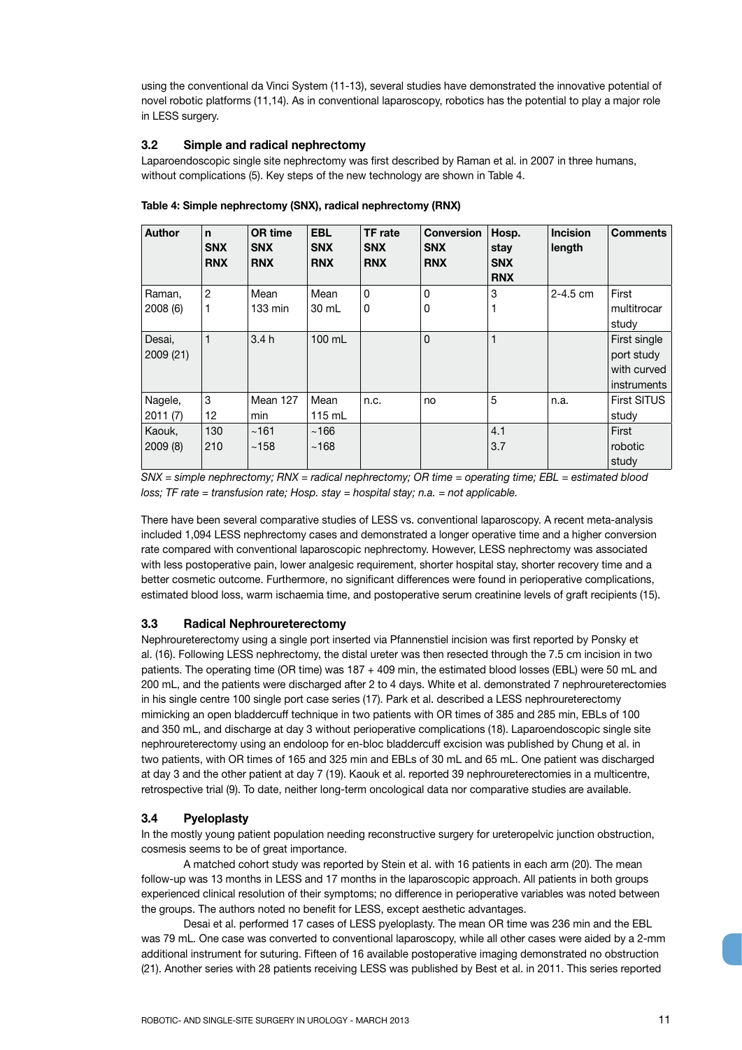using the conventional da Vinci System (11-13), several studies have demonstrated the innovative potential of novel robotic platforms (11,14). As in conventional laparoscopy, robotics has the potential to play a major role in LESS surgery.

### 3.2 Simple and radical nephrectomy

Laparoendoscopic single site nephrectomy was first described by Raman et al. in 2007 in three humans, without complications (5). Key steps of the new technology are shown in Table 4.

**Table 4: Simple nephrectomy (SNX), radical nephrectomy (RNX)**

| Author | n SNX RNX | OR time SNX RNX | EBL SNX RNX | TF rate SNX RNX | Conversion SNX RNX | Hosp. stay SNX RNX | Incision length | Comments |
|---|---|---|---|---|---|---|---|---|
| Raman, 2008 (6) | 2<br>1 | Mean 133 min | Mean 30 mL | 0<br>0 | 0<br>0 | 3<br>1 | 2-4.5 cm | First multitrocar study |
| Desai, 2009 (21) | 1 | 3.4 h | 100 mL | | 0 | 1 | | First single port study with curved instruments |
| Nagele, 2011 (7) | 3<br>12 | Mean 127 min | Mean 115 mL | n.c. | no | 5 | n.a. | First SITUS study |
| Kaouk, 2009 (8) | 130<br>210 | ~161<br>~158 | ~166<br>~168 | | | 4.1<br>3.7 | | First robotic study |

*SNX = simple nephrectomy; RNX = radical nephrectomy; OR time = operating time; EBL = estimated blood loss; TF rate = transfusion rate; Hosp. stay = hospital stay; n.a. = not applicable.*

There have been several comparative studies of LESS vs. conventional laparoscopy. A recent meta-analysis included 1,094 LESS nephrectomy cases and demonstrated a longer operative time and a higher conversion rate compared with conventional laparoscopic nephrectomy. However, LESS nephrectomy was associated with less postoperative pain, lower analgesic requirement, shorter hospital stay, shorter recovery time and a better cosmetic outcome. Furthermore, no significant differences were found in perioperative complications, estimated blood loss, warm ischaemia time, and postoperative serum creatinine levels of graft recipients (15).

### 3.3 Radical Nephroureterectomy

Nephroureterectomy using a single port inserted via Pfannenstiel incision was first reported by Ponsky et al. (16). Following LESS nephrectomy, the distal ureter was then resected through the 7.5 cm incision in two patients. The operating time (OR time) was 187 + 409 min, the estimated blood losses (EBL) were 50 mL and 200 mL, and the patients were discharged after 2 to 4 days. White et al. demonstrated 7 nephroureterectomies in his single centre 100 single port case series (17). Park et al. described a LESS nephroureterectomy mimicking an open bladdercuff technique in two patients with OR times of 385 and 285 min, EBLs of 100 and 350 mL, and discharge at day 3 without perioperative complications (18). Laparoendoscopic single site nephroureterectomy using an endoloop for en-bloc bladdercuff excision was published by Chung et al. in two patients, with OR times of 165 and 325 min and EBLs of 30 mL and 65 mL. One patient was discharged at day 3 and the other patient at day 7 (19). Kaouk et al. reported 39 nephroureterectomies in a multicentre, retrospective trial (9). To date, neither long-term oncological data nor comparative studies are available.

### 3.4 Pyeloplasty

In the mostly young patient population needing reconstructive surgery for ureteropelvic junction obstruction, cosmesis seems to be of great importance.

A matched cohort study was reported by Stein et al. with 16 patients in each arm (20). The mean follow-up was 13 months in LESS and 17 months in the laparoscopic approach. All patients in both groups experienced clinical resolution of their symptoms; no difference in perioperative variables was noted between the groups. The authors noted no benefit for LESS, except aesthetic advantages.

Desai et al. performed 17 cases of LESS pyeloplasty. The mean OR time was 236 min and the EBL was 79 mL. One case was converted to conventional laparoscopy, while all other cases were aided by a 2-mm additional instrument for suturing. Fifteen of 16 available postoperative imaging demonstrated no obstruction (21). Another series with 28 patients receiving LESS was published by Best et al. in 2011. This series reported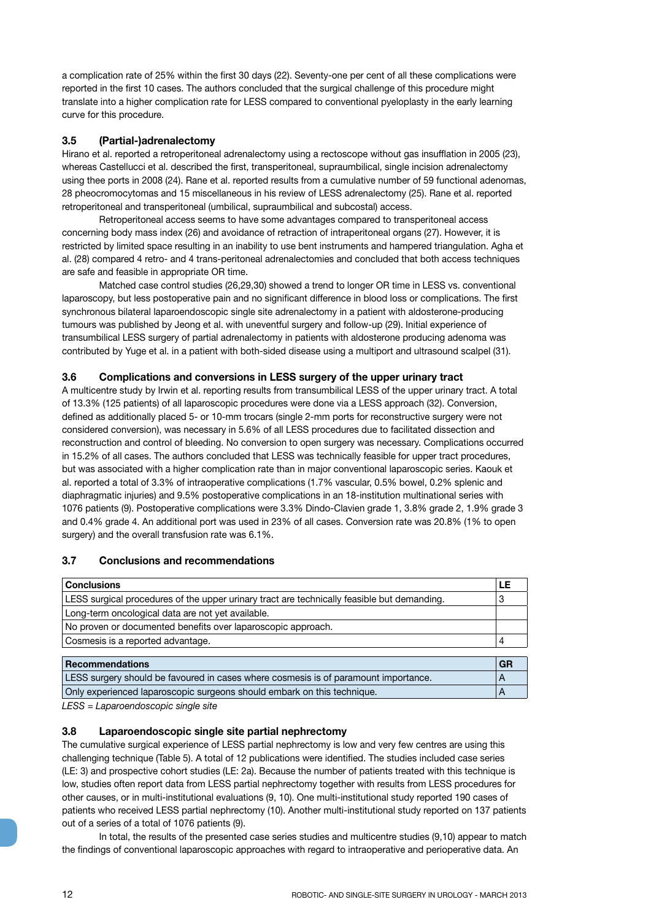a complication rate of 25% within the first 30 days (22). Seventy-one per cent of all these complications were reported in the first 10 cases. The authors concluded that the surgical challenge of this procedure might translate into a higher complication rate for LESS compared to conventional pyeloplasty in the early learning curve for this procedure.

### 3.5 (Partial-)adrenalectomy

Hirano et al. reported a retroperitoneal adrenalectomy using a rectoscope without gas insufflation in 2005 (23), whereas Castellucci et al. described the first, transperitoneal, supraumbilical, single incision adrenalectomy using thee ports in 2008 (24). Rane et al. reported results from a cumulative number of 59 functional adenomas, 28 pheocromocytomas and 15 miscellaneous in his review of LESS adrenalectomy (25). Rane et al. reported retroperitoneal and transperitoneal (umbilical, supraumbilical and subcostal) access.

Retroperitoneal access seems to have some advantages compared to transperitoneal access concerning body mass index (26) and avoidance of retraction of intraperitoneal organs (27). However, it is restricted by limited space resulting in an inability to use bent instruments and hampered triangulation. Agha et al. (28) compared 4 retro- and 4 trans-peritoneal adrenalectomies and concluded that both access techniques are safe and feasible in appropriate OR time.

Matched case control studies (26,29,30) showed a trend to longer OR time in LESS vs. conventional laparoscopy, but less postoperative pain and no significant difference in blood loss or complications. The first synchronous bilateral laparoendoscopic single site adrenalectomy in a patient with aldosterone-producing tumours was published by Jeong et al. with uneventful surgery and follow-up (29). Initial experience of transumbilical LESS surgery of partial adrenalectomy in patients with aldosterone producing adenoma was contributed by Yuge et al. in a patient with both-sided disease using a multiport and ultrasound scalpel (31).

### 3.6 Complications and conversions in LESS surgery of the upper urinary tract

A multicentre study by Irwin et al. reporting results from transumbilical LESS of the upper urinary tract. A total of 13.3% (125 patients) of all laparoscopic procedures were done via a LESS approach (32). Conversion, defined as additionally placed 5- or 10-mm trocars (single 2-mm ports for reconstructive surgery were not considered conversion), was necessary in 5.6% of all LESS procedures due to facilitated dissection and reconstruction and control of bleeding. No conversion to open surgery was necessary. Complications occurred in 15.2% of all cases. The authors concluded that LESS was technically feasible for upper tract procedures, but was associated with a higher complication rate than in major conventional laparoscopic series. Kaouk et al. reported a total of 3.3% of intraoperative complications (1.7% vascular, 0.5% bowel, 0.2% splenic and diaphragmatic injuries) and 9.5% postoperative complications in an 18-institution multinational series with 1076 patients (9). Postoperative complications were 3.3% Dindo-Clavien grade 1, 3.8% grade 2, 1.9% grade 3 and 0.4% grade 4. An additional port was used in 23% of all cases. Conversion rate was 20.8% (1% to open surgery) and the overall transfusion rate was 6.1%.

### 3.7 Conclusions and recommendations

| Conclusions | LE |
|---|---|
| LESS surgical procedures of the upper urinary tract are technically feasible but demanding. | 3 |
| Long-term oncological data are not yet available. | |
| No proven or documented benefits over laparoscopic approach. | |
| Cosmesis is a reported advantage. | 4 |

| Recommendations | GR |
|---|---|
| LESS surgery should be favoured in cases where cosmesis is of paramount importance. | A |
| Only experienced laparoscopic surgeons should embark on this technique. | A |

*LESS = Laparoendoscopic single site*

### 3.8 Laparoendoscopic single site partial nephrectomy

The cumulative surgical experience of LESS partial nephrectomy is low and very few centres are using this challenging technique (Table 5). A total of 12 publications were identified. The studies included case series (LE: 3) and prospective cohort studies (LE: 2a). Because the number of patients treated with this technique is low, studies often report data from LESS partial nephrectomy together with results from LESS procedures for other causes, or in multi-institutional evaluations (9, 10). One multi-institutional study reported 190 cases of patients who received LESS partial nephrectomy (10). Another multi-institutional study reported on 137 patients out of a series of a total of 1076 patients (9).

In total, the results of the presented case series studies and multicentre studies (9,10) appear to match the findings of conventional laparoscopic approaches with regard to intraoperative and perioperative data. An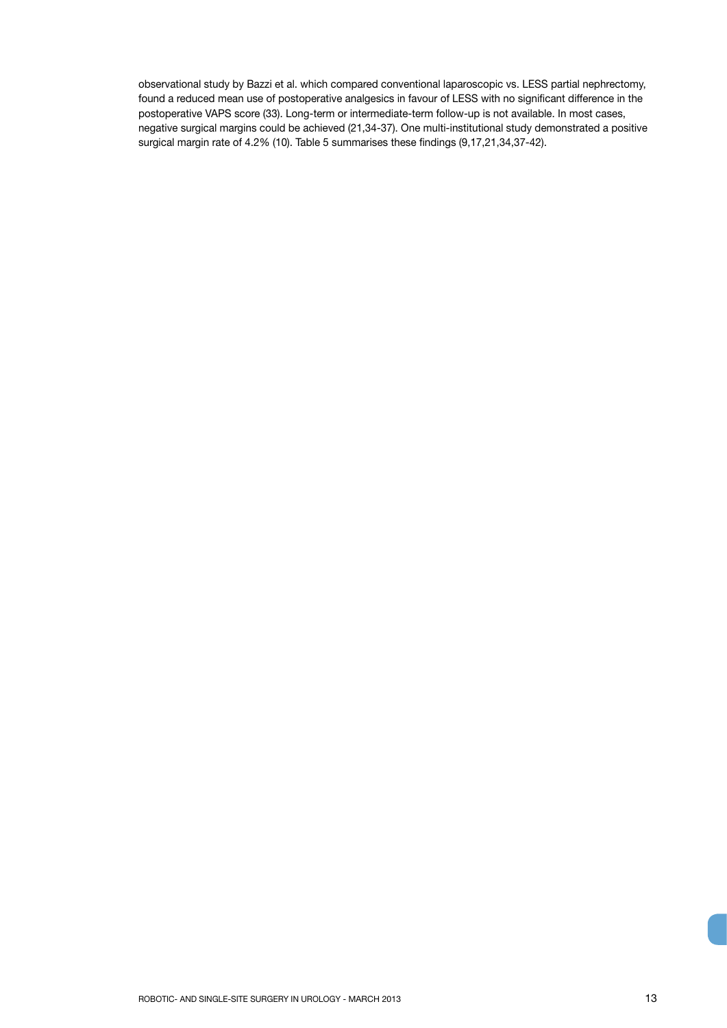observational study by Bazzi et al. which compared conventional laparoscopic vs. LESS partial nephrectomy, found a reduced mean use of postoperative analgesics in favour of LESS with no significant difference in the postoperative VAPS score (33). Long-term or intermediate-term follow-up is not available. In most cases, negative surgical margins could be achieved (21,34-37). One multi-institutional study demonstrated a positive surgical margin rate of 4.2% (10). Table 5 summarises these findings (9,17,21,34,37-42).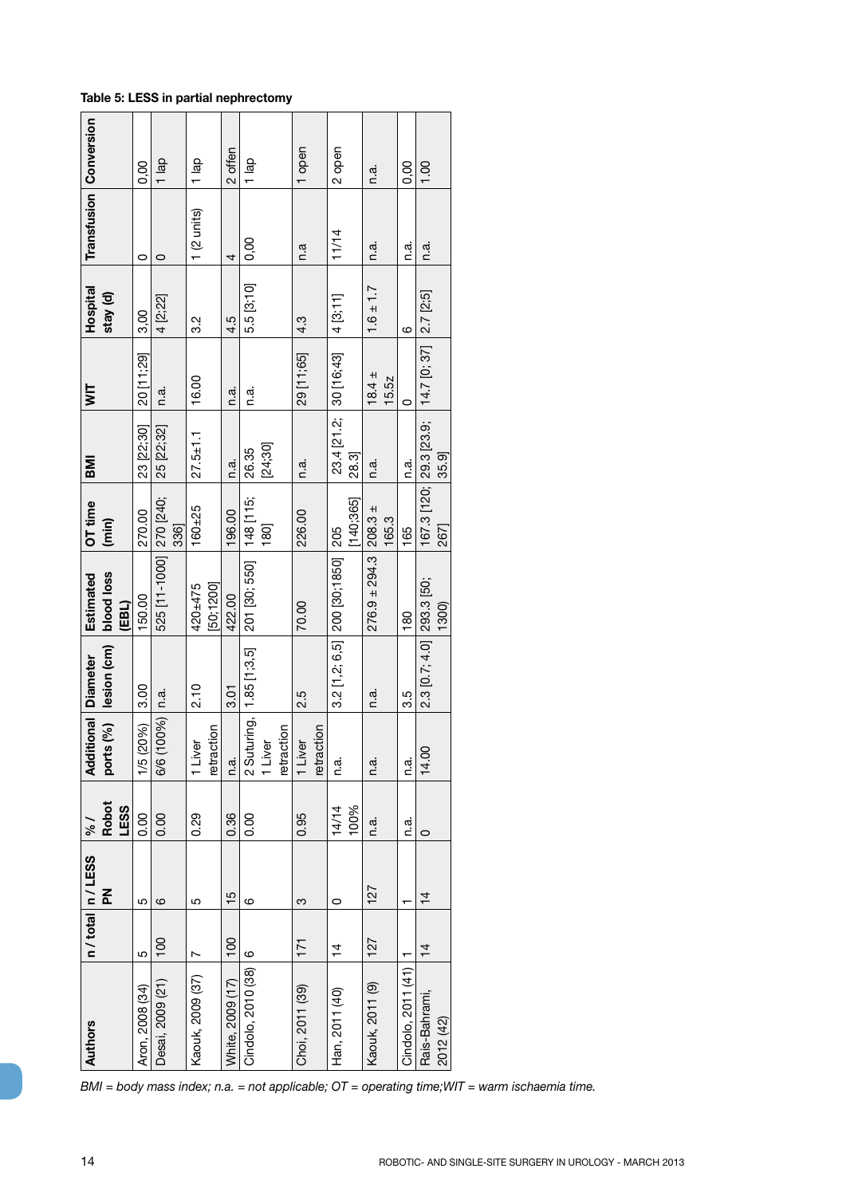**Table 5: LESS in partial nephrectomy**

| Authors | n / total | n / LESS PN | % / Robot LESS | Additional ports (%) | Diameter lesion (cm) | Estimated blood loss (EBL) | OT time (min) | BMI | WIT | Hospital stay (d) | Transfusion | Conversion |
|---|---|---|---|---|---|---|---|---|---|---|---|---|
| Aron, 2008 (34) | 5 | 5 | 0.00 | 1/5 (20%) | 3.00 | 150.00 | 270.00 | 23 [22;30] | 20 [11;29] | 3.00 | 0 | 0.00 |
| Desai, 2009 (21) | 100 | 6 | 0.00 | 6/6 (100%) | n.a. | 525 [11-1000] | 270 [240; 336] | 25 [22;32] | n.a. | 4 [2;22] | 0 | 1 lap |
| Kaouk, 2009 (37) | 7 | 5 | 0.29 | 1 Liver retraction | 2.10 | 420±475 [50;1200] | 160±25 | 27.5±1.1 | 16.00 | 3.2 | 1 (2 units) | 1 lap |
| White, 2009 (17) | 100 | 15 | 0.36 | n.a. | 3.01 | 422.00 | 196.00 | n.a. | n.a. | 4.5 | 4 | 2 offen |
| Cindolo, 2010 (38) | 6 | 6 | 0.00 | 2 Suturing, 1 Liver retraction | 1.85 [1;3,5] | 201 [30; 550] | 148 [115; 180] | 26.35 [24;30] | n.a. | 5.5 [3;10] | 0,00 | 1 lap |
| Choi, 2011 (39) | 171 | 3 | 0.95 | 1 Liver retraction | 2.5 | 70.00 | 226.00 | n.a. | 29 [11;65] | 4.3 | n.a | 1 open |
| Han, 2011 (40) | 14 | 0 | 14/14 100% | n.a. | 3.2 [1,2; 6,5] | 200 [30;1850] | 205 [140;365] | 23.4 [21.2; 28.3] | 30 [16;43] | 4 [3;11] | 11/14 | 2 open |
| Kaouk, 2011 (9) | 127 | 127 | n.a. | n.a. | n.a. | 276.9 ± 294.3 | 208.3 ± 165.3 | n.a. | 18.4 ± 15.5z | 1.6 ± 1.7 | n.a. | n.a. |
| Cindolo, 2011 (41) | 1 | 1 | n.a. | n.a. | 3.5 | 180 | 165 | n.a. | 0 | 6 | n.a. | 0,00 |
| Rais-Bahrami, 2012 (42) | 14 | 14 | 0 | 14.00 | 2.3 [0.7; 4.0] | 293.3 [50; 1300) | 167.3 [120; 267] | 29.3 [23.9; 35.9] | 14.7 [0; 37] | 2.7 [2;5] | n.a. | 1.00 |

*BMI = body mass index; n.a. = not applicable; OT = operating time;WIT = warm ischaemia time.*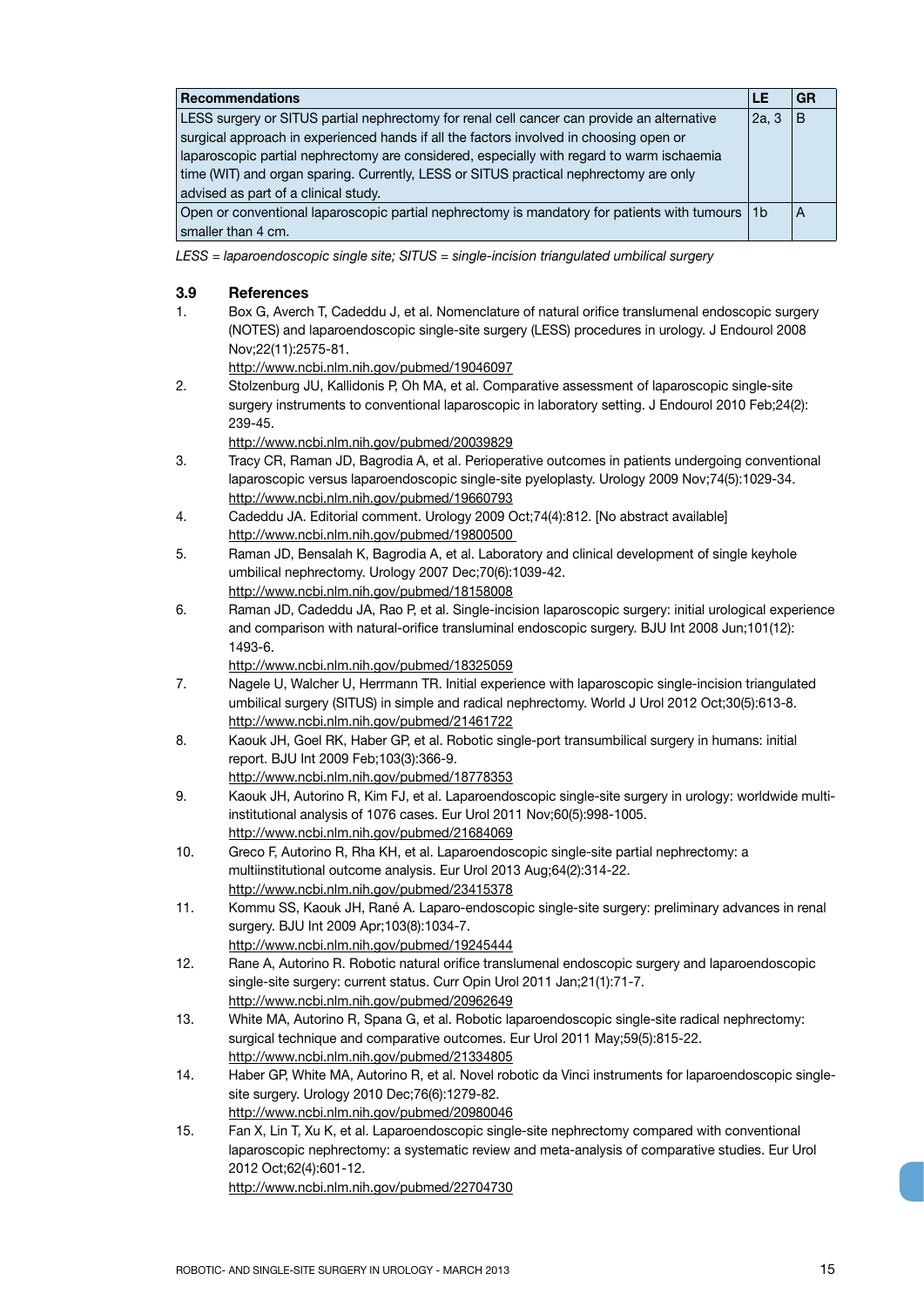| Recommendations | LE | GR |
|---|---|---|
| LESS surgery or SITUS partial nephrectomy for renal cell cancer can provide an alternative surgical approach in experienced hands if all the factors involved in choosing open or laparoscopic partial nephrectomy are considered, especially with regard to warm ischaemia time (WIT) and organ sparing. Currently, LESS or SITUS practical nephrectomy are only advised as part of a clinical study. | 2a, 3 | B |
| Open or conventional laparoscopic partial nephrectomy is mandatory for patients with tumours smaller than 4 cm. | 1b | A |

*LESS = laparoendoscopic single site; SITUS = single-incision triangulated umbilical surgery*

## 3.9 References

1. Box G, Averch T, Cadeddu J, et al. Nomenclature of natural orifice translumenal endoscopic surgery (NOTES) and laparoendoscopic single-site surgery (LESS) procedures in urology. J Endourol 2008 Nov;22(11):2575-81.
   http://www.ncbi.nlm.nih.gov/pubmed/19046097
2. Stolzenburg JU, Kallidonis P, Oh MA, et al. Comparative assessment of laparoscopic single-site surgery instruments to conventional laparoscopic in laboratory setting. J Endourol 2010 Feb;24(2): 239-45.
   http://www.ncbi.nlm.nih.gov/pubmed/20039829
3. Tracy CR, Raman JD, Bagrodia A, et al. Perioperative outcomes in patients undergoing conventional laparoscopic versus laparoendoscopic single-site pyeloplasty. Urology 2009 Nov;74(5):1029-34.
   http://www.ncbi.nlm.nih.gov/pubmed/19660793
4. Cadeddu JA. Editorial comment. Urology 2009 Oct;74(4):812. [No abstract available]
   http://www.ncbi.nlm.nih.gov/pubmed/19800500
5. Raman JD, Bensalah K, Bagrodia A, et al. Laboratory and clinical development of single keyhole umbilical nephrectomy. Urology 2007 Dec;70(6):1039-42.
   http://www.ncbi.nlm.nih.gov/pubmed/18158008
6. Raman JD, Cadeddu JA, Rao P, et al. Single-incision laparoscopic surgery: initial urological experience and comparison with natural-orifice transluminal endoscopic surgery. BJU Int 2008 Jun;101(12): 1493-6.
   http://www.ncbi.nlm.nih.gov/pubmed/18325059
7. Nagele U, Walcher U, Herrmann TR. Initial experience with laparoscopic single-incision triangulated umbilical surgery (SITUS) in simple and radical nephrectomy. World J Urol 2012 Oct;30(5):613-8.
   http://www.ncbi.nlm.nih.gov/pubmed/21461722
8. Kaouk JH, Goel RK, Haber GP, et al. Robotic single-port transumbilical surgery in humans: initial report. BJU Int 2009 Feb;103(3):366-9.
   http://www.ncbi.nlm.nih.gov/pubmed/18778353
9. Kaouk JH, Autorino R, Kim FJ, et al. Laparoendoscopic single-site surgery in urology: worldwide multi-institutional analysis of 1076 cases. Eur Urol 2011 Nov;60(5):998-1005.
   http://www.ncbi.nlm.nih.gov/pubmed/21684069
10. Greco F, Autorino R, Rha KH, et al. Laparoendoscopic single-site partial nephrectomy: a multiinstitutional outcome analysis. Eur Urol 2013 Aug;64(2):314-22.
    http://www.ncbi.nlm.nih.gov/pubmed/23415378
11. Kommu SS, Kaouk JH, Rané A. Laparo-endoscopic single-site surgery: preliminary advances in renal surgery. BJU Int 2009 Apr;103(8):1034-7.
    http://www.ncbi.nlm.nih.gov/pubmed/19245444
12. Rane A, Autorino R. Robotic natural orifice translumenal endoscopic surgery and laparoendoscopic single-site surgery: current status. Curr Opin Urol 2011 Jan;21(1):71-7.
    http://www.ncbi.nlm.nih.gov/pubmed/20962649
13. White MA, Autorino R, Spana G, et al. Robotic laparoendoscopic single-site radical nephrectomy: surgical technique and comparative outcomes. Eur Urol 2011 May;59(5):815-22.
    http://www.ncbi.nlm.nih.gov/pubmed/21334805
14. Haber GP, White MA, Autorino R, et al. Novel robotic da Vinci instruments for laparoendoscopic single-site surgery. Urology 2010 Dec;76(6):1279-82.
    http://www.ncbi.nlm.nih.gov/pubmed/20980046
15. Fan X, Lin T, Xu K, et al. Laparoendoscopic single-site nephrectomy compared with conventional laparoscopic nephrectomy: a systematic review and meta-analysis of comparative studies. Eur Urol 2012 Oct;62(4):601-12.
    http://www.ncbi.nlm.nih.gov/pubmed/22704730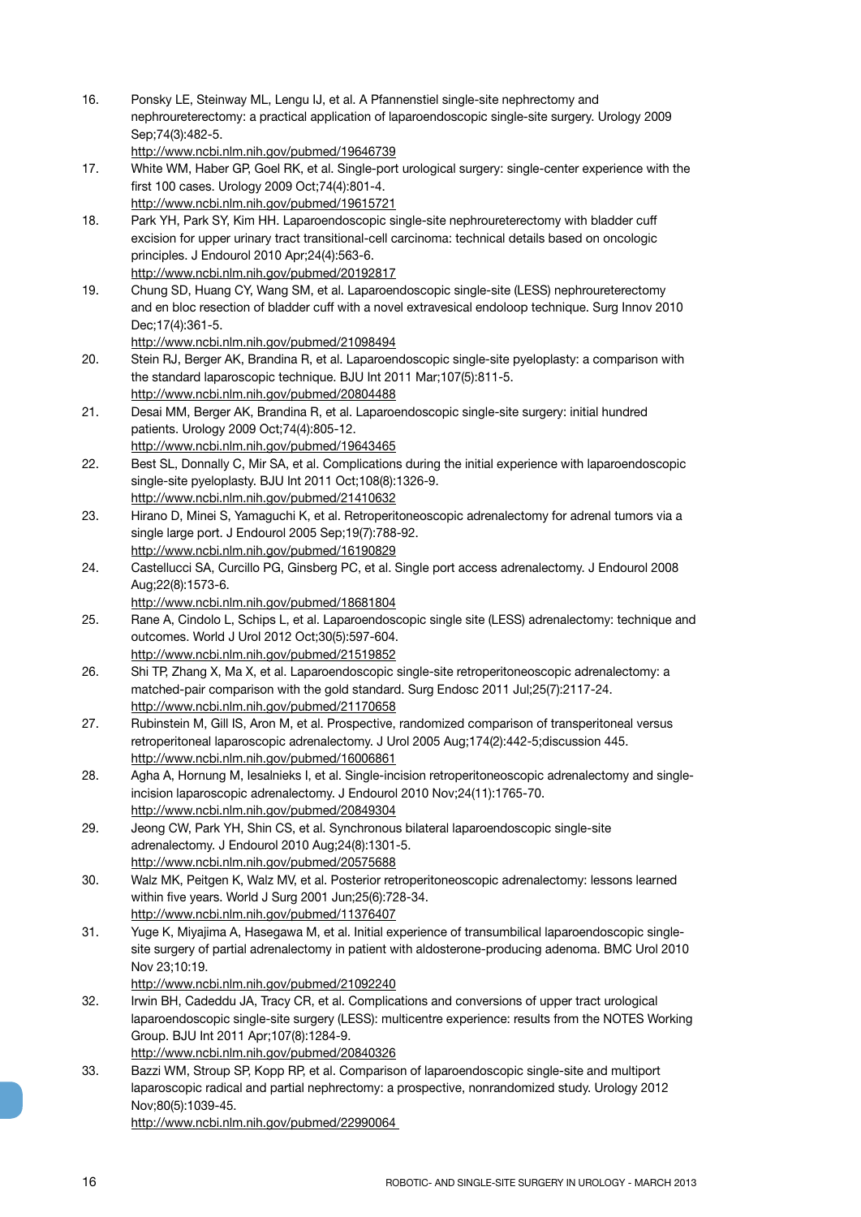16. Ponsky LE, Steinway ML, Lengu IJ, et al. A Pfannenstiel single-site nephrectomy and nephroureterectomy: a practical application of laparoendoscopic single-site surgery. Urology 2009 Sep;74(3):482-5.
http://www.ncbi.nlm.nih.gov/pubmed/19646739
17. White WM, Haber GP, Goel RK, et al. Single-port urological surgery: single-center experience with the first 100 cases. Urology 2009 Oct;74(4):801-4.
http://www.ncbi.nlm.nih.gov/pubmed/19615721
18. Park YH, Park SY, Kim HH. Laparoendoscopic single-site nephroureterectomy with bladder cuff excision for upper urinary tract transitional-cell carcinoma: technical details based on oncologic principles. J Endourol 2010 Apr;24(4):563-6.
http://www.ncbi.nlm.nih.gov/pubmed/20192817
19. Chung SD, Huang CY, Wang SM, et al. Laparoendoscopic single-site (LESS) nephroureterectomy and en bloc resection of bladder cuff with a novel extravesical endoloop technique. Surg Innov 2010 Dec;17(4):361-5.
http://www.ncbi.nlm.nih.gov/pubmed/21098494
20. Stein RJ, Berger AK, Brandina R, et al. Laparoendoscopic single-site pyeloplasty: a comparison with the standard laparoscopic technique. BJU Int 2011 Mar;107(5):811-5.
http://www.ncbi.nlm.nih.gov/pubmed/20804488
21. Desai MM, Berger AK, Brandina R, et al. Laparoendoscopic single-site surgery: initial hundred patients. Urology 2009 Oct;74(4):805-12.
http://www.ncbi.nlm.nih.gov/pubmed/19643465
22. Best SL, Donnally C, Mir SA, et al. Complications during the initial experience with laparoendoscopic single-site pyeloplasty. BJU Int 2011 Oct;108(8):1326-9.
http://www.ncbi.nlm.nih.gov/pubmed/21410632
23. Hirano D, Minei S, Yamaguchi K, et al. Retroperitoneoscopic adrenalectomy for adrenal tumors via a single large port. J Endourol 2005 Sep;19(7):788-92.
http://www.ncbi.nlm.nih.gov/pubmed/16190829
24. Castellucci SA, Curcillo PG, Ginsberg PC, et al. Single port access adrenalectomy. J Endourol 2008 Aug;22(8):1573-6.
http://www.ncbi.nlm.nih.gov/pubmed/18681804
25. Rane A, Cindolo L, Schips L, et al. Laparoendoscopic single site (LESS) adrenalectomy: technique and outcomes. World J Urol 2012 Oct;30(5):597-604.
http://www.ncbi.nlm.nih.gov/pubmed/21519852
26. Shi TP, Zhang X, Ma X, et al. Laparoendoscopic single-site retroperitoneoscopic adrenalectomy: a matched-pair comparison with the gold standard. Surg Endosc 2011 Jul;25(7):2117-24.
http://www.ncbi.nlm.nih.gov/pubmed/21170658
27. Rubinstein M, Gill IS, Aron M, et al. Prospective, randomized comparison of transperitoneal versus retroperitoneal laparoscopic adrenalectomy. J Urol 2005 Aug;174(2):442-5;discussion 445.
http://www.ncbi.nlm.nih.gov/pubmed/16006861
28. Agha A, Hornung M, Iesalnieks I, et al. Single-incision retroperitoneoscopic adrenalectomy and single-incision laparoscopic adrenalectomy. J Endourol 2010 Nov;24(11):1765-70.
http://www.ncbi.nlm.nih.gov/pubmed/20849304
29. Jeong CW, Park YH, Shin CS, et al. Synchronous bilateral laparoendoscopic single-site adrenalectomy. J Endourol 2010 Aug;24(8):1301-5.
http://www.ncbi.nlm.nih.gov/pubmed/20575688
30. Walz MK, Peitgen K, Walz MV, et al. Posterior retroperitoneoscopic adrenalectomy: lessons learned within five years. World J Surg 2001 Jun;25(6):728-34.
http://www.ncbi.nlm.nih.gov/pubmed/11376407
31. Yuge K, Miyajima A, Hasegawa M, et al. Initial experience of transumbilical laparoendoscopic single-site surgery of partial adrenalectomy in patient with aldosterone-producing adenoma. BMC Urol 2010 Nov 23;10:19.
http://www.ncbi.nlm.nih.gov/pubmed/21092240
32. Irwin BH, Cadeddu JA, Tracy CR, et al. Complications and conversions of upper tract urological laparoendoscopic single-site surgery (LESS): multicentre experience: results from the NOTES Working Group. BJU Int 2011 Apr;107(8):1284-9.
http://www.ncbi.nlm.nih.gov/pubmed/20840326
33. Bazzi WM, Stroup SP, Kopp RP, et al. Comparison of laparoendoscopic single-site and multiport laparoscopic radical and partial nephrectomy: a prospective, nonrandomized study. Urology 2012 Nov;80(5):1039-45.
http://www.ncbi.nlm.nih.gov/pubmed/22990064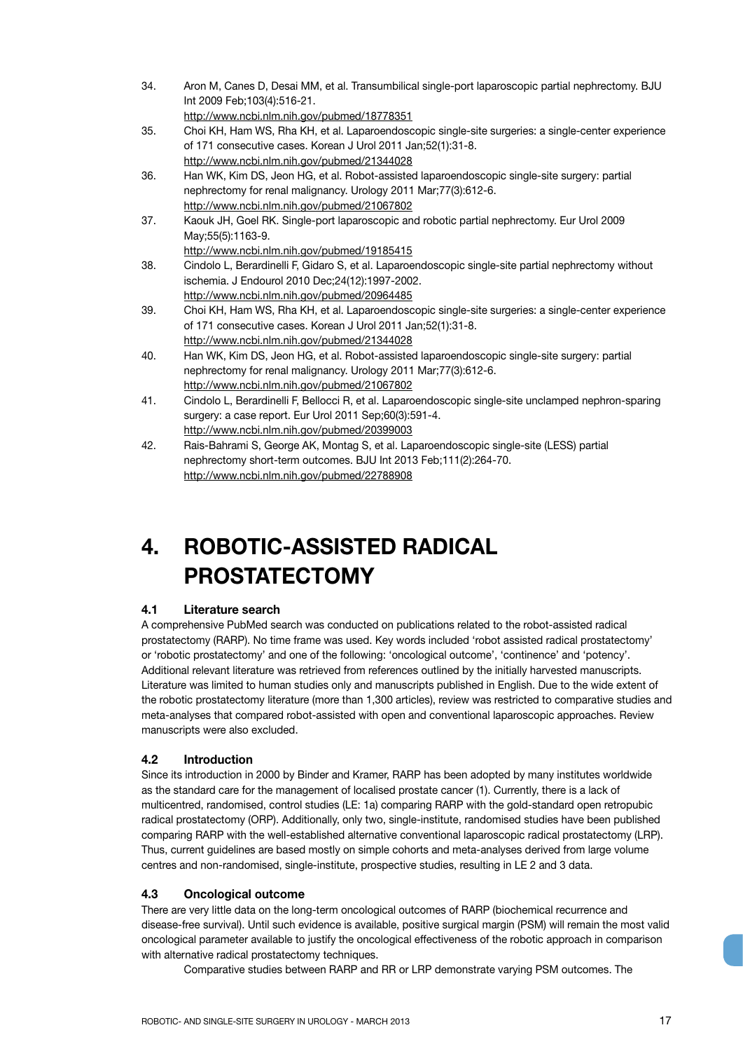34. Aron M, Canes D, Desai MM, et al. Transumbilical single-port laparoscopic partial nephrectomy. BJU Int 2009 Feb;103(4):516-21.
http://www.ncbi.nlm.nih.gov/pubmed/18778351
35. Choi KH, Ham WS, Rha KH, et al. Laparoendoscopic single-site surgeries: a single-center experience of 171 consecutive cases. Korean J Urol 2011 Jan;52(1):31-8.
http://www.ncbi.nlm.nih.gov/pubmed/21344028
36. Han WK, Kim DS, Jeon HG, et al. Robot-assisted laparoendoscopic single-site surgery: partial nephrectomy for renal malignancy. Urology 2011 Mar;77(3):612-6.
http://www.ncbi.nlm.nih.gov/pubmed/21067802
37. Kaouk JH, Goel RK. Single-port laparoscopic and robotic partial nephrectomy. Eur Urol 2009 May;55(5):1163-9.
http://www.ncbi.nlm.nih.gov/pubmed/19185415
38. Cindolo L, Berardinelli F, Gidaro S, et al. Laparoendoscopic single-site partial nephrectomy without ischemia. J Endourol 2010 Dec;24(12):1997-2002.
http://www.ncbi.nlm.nih.gov/pubmed/20964485
39. Choi KH, Ham WS, Rha KH, et al. Laparoendoscopic single-site surgeries: a single-center experience of 171 consecutive cases. Korean J Urol 2011 Jan;52(1):31-8.
http://www.ncbi.nlm.nih.gov/pubmed/21344028
40. Han WK, Kim DS, Jeon HG, et al. Robot-assisted laparoendoscopic single-site surgery: partial nephrectomy for renal malignancy. Urology 2011 Mar;77(3):612-6.
http://www.ncbi.nlm.nih.gov/pubmed/21067802
41. Cindolo L, Berardinelli F, Bellocci R, et al. Laparoendoscopic single-site unclamped nephron-sparing surgery: a case report. Eur Urol 2011 Sep;60(3):591-4.
http://www.ncbi.nlm.nih.gov/pubmed/20399003
42. Rais-Bahrami S, George AK, Montag S, et al. Laparoendoscopic single-site (LESS) partial nephrectomy short-term outcomes. BJU Int 2013 Feb;111(2):264-70.
http://www.ncbi.nlm.nih.gov/pubmed/22788908

# 4. ROBOTIC-ASSISTED RADICAL PROSTATECTOMY

## 4.1 Literature search

A comprehensive PubMed search was conducted on publications related to the robot-assisted radical prostatectomy (RARP). No time frame was used. Key words included 'robot assisted radical prostatectomy' or 'robotic prostatectomy' and one of the following: 'oncological outcome', 'continence' and 'potency'. Additional relevant literature was retrieved from references outlined by the initially harvested manuscripts. Literature was limited to human studies only and manuscripts published in English. Due to the wide extent of the robotic prostatectomy literature (more than 1,300 articles), review was restricted to comparative studies and meta-analyses that compared robot-assisted with open and conventional laparoscopic approaches. Review manuscripts were also excluded.

## 4.2 Introduction

Since its introduction in 2000 by Binder and Kramer, RARP has been adopted by many institutes worldwide as the standard care for the management of localised prostate cancer (1). Currently, there is a lack of multicentred, randomised, control studies (LE: 1a) comparing RARP with the gold-standard open retropubic radical prostatectomy (ORP). Additionally, only two, single-institute, randomised studies have been published comparing RARP with the well-established alternative conventional laparoscopic radical prostatectomy (LRP). Thus, current guidelines are based mostly on simple cohorts and meta-analyses derived from large volume centres and non-randomised, single-institute, prospective studies, resulting in LE 2 and 3 data.

## 4.3 Oncological outcome

There are very little data on the long-term oncological outcomes of RARP (biochemical recurrence and disease-free survival). Until such evidence is available, positive surgical margin (PSM) will remain the most valid oncological parameter available to justify the oncological effectiveness of the robotic approach in comparison with alternative radical prostatectomy techniques.

Comparative studies between RARP and RR or LRP demonstrate varying PSM outcomes. The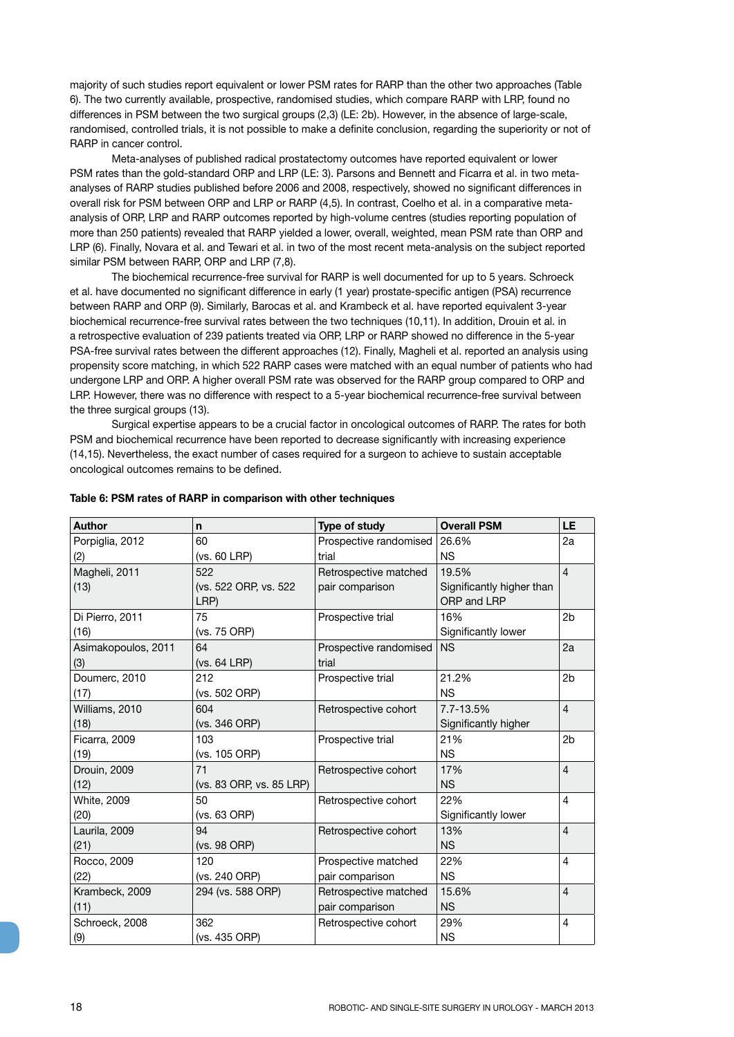majority of such studies report equivalent or lower PSM rates for RARP than the other two approaches (Table 6). The two currently available, prospective, randomised studies, which compare RARP with LRP, found no differences in PSM between the two surgical groups (2,3) (LE: 2b). However, in the absence of large-scale, randomised, controlled trials, it is not possible to make a definite conclusion, regarding the superiority or not of RARP in cancer control.

Meta-analyses of published radical prostatectomy outcomes have reported equivalent or lower PSM rates than the gold-standard ORP and LRP (LE: 3). Parsons and Bennett and Ficarra et al. in two meta-analyses of RARP studies published before 2006 and 2008, respectively, showed no significant differences in overall risk for PSM between ORP and LRP or RARP (4,5). In contrast, Coelho et al. in a comparative meta-analysis of ORP, LRP and RARP outcomes reported by high-volume centres (studies reporting population of more than 250 patients) revealed that RARP yielded a lower, overall, weighted, mean PSM rate than ORP and LRP (6). Finally, Novara et al. and Tewari et al. in two of the most recent meta-analysis on the subject reported similar PSM between RARP, ORP and LRP (7,8).

The biochemical recurrence-free survival for RARP is well documented for up to 5 years. Schroeck et al. have documented no significant difference in early (1 year) prostate-specific antigen (PSA) recurrence between RARP and ORP (9). Similarly, Barocas et al. and Krambeck et al. have reported equivalent 3-year biochemical recurrence-free survival rates between the two techniques (10,11). In addition, Drouin et al. in a retrospective evaluation of 239 patients treated via ORP, LRP or RARP showed no difference in the 5-year PSA-free survival rates between the different approaches (12). Finally, Magheli et al. reported an analysis using propensity score matching, in which 522 RARP cases were matched with an equal number of patients who had undergone LRP and ORP. A higher overall PSM rate was observed for the RARP group compared to ORP and LRP. However, there was no difference with respect to a 5-year biochemical recurrence-free survival between the three surgical groups (13).

Surgical expertise appears to be a crucial factor in oncological outcomes of RARP. The rates for both PSM and biochemical recurrence have been reported to decrease significantly with increasing experience (14,15). Nevertheless, the exact number of cases required for a surgeon to achieve to sustain acceptable oncological outcomes remains to be defined.

**Table 6: PSM rates of RARP in comparison with other techniques**

| Author | n | Type of study | Overall PSM | LE |
|---|---|---|---|---|
| Porpiglia, 2012 (2) | 60 (vs. 60 LRP) | Prospective randomised trial | 26.6% NS | 2a |
| Magheli, 2011 (13) | 522 (vs. 522 ORP, vs. 522 LRP) | Retrospective matched pair comparison | 19.5% Significantly higher than ORP and LRP | 4 |
| Di Pierro, 2011 (16) | 75 (vs. 75 ORP) | Prospective trial | 16% Significantly lower | 2b |
| Asimakopoulos, 2011 (3) | 64 (vs. 64 LRP) | Prospective randomised trial | NS | 2a |
| Doumerc, 2010 (17) | 212 (vs. 502 ORP) | Prospective trial | 21.2% NS | 2b |
| Williams, 2010 (18) | 604 (vs. 346 ORP) | Retrospective cohort | 7.7-13.5% Significantly higher | 4 |
| Ficarra, 2009 (19) | 103 (vs. 105 ORP) | Prospective trial | 21% NS | 2b |
| Drouin, 2009 (12) | 71 (vs. 83 ORP, vs. 85 LRP) | Retrospective cohort | 17% NS | 4 |
| White, 2009 (20) | 50 (vs. 63 ORP) | Retrospective cohort | 22% Significantly lower | 4 |
| Laurila, 2009 (21) | 94 (vs. 98 ORP) | Retrospective cohort | 13% NS | 4 |
| Rocco, 2009 (22) | 120 (vs. 240 ORP) | Prospective matched pair comparison | 22% NS | 4 |
| Krambeck, 2009 (11) | 294 (vs. 588 ORP) | Retrospective matched pair comparison | 15.6% NS | 4 |
| Schroeck, 2008 (9) | 362 (vs. 435 ORP) | Retrospective cohort | 29% NS | 4 |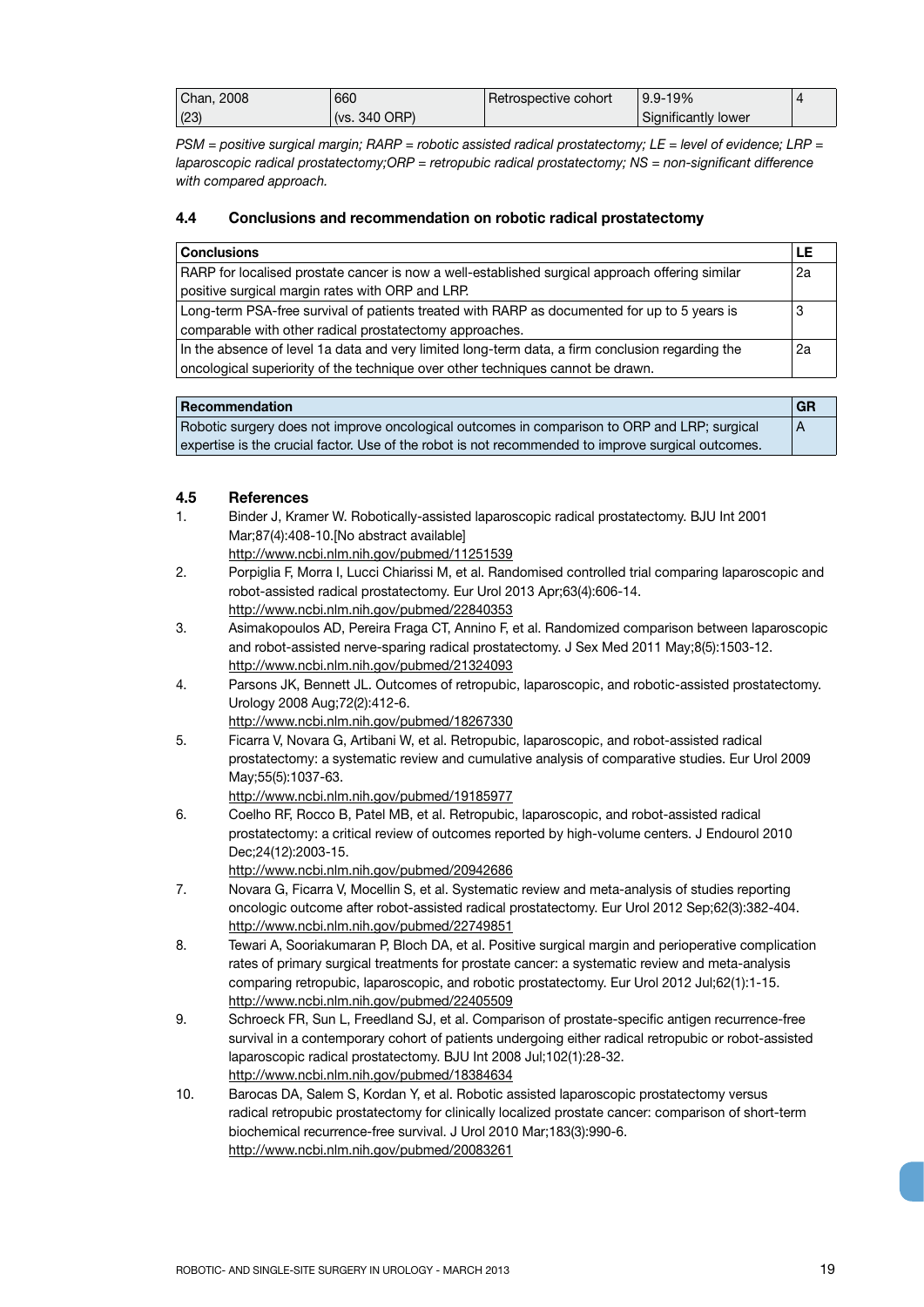| Chan, 2008 (23) | 660 (vs. 340 ORP) | Retrospective cohort | 9.9-19% Significantly lower | 4 |
|---|---|---|---|---|

*PSM = positive surgical margin; RARP = robotic assisted radical prostatectomy; LE = level of evidence; LRP = laparoscopic radical prostatectomy;ORP = retropubic radical prostatectomy; NS = non-significant difference with compared approach.*

### 4.4 Conclusions and recommendation on robotic radical prostatectomy

| Conclusions | LE |
|---|---|
| RARP for localised prostate cancer is now a well-established surgical approach offering similar positive surgical margin rates with ORP and LRP. | 2a |
| Long-term PSA-free survival of patients treated with RARP as documented for up to 5 years is comparable with other radical prostatectomy approaches. | 3 |
| In the absence of level 1a data and very limited long-term data, a firm conclusion regarding the oncological superiority of the technique over other techniques cannot be drawn. | 2a |

| Recommendation | GR |
|---|---|
| Robotic surgery does not improve oncological outcomes in comparison to ORP and LRP; surgical expertise is the crucial factor. Use of the robot is not recommended to improve surgical outcomes. | A |

### 4.5 References

1. Binder J, Kramer W. Robotically-assisted laparoscopic radical prostatectomy. BJU Int 2001 Mar;87(4):408-10.[No abstract available]
   http://www.ncbi.nlm.nih.gov/pubmed/11251539
2. Porpiglia F, Morra I, Lucci Chiarissi M, et al. Randomised controlled trial comparing laparoscopic and robot-assisted radical prostatectomy. Eur Urol 2013 Apr;63(4):606-14.
   http://www.ncbi.nlm.nih.gov/pubmed/22840353
3. Asimakopoulos AD, Pereira Fraga CT, Annino F, et al. Randomized comparison between laparoscopic and robot-assisted nerve-sparing radical prostatectomy. J Sex Med 2011 May;8(5):1503-12.
   http://www.ncbi.nlm.nih.gov/pubmed/21324093
4. Parsons JK, Bennett JL. Outcomes of retropubic, laparoscopic, and robotic-assisted prostatectomy. Urology 2008 Aug;72(2):412-6.
   http://www.ncbi.nlm.nih.gov/pubmed/18267330
5. Ficarra V, Novara G, Artibani W, et al. Retropubic, laparoscopic, and robot-assisted radical prostatectomy: a systematic review and cumulative analysis of comparative studies. Eur Urol 2009 May;55(5):1037-63.
   http://www.ncbi.nlm.nih.gov/pubmed/19185977
6. Coelho RF, Rocco B, Patel MB, et al. Retropubic, laparoscopic, and robot-assisted radical prostatectomy: a critical review of outcomes reported by high-volume centers. J Endourol 2010 Dec;24(12):2003-15.
   http://www.ncbi.nlm.nih.gov/pubmed/20942686
7. Novara G, Ficarra V, Mocellin S, et al. Systematic review and meta-analysis of studies reporting oncologic outcome after robot-assisted radical prostatectomy. Eur Urol 2012 Sep;62(3):382-404.
   http://www.ncbi.nlm.nih.gov/pubmed/22749851
8. Tewari A, Sooriakumaran P, Bloch DA, et al. Positive surgical margin and perioperative complication rates of primary surgical treatments for prostate cancer: a systematic review and meta-analysis comparing retropubic, laparoscopic, and robotic prostatectomy. Eur Urol 2012 Jul;62(1):1-15.
   http://www.ncbi.nlm.nih.gov/pubmed/22405509
9. Schroeck FR, Sun L, Freedland SJ, et al. Comparison of prostate-specific antigen recurrence-free survival in a contemporary cohort of patients undergoing either radical retropubic or robot-assisted laparoscopic radical prostatectomy. BJU Int 2008 Jul;102(1):28-32.
   http://www.ncbi.nlm.nih.gov/pubmed/18384634
10. Barocas DA, Salem S, Kordan Y, et al. Robotic assisted laparoscopic prostatectomy versus radical retropubic prostatectomy for clinically localized prostate cancer: comparison of short-term biochemical recurrence-free survival. J Urol 2010 Mar;183(3):990-6.
    http://www.ncbi.nlm.nih.gov/pubmed/20083261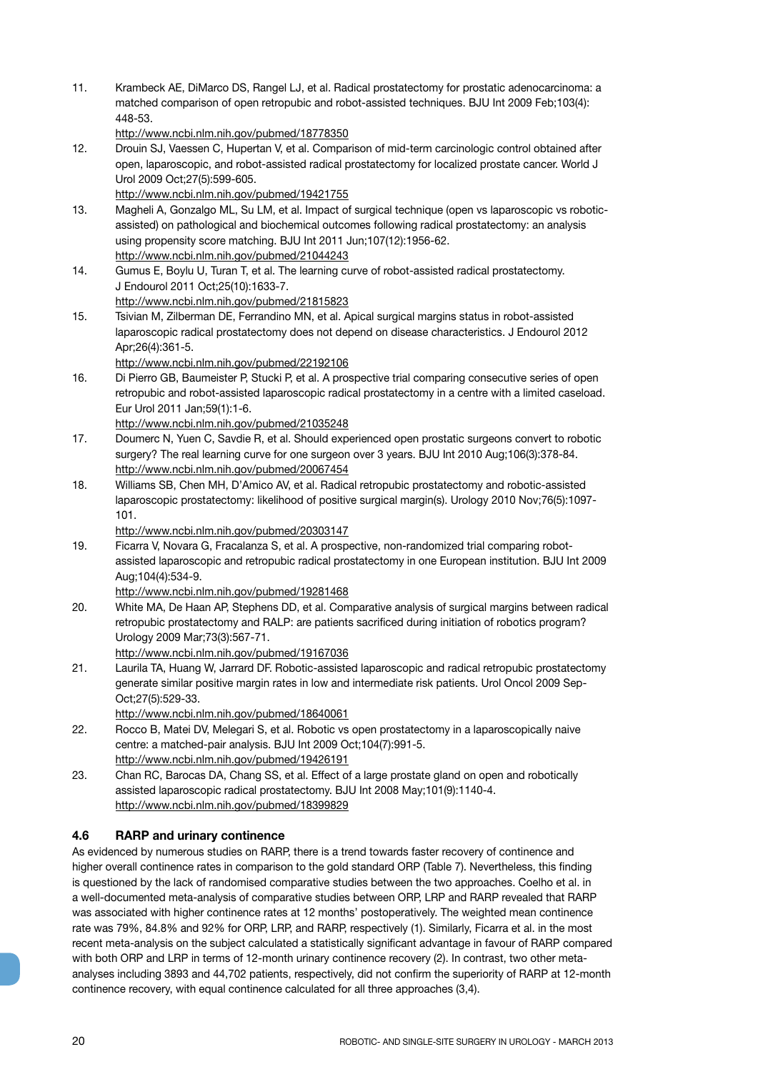11. Krambeck AE, DiMarco DS, Rangel LJ, et al. Radical prostatectomy for prostatic adenocarcinoma: a matched comparison of open retropubic and robot-assisted techniques. BJU Int 2009 Feb;103(4): 448-53.
http://www.ncbi.nlm.nih.gov/pubmed/18778350
12. Drouin SJ, Vaessen C, Hupertan V, et al. Comparison of mid-term carcinologic control obtained after open, laparoscopic, and robot-assisted radical prostatectomy for localized prostate cancer. World J Urol 2009 Oct;27(5):599-605.
http://www.ncbi.nlm.nih.gov/pubmed/19421755
13. Magheli A, Gonzalgo ML, Su LM, et al. Impact of surgical technique (open vs laparoscopic vs robotic-assisted) on pathological and biochemical outcomes following radical prostatectomy: an analysis using propensity score matching. BJU Int 2011 Jun;107(12):1956-62.
http://www.ncbi.nlm.nih.gov/pubmed/21044243
14. Gumus E, Boylu U, Turan T, et al. The learning curve of robot-assisted radical prostatectomy. J Endourol 2011 Oct;25(10):1633-7.
http://www.ncbi.nlm.nih.gov/pubmed/21815823
15. Tsivian M, Zilberman DE, Ferrandino MN, et al. Apical surgical margins status in robot-assisted laparoscopic radical prostatectomy does not depend on disease characteristics. J Endourol 2012 Apr;26(4):361-5.
http://www.ncbi.nlm.nih.gov/pubmed/22192106
16. Di Pierro GB, Baumeister P, Stucki P, et al. A prospective trial comparing consecutive series of open retropubic and robot-assisted laparoscopic radical prostatectomy in a centre with a limited caseload. Eur Urol 2011 Jan;59(1):1-6.
http://www.ncbi.nlm.nih.gov/pubmed/21035248
17. Doumerc N, Yuen C, Savdie R, et al. Should experienced open prostatic surgeons convert to robotic surgery? The real learning curve for one surgeon over 3 years. BJU Int 2010 Aug;106(3):378-84.
http://www.ncbi.nlm.nih.gov/pubmed/20067454
18. Williams SB, Chen MH, D'Amico AV, et al. Radical retropubic prostatectomy and robotic-assisted laparoscopic prostatectomy: likelihood of positive surgical margin(s). Urology 2010 Nov;76(5):1097-101.
http://www.ncbi.nlm.nih.gov/pubmed/20303147
19. Ficarra V, Novara G, Fracalanza S, et al. A prospective, non-randomized trial comparing robot-assisted laparoscopic and retropubic radical prostatectomy in one European institution. BJU Int 2009 Aug;104(4):534-9.
http://www.ncbi.nlm.nih.gov/pubmed/19281468
20. White MA, De Haan AP, Stephens DD, et al. Comparative analysis of surgical margins between radical retropubic prostatectomy and RALP: are patients sacrificed during initiation of robotics program? Urology 2009 Mar;73(3):567-71.
http://www.ncbi.nlm.nih.gov/pubmed/19167036
21. Laurila TA, Huang W, Jarrard DF. Robotic-assisted laparoscopic and radical retropubic prostatectomy generate similar positive margin rates in low and intermediate risk patients. Urol Oncol 2009 Sep-Oct;27(5):529-33.
http://www.ncbi.nlm.nih.gov/pubmed/18640061
22. Rocco B, Matei DV, Melegari S, et al. Robotic vs open prostatectomy in a laparoscopically naive centre: a matched-pair analysis. BJU Int 2009 Oct;104(7):991-5.
http://www.ncbi.nlm.nih.gov/pubmed/19426191
23. Chan RC, Barocas DA, Chang SS, et al. Effect of a large prostate gland on open and robotically assisted laparoscopic radical prostatectomy. BJU Int 2008 May;101(9):1140-4.
http://www.ncbi.nlm.nih.gov/pubmed/18399829

## 4.6 RARP and urinary continence

As evidenced by numerous studies on RARP, there is a trend towards faster recovery of continence and higher overall continence rates in comparison to the gold standard ORP (Table 7). Nevertheless, this finding is questioned by the lack of randomised comparative studies between the two approaches. Coelho et al. in a well-documented meta-analysis of comparative studies between ORP, LRP and RARP revealed that RARP was associated with higher continence rates at 12 months' postoperatively. The weighted mean continence rate was 79%, 84.8% and 92% for ORP, LRP, and RARP, respectively (1). Similarly, Ficarra et al. in the most recent meta-analysis on the subject calculated a statistically significant advantage in favour of RARP compared with both ORP and LRP in terms of 12-month urinary continence recovery (2). In contrast, two other meta-analyses including 3893 and 44,702 patients, respectively, did not confirm the superiority of RARP at 12-month continence recovery, with equal continence calculated for all three approaches (3,4).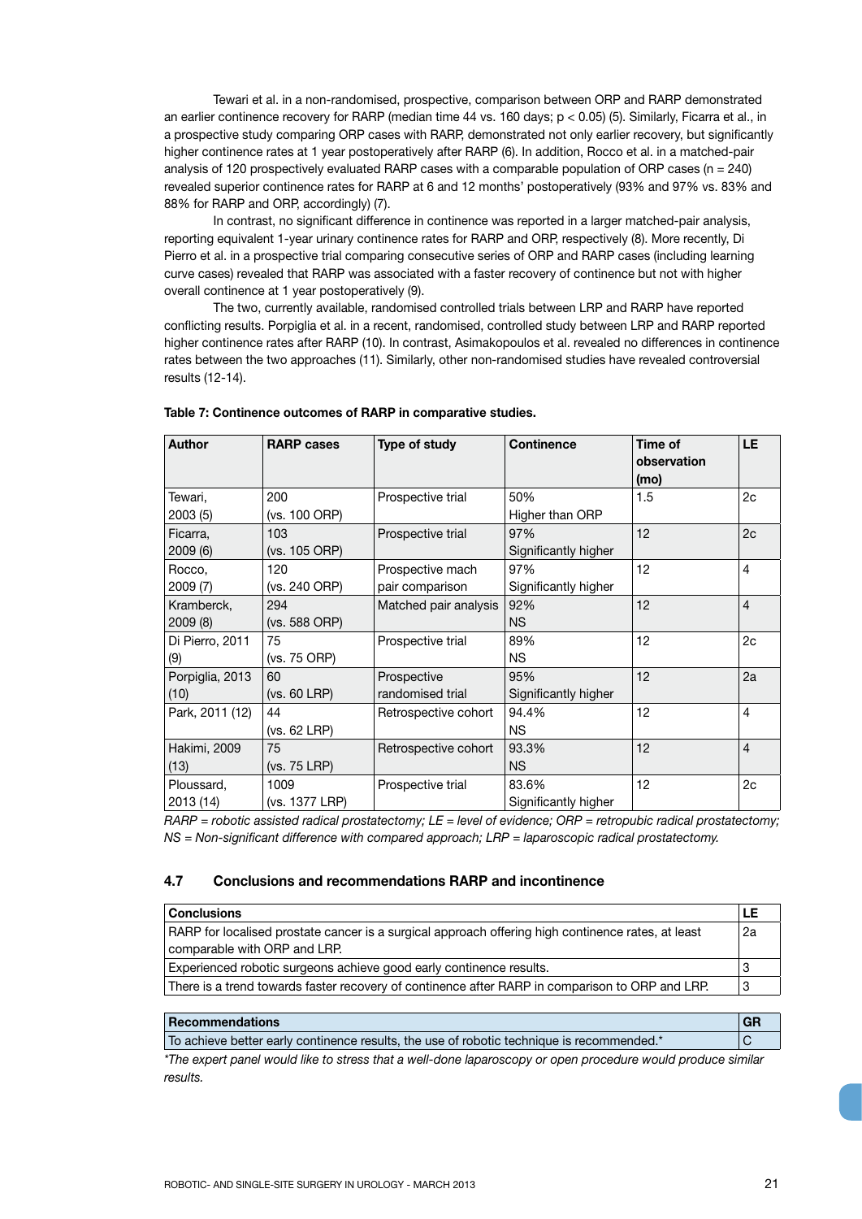Tewari et al. in a non-randomised, prospective, comparison between ORP and RARP demonstrated an earlier continence recovery for RARP (median time 44 vs. 160 days; $p < 0.05$) (5). Similarly, Ficarra et al., in a prospective study comparing ORP cases with RARP, demonstrated not only earlier recovery, but significantly higher continence rates at 1 year postoperatively after RARP (6). In addition, Rocco et al. in a matched-pair analysis of 120 prospectively evaluated RARP cases with a comparable population of ORP cases (n = 240) revealed superior continence rates for RARP at 6 and 12 months' postoperatively (93% and 97% vs. 83% and 88% for RARP and ORP, accordingly) (7).

In contrast, no significant difference in continence was reported in a larger matched-pair analysis, reporting equivalent 1-year urinary continence rates for RARP and ORP, respectively (8). More recently, Di Pierro et al. in a prospective trial comparing consecutive series of ORP and RARP cases (including learning curve cases) revealed that RARP was associated with a faster recovery of continence but not with higher overall continence at 1 year postoperatively (9).

The two, currently available, randomised controlled trials between LRP and RARP have reported conflicting results. Porpiglia et al. in a recent, randomised, controlled study between LRP and RARP reported higher continence rates after RARP (10). In contrast, Asimakopoulos et al. revealed no differences in continence rates between the two approaches (11). Similarly, other non-randomised studies have revealed controversial results (12-14).

**Table 7: Continence outcomes of RARP in comparative studies.**

| Author | RARP cases | Type of study | Continence | Time of observation (mo) | LE |
|---|---|---|---|---|---|
| Tewari, 2003 (5) | 200 (vs. 100 ORP) | Prospective trial | 50% Higher than ORP | 1.5 | 2c |
| Ficarra, 2009 (6) | 103 (vs. 105 ORP) | Prospective trial | 97% Significantly higher | 12 | 2c |
| Rocco, 2009 (7) | 120 (vs. 240 ORP) | Prospective mach pair comparison | 97% Significantly higher | 12 | 4 |
| Kramberck, 2009 (8) | 294 (vs. 588 ORP) | Matched pair analysis | 92% NS | 12 | 4 |
| Di Pierro, 2011 (9) | 75 (vs. 75 ORP) | Prospective trial | 89% NS | 12 | 2c |
| Porpiglia, 2013 (10) | 60 (vs. 60 LRP) | Prospective randomised trial | 95% Significantly higher | 12 | 2a |
| Park, 2011 (12) | 44 (vs. 62 LRP) | Retrospective cohort | 94.4% NS | 12 | 4 |
| Hakimi, 2009 (13) | 75 (vs. 75 LRP) | Retrospective cohort | 93.3% NS | 12 | 4 |
| Ploussard, 2013 (14) | 1009 (vs. 1377 LRP) | Prospective trial | 83.6% Significantly higher | 12 | 2c |

*RARP = robotic assisted radical prostatectomy; LE = level of evidence; ORP = retropubic radical prostatectomy; NS = Non-significant difference with compared approach; LRP = laparoscopic radical prostatectomy.*

## 4.7 Conclusions and recommendations RARP and incontinence

| Conclusions | LE |
|---|---|
| RARP for localised prostate cancer is a surgical approach offering high continence rates, at least comparable with ORP and LRP. | 2a |
| Experienced robotic surgeons achieve good early continence results. | 3 |
| There is a trend towards faster recovery of continence after RARP in comparison to ORP and LRP. | 3 |

| Recommendations | GR |
|---|---|
| To achieve better early continence results, the use of robotic technique is recommended.* | C |

*\*The expert panel would like to stress that a well-done laparoscopy or open procedure would produce similar results.*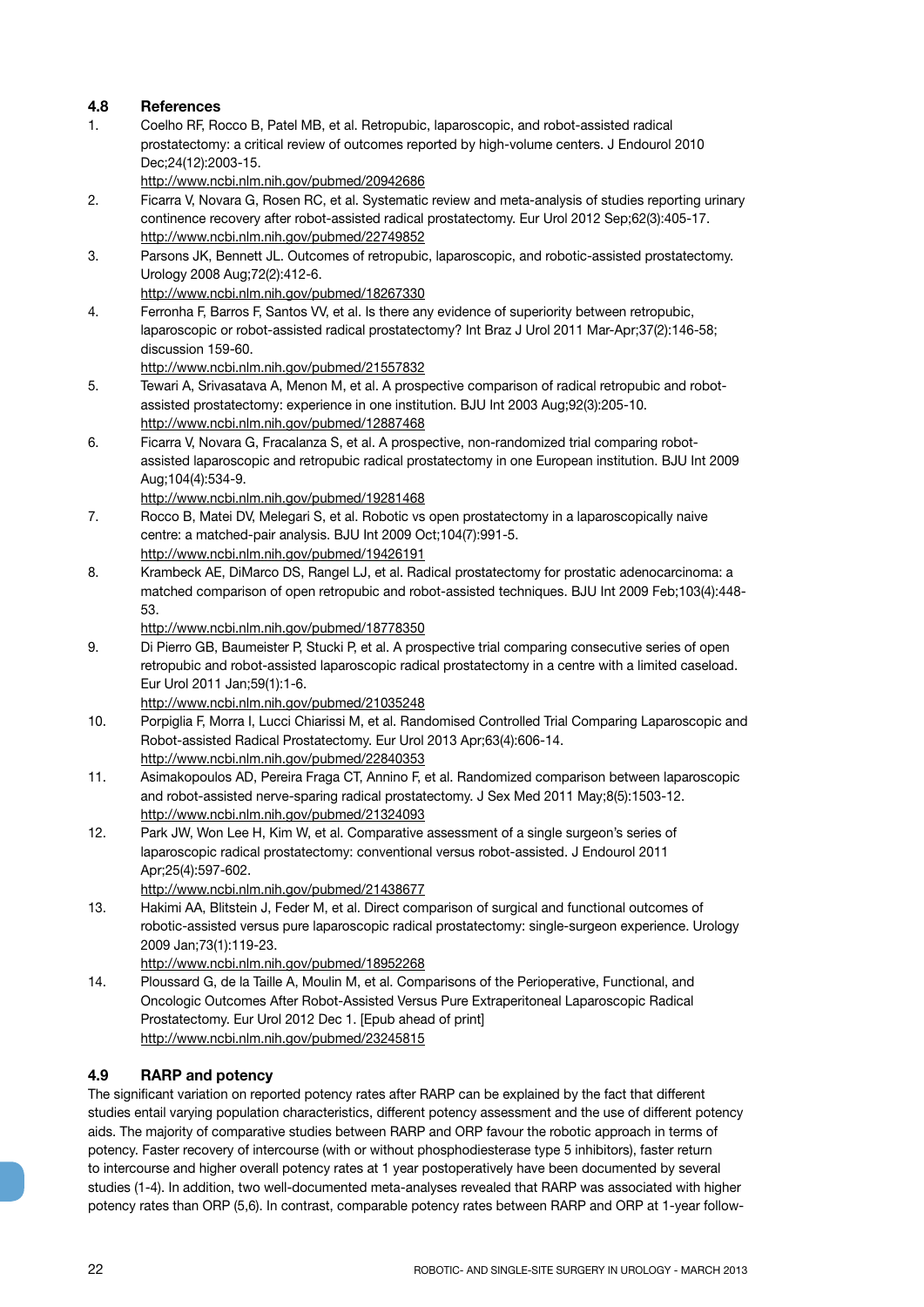## 4.8 References

1. Coelho RF, Rocco B, Patel MB, et al. Retropubic, laparoscopic, and robot-assisted radical prostatectomy: a critical review of outcomes reported by high-volume centers. J Endourol 2010 Dec;24(12):2003-15.
   http://www.ncbi.nlm.nih.gov/pubmed/20942686
2. Ficarra V, Novara G, Rosen RC, et al. Systematic review and meta-analysis of studies reporting urinary continence recovery after robot-assisted radical prostatectomy. Eur Urol 2012 Sep;62(3):405-17.
   http://www.ncbi.nlm.nih.gov/pubmed/22749852
3. Parsons JK, Bennett JL. Outcomes of retropubic, laparoscopic, and robotic-assisted prostatectomy. Urology 2008 Aug;72(2):412-6.
   http://www.ncbi.nlm.nih.gov/pubmed/18267330
4. Ferronha F, Barros F, Santos VV, et al. Is there any evidence of superiority between retropubic, laparoscopic or robot-assisted radical prostatectomy? Int Braz J Urol 2011 Mar-Apr;37(2):146-58; discussion 159-60.
   http://www.ncbi.nlm.nih.gov/pubmed/21557832
5. Tewari A, Srivasatava A, Menon M, et al. A prospective comparison of radical retropubic and robot-assisted prostatectomy: experience in one institution. BJU Int 2003 Aug;92(3):205-10.
   http://www.ncbi.nlm.nih.gov/pubmed/12887468
6. Ficarra V, Novara G, Fracalanza S, et al. A prospective, non-randomized trial comparing robot-assisted laparoscopic and retropubic radical prostatectomy in one European institution. BJU Int 2009 Aug;104(4):534-9.
   http://www.ncbi.nlm.nih.gov/pubmed/19281468
7. Rocco B, Matei DV, Melegari S, et al. Robotic vs open prostatectomy in a laparoscopically naive centre: a matched-pair analysis. BJU Int 2009 Oct;104(7):991-5.
   http://www.ncbi.nlm.nih.gov/pubmed/19426191
8. Krambeck AE, DiMarco DS, Rangel LJ, et al. Radical prostatectomy for prostatic adenocarcinoma: a matched comparison of open retropubic and robot-assisted techniques. BJU Int 2009 Feb;103(4):448-53.
   http://www.ncbi.nlm.nih.gov/pubmed/18778350
9. Di Pierro GB, Baumeister P, Stucki P, et al. A prospective trial comparing consecutive series of open retropubic and robot-assisted laparoscopic radical prostatectomy in a centre with a limited caseload. Eur Urol 2011 Jan;59(1):1-6.
   http://www.ncbi.nlm.nih.gov/pubmed/21035248
10. Porpiglia F, Morra I, Lucci Chiarissi M, et al. Randomised Controlled Trial Comparing Laparoscopic and Robot-assisted Radical Prostatectomy. Eur Urol 2013 Apr;63(4):606-14.
    http://www.ncbi.nlm.nih.gov/pubmed/22840353
11. Asimakopoulos AD, Pereira Fraga CT, Annino F, et al. Randomized comparison between laparoscopic and robot-assisted nerve-sparing radical prostatectomy. J Sex Med 2011 May;8(5):1503-12.
    http://www.ncbi.nlm.nih.gov/pubmed/21324093
12. Park JW, Won Lee H, Kim W, et al. Comparative assessment of a single surgeon's series of laparoscopic radical prostatectomy: conventional versus robot-assisted. J Endourol 2011 Apr;25(4):597-602.
    http://www.ncbi.nlm.nih.gov/pubmed/21438677
13. Hakimi AA, Blitstein J, Feder M, et al. Direct comparison of surgical and functional outcomes of robotic-assisted versus pure laparoscopic radical prostatectomy: single-surgeon experience. Urology 2009 Jan;73(1):119-23.
    http://www.ncbi.nlm.nih.gov/pubmed/18952268
14. Ploussard G, de la Taille A, Moulin M, et al. Comparisons of the Perioperative, Functional, and Oncologic Outcomes After Robot-Assisted Versus Pure Extraperitoneal Laparoscopic Radical Prostatectomy. Eur Urol 2012 Dec 1. [Epub ahead of print]
    http://www.ncbi.nlm.nih.gov/pubmed/23245815

## 4.9 RARP and potency

The significant variation on reported potency rates after RARP can be explained by the fact that different studies entail varying population characteristics, different potency assessment and the use of different potency aids. The majority of comparative studies between RARP and ORP favour the robotic approach in terms of potency. Faster recovery of intercourse (with or without phosphodiesterase type 5 inhibitors), faster return to intercourse and higher overall potency rates at 1 year postoperatively have been documented by several studies (1-4). In addition, two well-documented meta-analyses revealed that RARP was associated with higher potency rates than ORP (5,6). In contrast, comparable potency rates between RARP and ORP at 1-year follow-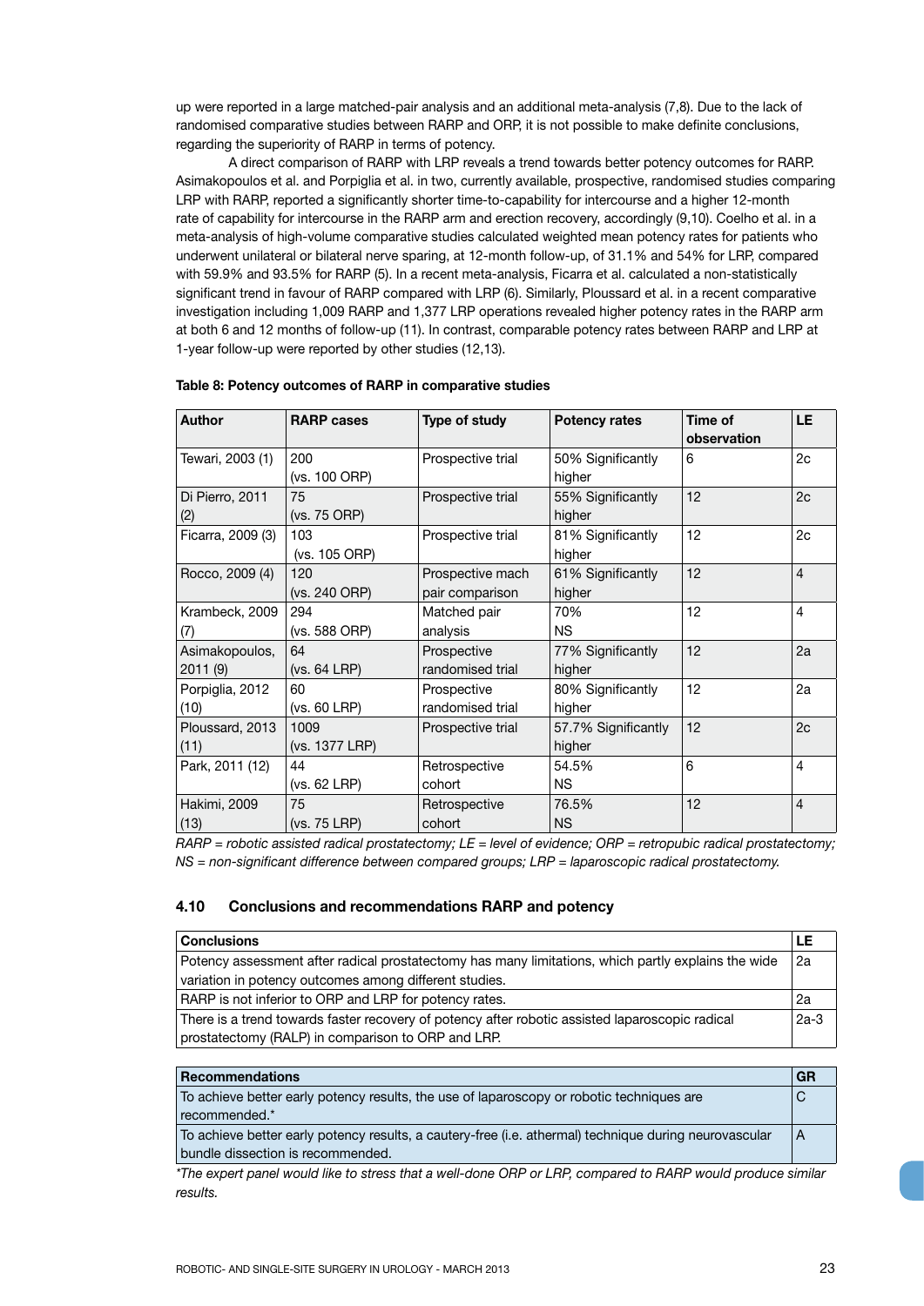up were reported in a large matched-pair analysis and an additional meta-analysis (7,8). Due to the lack of randomised comparative studies between RARP and ORP, it is not possible to make definite conclusions, regarding the superiority of RARP in terms of potency.

A direct comparison of RARP with LRP reveals a trend towards better potency outcomes for RARP. Asimakopoulos et al. and Porpiglia et al. in two, currently available, prospective, randomised studies comparing LRP with RARP, reported a significantly shorter time-to-capability for intercourse and a higher 12-month rate of capability for intercourse in the RARP arm and erection recovery, accordingly (9,10). Coelho et al. in a meta-analysis of high-volume comparative studies calculated weighted mean potency rates for patients who underwent unilateral or bilateral nerve sparing, at 12-month follow-up, of 31.1% and 54% for LRP, compared with 59.9% and 93.5% for RARP (5). In a recent meta-analysis, Ficarra et al. calculated a non-statistically significant trend in favour of RARP compared with LRP (6). Similarly, Ploussard et al. in a recent comparative investigation including 1,009 RARP and 1,377 LRP operations revealed higher potency rates in the RARP arm at both 6 and 12 months of follow-up (11). In contrast, comparable potency rates between RARP and LRP at 1-year follow-up were reported by other studies (12,13).

**Table 8: Potency outcomes of RARP in comparative studies**

| Author | RARP cases | Type of study | Potency rates | Time of observation | LE |
|---|---|---|---|---|---|
| Tewari, 2003 (1) | 200 (vs. 100 ORP) | Prospective trial | 50% Significantly higher | 6 | 2c |
| Di Pierro, 2011 (2) | 75 (vs. 75 ORP) | Prospective trial | 55% Significantly higher | 12 | 2c |
| Ficarra, 2009 (3) | 103 (vs. 105 ORP) | Prospective trial | 81% Significantly higher | 12 | 2c |
| Rocco, 2009 (4) | 120 (vs. 240 ORP) | Prospective mach pair comparison | 61% Significantly higher | 12 | 4 |
| Krambeck, 2009 (7) | 294 (vs. 588 ORP) | Matched pair analysis | 70% NS | 12 | 4 |
| Asimakopoulos, 2011 (9) | 64 (vs. 64 LRP) | Prospective randomised trial | 77% Significantly higher | 12 | 2a |
| Porpiglia, 2012 (10) | 60 (vs. 60 LRP) | Prospective randomised trial | 80% Significantly higher | 12 | 2a |
| Ploussard, 2013 (11) | 1009 (vs. 1377 LRP) | Prospective trial | 57.7% Significantly higher | 12 | 2c |
| Park, 2011 (12) | 44 (vs. 62 LRP) | Retrospective cohort | 54.5% NS | 6 | 4 |
| Hakimi, 2009 (13) | 75 (vs. 75 LRP) | Retrospective cohort | 76.5% NS | 12 | 4 |

*RARP = robotic assisted radical prostatectomy; LE = level of evidence; ORP = retropubic radical prostatectomy; NS = non-significant difference between compared groups; LRP = laparoscopic radical prostatectomy.*

### 4.10 Conclusions and recommendations RARP and potency

| Conclusions | LE |
|---|---|
| Potency assessment after radical prostatectomy has many limitations, which partly explains the wide variation in potency outcomes among different studies. | 2a |
| RARP is not inferior to ORP and LRP for potency rates. | 2a |
| There is a trend towards faster recovery of potency after robotic assisted laparoscopic radical prostatectomy (RALP) in comparison to ORP and LRP. | 2a-3 |

| Recommendations | GR |
|---|---|
| To achieve better early potency results, the use of laparoscopy or robotic techniques are recommended.* | C |
| To achieve better early potency results, a cautery-free (i.e. athermal) technique during neurovascular bundle dissection is recommended. | A |

*\*The expert panel would like to stress that a well-done ORP or LRP, compared to RARP would produce similar results.*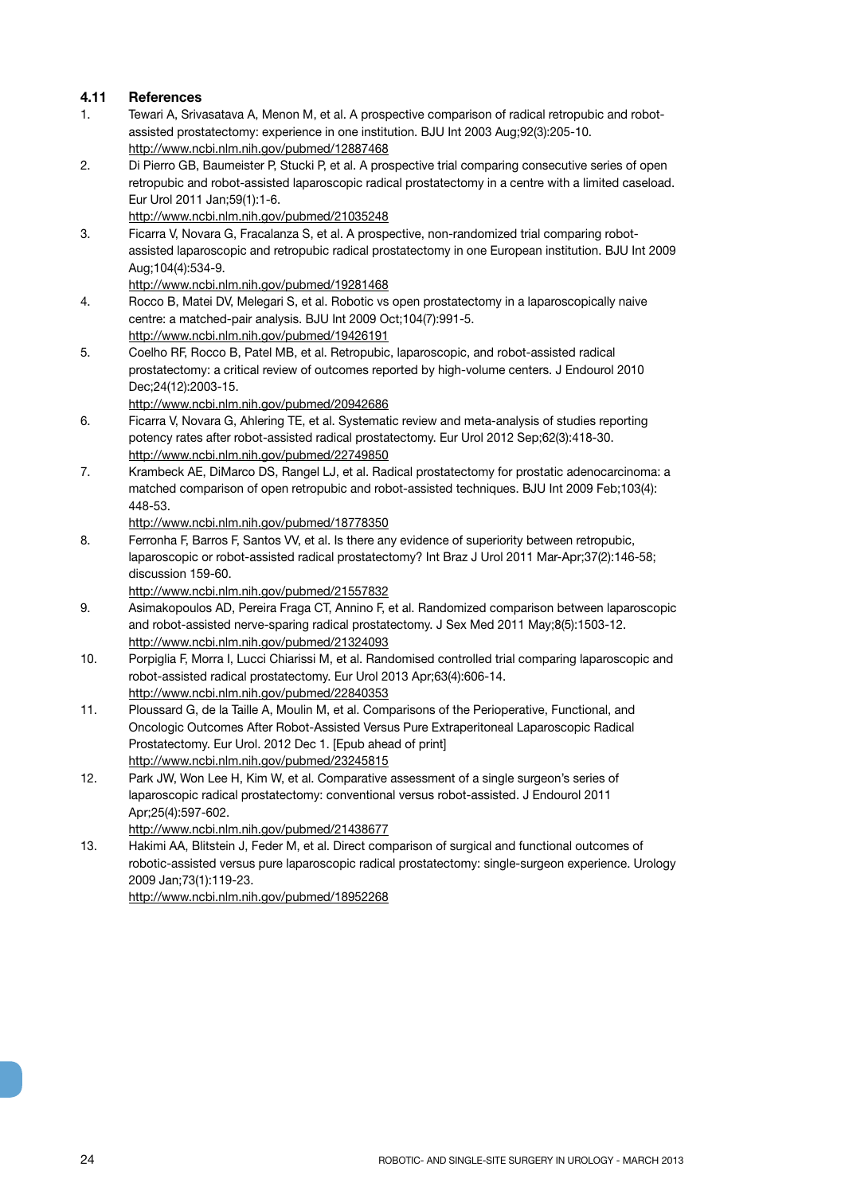## 4.11 References

1. Tewari A, Srivasatava A, Menon M, et al. A prospective comparison of radical retropubic and robot-assisted prostatectomy: experience in one institution. BJU Int 2003 Aug;92(3):205-10.
   http://www.ncbi.nlm.nih.gov/pubmed/12887468
2. Di Pierro GB, Baumeister P, Stucki P, et al. A prospective trial comparing consecutive series of open retropubic and robot-assisted laparoscopic radical prostatectomy in a centre with a limited caseload. Eur Urol 2011 Jan;59(1):1-6.
   http://www.ncbi.nlm.nih.gov/pubmed/21035248
3. Ficarra V, Novara G, Fracalanza S, et al. A prospective, non-randomized trial comparing robot-assisted laparoscopic and retropubic radical prostatectomy in one European institution. BJU Int 2009 Aug;104(4):534-9.
   http://www.ncbi.nlm.nih.gov/pubmed/19281468
4. Rocco B, Matei DV, Melegari S, et al. Robotic vs open prostatectomy in a laparoscopically naive centre: a matched-pair analysis. BJU Int 2009 Oct;104(7):991-5.
   http://www.ncbi.nlm.nih.gov/pubmed/19426191
5. Coelho RF, Rocco B, Patel MB, et al. Retropubic, laparoscopic, and robot-assisted radical prostatectomy: a critical review of outcomes reported by high-volume centers. J Endourol 2010 Dec;24(12):2003-15.
   http://www.ncbi.nlm.nih.gov/pubmed/20942686
6. Ficarra V, Novara G, Ahlering TE, et al. Systematic review and meta-analysis of studies reporting potency rates after robot-assisted radical prostatectomy. Eur Urol 2012 Sep;62(3):418-30.
   http://www.ncbi.nlm.nih.gov/pubmed/22749850
7. Krambeck AE, DiMarco DS, Rangel LJ, et al. Radical prostatectomy for prostatic adenocarcinoma: a matched comparison of open retropubic and robot-assisted techniques. BJU Int 2009 Feb;103(4): 448-53.
   http://www.ncbi.nlm.nih.gov/pubmed/18778350
8. Ferronha F, Barros F, Santos VV, et al. Is there any evidence of superiority between retropubic, laparoscopic or robot-assisted radical prostatectomy? Int Braz J Urol 2011 Mar-Apr;37(2):146-58; discussion 159-60.
   http://www.ncbi.nlm.nih.gov/pubmed/21557832
9. Asimakopoulos AD, Pereira Fraga CT, Annino F, et al. Randomized comparison between laparoscopic and robot-assisted nerve-sparing radical prostatectomy. J Sex Med 2011 May;8(5):1503-12.
   http://www.ncbi.nlm.nih.gov/pubmed/21324093
10. Porpiglia F, Morra I, Lucci Chiarissi M, et al. Randomised controlled trial comparing laparoscopic and robot-assisted radical prostatectomy. Eur Urol 2013 Apr;63(4):606-14.
    http://www.ncbi.nlm.nih.gov/pubmed/22840353
11. Ploussard G, de la Taille A, Moulin M, et al. Comparisons of the Perioperative, Functional, and Oncologic Outcomes After Robot-Assisted Versus Pure Extraperitoneal Laparoscopic Radical Prostatectomy. Eur Urol. 2012 Dec 1. [Epub ahead of print]
    http://www.ncbi.nlm.nih.gov/pubmed/23245815
12. Park JW, Won Lee H, Kim W, et al. Comparative assessment of a single surgeon's series of laparoscopic radical prostatectomy: conventional versus robot-assisted. J Endourol 2011 Apr;25(4):597-602.
    http://www.ncbi.nlm.nih.gov/pubmed/21438677
13. Hakimi AA, Blitstein J, Feder M, et al. Direct comparison of surgical and functional outcomes of robotic-assisted versus pure laparoscopic radical prostatectomy: single-surgeon experience. Urology 2009 Jan;73(1):119-23.
    http://www.ncbi.nlm.nih.gov/pubmed/18952268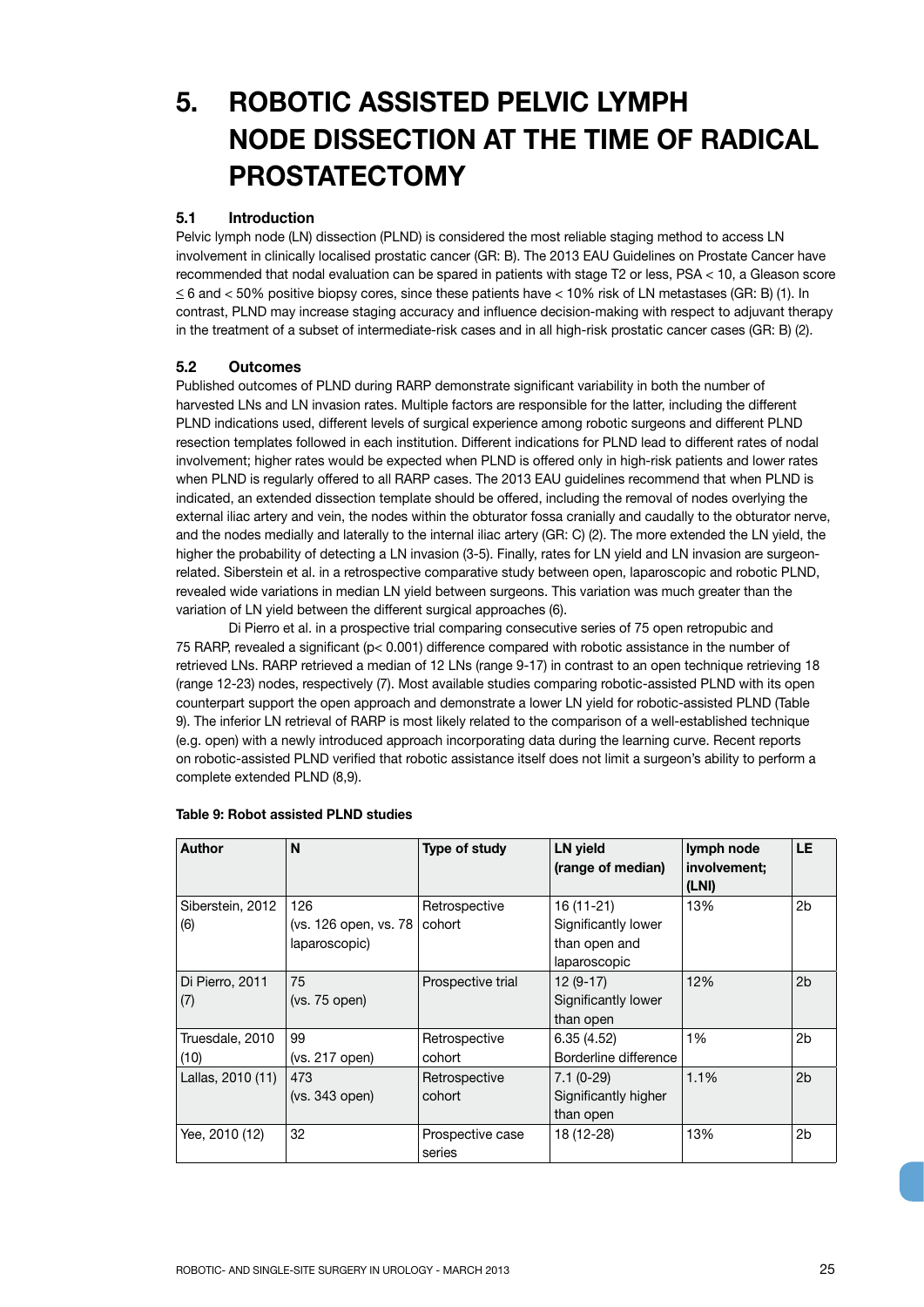# 5. ROBOTIC ASSISTED PELVIC LYMPH NODE DISSECTION AT THE TIME OF RADICAL PROSTATECTOMY

## 5.1 Introduction

Pelvic lymph node (LN) dissection (PLND) is considered the most reliable staging method to access LN involvement in clinically localised prostatic cancer (GR: B). The 2013 EAU Guidelines on Prostate Cancer have recommended that nodal evaluation can be spared in patients with stage T2 or less, PSA < 10, a Gleason score ≤ 6 and < 50% positive biopsy cores, since these patients have < 10% risk of LN metastases (GR: B) (1). In contrast, PLND may increase staging accuracy and influence decision-making with respect to adjuvant therapy in the treatment of a subset of intermediate-risk cases and in all high-risk prostatic cancer cases (GR: B) (2).

## 5.2 Outcomes

Published outcomes of PLND during RARP demonstrate significant variability in both the number of harvested LNs and LN invasion rates. Multiple factors are responsible for the latter, including the different PLND indications used, different levels of surgical experience among robotic surgeons and different PLND resection templates followed in each institution. Different indications for PLND lead to different rates of nodal involvement; higher rates would be expected when PLND is offered only in high-risk patients and lower rates when PLND is regularly offered to all RARP cases. The 2013 EAU guidelines recommend that when PLND is indicated, an extended dissection template should be offered, including the removal of nodes overlying the external iliac artery and vein, the nodes within the obturator fossa cranially and caudally to the obturator nerve, and the nodes medially and laterally to the internal iliac artery (GR: C) (2). The more extended the LN yield, the higher the probability of detecting a LN invasion (3-5). Finally, rates for LN yield and LN invasion are surgeon-related. Siberstein et al. in a retrospective comparative study between open, laparoscopic and robotic PLND, revealed wide variations in median LN yield between surgeons. This variation was much greater than the variation of LN yield between the different surgical approaches (6).

Di Pierro et al. in a prospective trial comparing consecutive series of 75 open retropubic and 75 RARP, revealed a significant (p< 0.001) difference compared with robotic assistance in the number of retrieved LNs. RARP retrieved a median of 12 LNs (range 9-17) in contrast to an open technique retrieving 18 (range 12-23) nodes, respectively (7). Most available studies comparing robotic-assisted PLND with its open counterpart support the open approach and demonstrate a lower LN yield for robotic-assisted PLND (Table 9). The inferior LN retrieval of RARP is most likely related to the comparison of a well-established technique (e.g. open) with a newly introduced approach incorporating data during the learning curve. Recent reports on robotic-assisted PLND verified that robotic assistance itself does not limit a surgeon's ability to perform a complete extended PLND (8,9).

**Table 9: Robot assisted PLND studies**

| Author | N | Type of study | LN yield (range of median) | lymph node involvement; (LNI) | LE |
|---|---|---|---|---|---|
| Siberstein, 2012 (6) | 126 (vs. 126 open, vs. 78 laparoscopic) | Retrospective cohort | 16 (11-21) Significantly lower than open and laparoscopic | 13% | 2b |
| Di Pierro, 2011 (7) | 75 (vs. 75 open) | Prospective trial | 12 (9-17) Significantly lower than open | 12% | 2b |
| Truesdale, 2010 (10) | 99 (vs. 217 open) | Retrospective cohort | 6.35 (4.52) Borderline difference | 1% | 2b |
| Lallas, 2010 (11) | 473 (vs. 343 open) | Retrospective cohort | 7.1 (0-29) Significantly higher than open | 1.1% | 2b |
| Yee, 2010 (12) | 32 | Prospective case series | 18 (12-28) | 13% | 2b |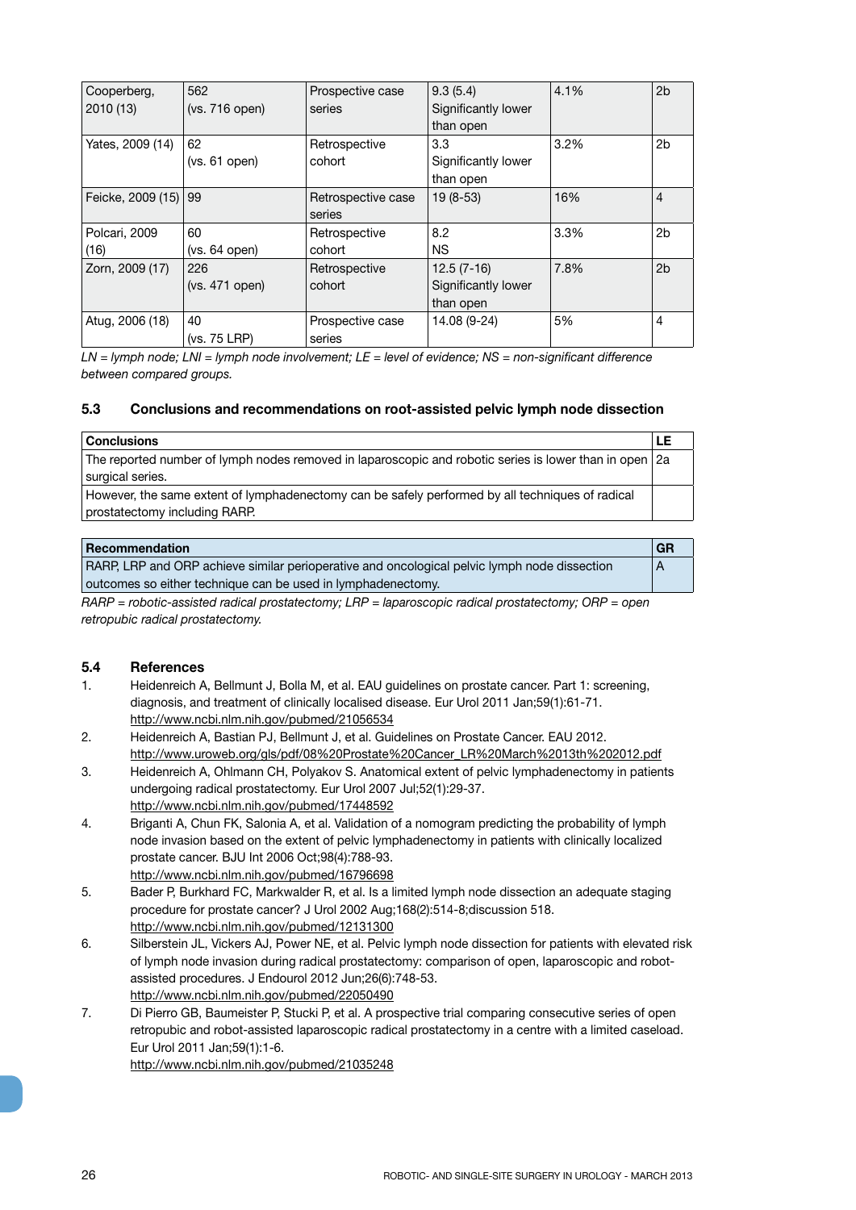| | | | | | |
|---|---|---|---|---|---|
| Cooperberg, 2010 (13) | 562 (vs. 716 open) | Prospective case series | 9.3 (5.4) Significantly lower than open | 4.1% | 2b |
| Yates, 2009 (14) | 62 (vs. 61 open) | Retrospective cohort | 3.3 Significantly lower than open | 3.2% | 2b |
| Feicke, 2009 (15) | 99 | Retrospective case series | 19 (8-53) | 16% | 4 |
| Polcari, 2009 (16) | 60 (vs. 64 open) | Retrospective cohort | 8.2 NS | 3.3% | 2b |
| Zorn, 2009 (17) | 226 (vs. 471 open) | Retrospective cohort | 12.5 (7-16) Significantly lower than open | 7.8% | 2b |
| Atug, 2006 (18) | 40 (vs. 75 LRP) | Prospective case series | 14.08 (9-24) | 5% | 4 |

*LN = lymph node; LNI = lymph node involvement; LE = level of evidence; NS = non-significant difference between compared groups.*

## 5.3 Conclusions and recommendations on root-assisted pelvic lymph node dissection

| Conclusions | LE |
|---|---|
| The reported number of lymph nodes removed in laparoscopic and robotic series is lower than in open surgical series. | 2a |
| However, the same extent of lymphadenectomy can be safely performed by all techniques of radical prostatectomy including RARP. | |

| Recommendation | GR |
|---|---|
| RARP, LRP and ORP achieve similar perioperative and oncological pelvic lymph node dissection outcomes so either technique can be used in lymphadenectomy. | A |

*RARP = robotic-assisted radical prostatectomy; LRP = laparoscopic radical prostatectomy; ORP = open retropubic radical prostatectomy.*

## 5.4 References

1. Heidenreich A, Bellmunt J, Bolla M, et al. EAU guidelines on prostate cancer. Part 1: screening, diagnosis, and treatment of clinically localised disease. Eur Urol 2011 Jan;59(1):61-71. http://www.ncbi.nlm.nih.gov/pubmed/21056534
2. Heidenreich A, Bastian PJ, Bellmunt J, et al. Guidelines on Prostate Cancer. EAU 2012. http://www.uroweb.org/gls/pdf/08%20Prostate%20Cancer_LR%20March%2013th%202012.pdf
3. Heidenreich A, Ohlmann CH, Polyakov S. Anatomical extent of pelvic lymphadenectomy in patients undergoing radical prostatectomy. Eur Urol 2007 Jul;52(1):29-37. http://www.ncbi.nlm.nih.gov/pubmed/17448592
4. Briganti A, Chun FK, Salonia A, et al. Validation of a nomogram predicting the probability of lymph node invasion based on the extent of pelvic lymphadenectomy in patients with clinically localized prostate cancer. BJU Int 2006 Oct;98(4):788-93. http://www.ncbi.nlm.nih.gov/pubmed/16796698
5. Bader P, Burkhard FC, Markwalder R, et al. Is a limited lymph node dissection an adequate staging procedure for prostate cancer? J Urol 2002 Aug;168(2):514-8;discussion 518. http://www.ncbi.nlm.nih.gov/pubmed/12131300
6. Silberstein JL, Vickers AJ, Power NE, et al. Pelvic lymph node dissection for patients with elevated risk of lymph node invasion during radical prostatectomy: comparison of open, laparoscopic and robot-assisted procedures. J Endourol 2012 Jun;26(6):748-53. http://www.ncbi.nlm.nih.gov/pubmed/22050490
7. Di Pierro GB, Baumeister P, Stucki P, et al. A prospective trial comparing consecutive series of open retropubic and robot-assisted laparoscopic radical prostatectomy in a centre with a limited caseload. Eur Urol 2011 Jan;59(1):1-6. http://www.ncbi.nlm.nih.gov/pubmed/21035248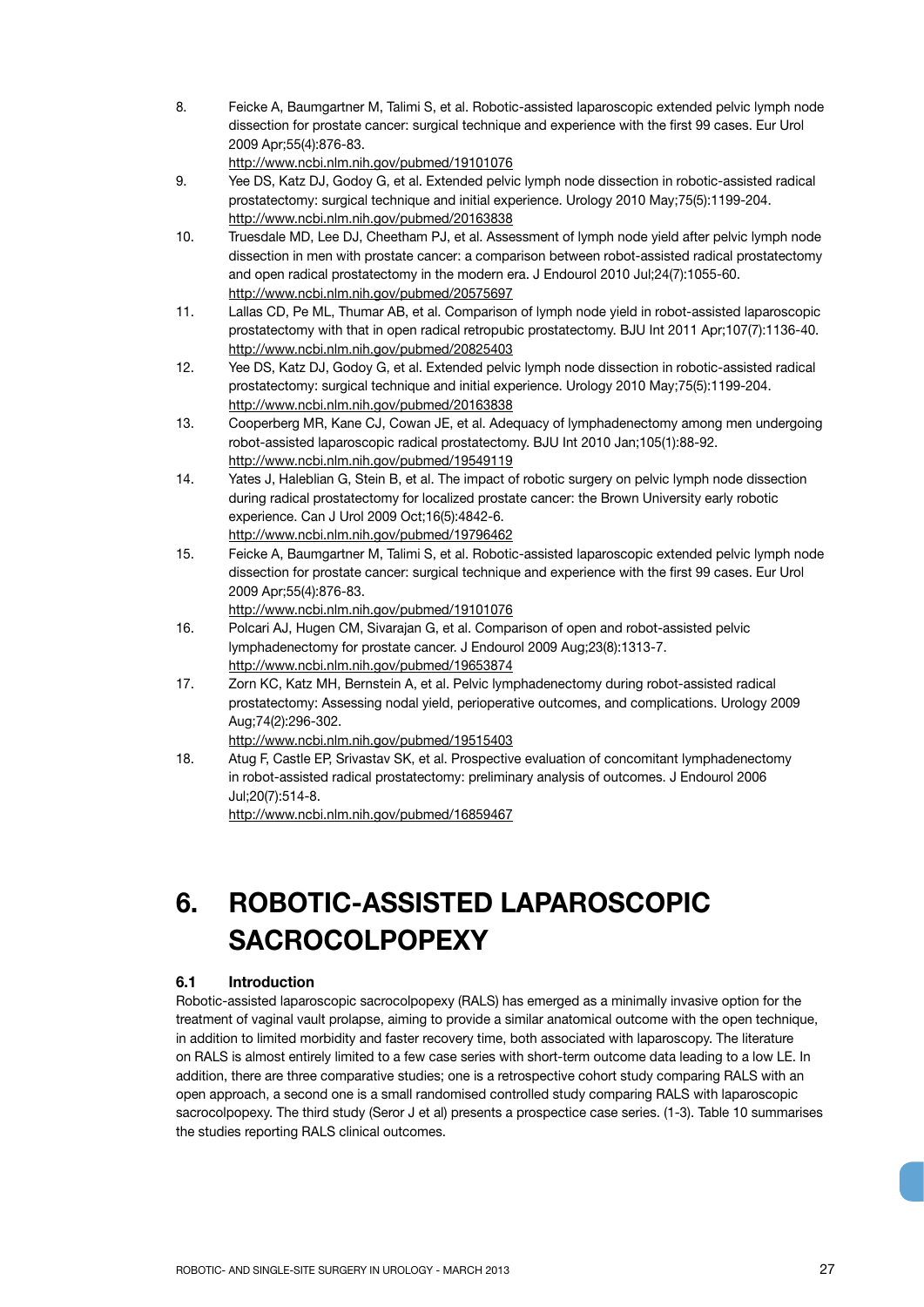8. Feicke A, Baumgartner M, Talimi S, et al. Robotic-assisted laparoscopic extended pelvic lymph node dissection for prostate cancer: surgical technique and experience with the first 99 cases. Eur Urol 2009 Apr;55(4):876-83.
http://www.ncbi.nlm.nih.gov/pubmed/19101076
9. Yee DS, Katz DJ, Godoy G, et al. Extended pelvic lymph node dissection in robotic-assisted radical prostatectomy: surgical technique and initial experience. Urology 2010 May;75(5):1199-204.
http://www.ncbi.nlm.nih.gov/pubmed/20163838
10. Truesdale MD, Lee DJ, Cheetham PJ, et al. Assessment of lymph node yield after pelvic lymph node dissection in men with prostate cancer: a comparison between robot-assisted radical prostatectomy and open radical prostatectomy in the modern era. J Endourol 2010 Jul;24(7):1055-60.
http://www.ncbi.nlm.nih.gov/pubmed/20575697
11. Lallas CD, Pe ML, Thumar AB, et al. Comparison of lymph node yield in robot-assisted laparoscopic prostatectomy with that in open radical retropubic prostatectomy. BJU Int 2011 Apr;107(7):1136-40.
http://www.ncbi.nlm.nih.gov/pubmed/20825403
12. Yee DS, Katz DJ, Godoy G, et al. Extended pelvic lymph node dissection in robotic-assisted radical prostatectomy: surgical technique and initial experience. Urology 2010 May;75(5):1199-204.
http://www.ncbi.nlm.nih.gov/pubmed/20163838
13. Cooperberg MR, Kane CJ, Cowan JE, et al. Adequacy of lymphadenectomy among men undergoing robot-assisted laparoscopic radical prostatectomy. BJU Int 2010 Jan;105(1):88-92.
http://www.ncbi.nlm.nih.gov/pubmed/19549119
14. Yates J, Haleblian G, Stein B, et al. The impact of robotic surgery on pelvic lymph node dissection during radical prostatectomy for localized prostate cancer: the Brown University early robotic experience. Can J Urol 2009 Oct;16(5):4842-6.
http://www.ncbi.nlm.nih.gov/pubmed/19796462
15. Feicke A, Baumgartner M, Talimi S, et al. Robotic-assisted laparoscopic extended pelvic lymph node dissection for prostate cancer: surgical technique and experience with the first 99 cases. Eur Urol 2009 Apr;55(4):876-83.
http://www.ncbi.nlm.nih.gov/pubmed/19101076
16. Polcari AJ, Hugen CM, Sivarajan G, et al. Comparison of open and robot-assisted pelvic lymphadenectomy for prostate cancer. J Endourol 2009 Aug;23(8):1313-7.
http://www.ncbi.nlm.nih.gov/pubmed/19653874
17. Zorn KC, Katz MH, Bernstein A, et al. Pelvic lymphadenectomy during robot-assisted radical prostatectomy: Assessing nodal yield, perioperative outcomes, and complications. Urology 2009 Aug;74(2):296-302.
http://www.ncbi.nlm.nih.gov/pubmed/19515403
18. Atug F, Castle EP, Srivastav SK, et al. Prospective evaluation of concomitant lymphadenectomy in robot-assisted radical prostatectomy: preliminary analysis of outcomes. J Endourol 2006 Jul;20(7):514-8.
http://www.ncbi.nlm.nih.gov/pubmed/16859467

# 6. ROBOTIC-ASSISTED LAPAROSCOPIC SACROCOLPOPEXY

## 6.1 Introduction

Robotic-assisted laparoscopic sacrocolpopexy (RALS) has emerged as a minimally invasive option for the treatment of vaginal vault prolapse, aiming to provide a similar anatomical outcome with the open technique, in addition to limited morbidity and faster recovery time, both associated with laparoscopy. The literature on RALS is almost entirely limited to a few case series with short-term outcome data leading to a low LE. In addition, there are three comparative studies; one is a retrospective cohort study comparing RALS with an open approach, a second one is a small randomised controlled study comparing RALS with laparoscopic sacrocolpopexy. The third study (Seror J et al) presents a prospectice case series. (1-3). Table 10 summarises the studies reporting RALS clinical outcomes.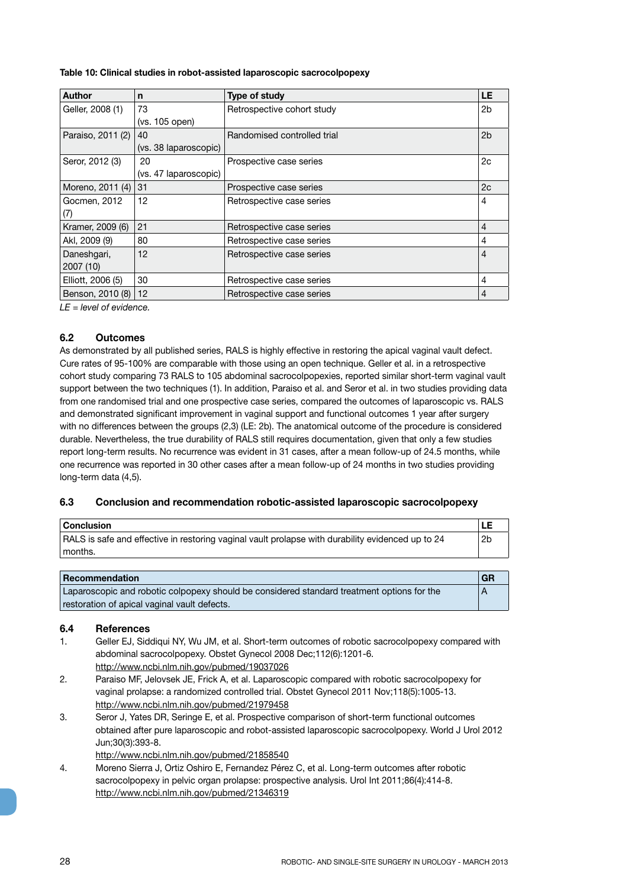**Table 10: Clinical studies in robot-assisted laparoscopic sacrocolpopexy**

| Author | n | Type of study | LE |
|---|---|---|---|
| Geller, 2008 (1) | 73 (vs. 105 open) | Retrospective cohort study | 2b |
| Paraiso, 2011 (2) | 40 (vs. 38 laparoscopic) | Randomised controlled trial | 2b |
| Seror, 2012 (3) | 20 (vs. 47 laparoscopic) | Prospective case series | 2c |
| Moreno, 2011 (4) | 31 | Prospective case series | 2c |
| Gocmen, 2012 (7) | 12 | Retrospective case series | 4 |
| Kramer, 2009 (6) | 21 | Retrospective case series | 4 |
| Akl, 2009 (9) | 80 | Retrospective case series | 4 |
| Daneshgari, 2007 (10) | 12 | Retrospective case series | 4 |
| Elliott, 2006 (5) | 30 | Retrospective case series | 4 |
| Benson, 2010 (8) | 12 | Retrospective case series | 4 |

*LE = level of evidence.*

## 6.2 Outcomes

As demonstrated by all published series, RALS is highly effective in restoring the apical vaginal vault defect. Cure rates of 95-100% are comparable with those using an open technique. Geller et al. in a retrospective cohort study comparing 73 RALS to 105 abdominal sacrocolpopexies, reported similar short-term vaginal vault support between the two techniques (1). In addition, Paraiso et al. and Seror et al. in two studies providing data from one randomised trial and one prospective case series, compared the outcomes of laparoscopic vs. RALS and demonstrated significant improvement in vaginal support and functional outcomes 1 year after surgery with no differences between the groups (2,3) (LE: 2b). The anatomical outcome of the procedure is considered durable. Nevertheless, the true durability of RALS still requires documentation, given that only a few studies report long-term results. No recurrence was evident in 31 cases, after a mean follow-up of 24.5 months, while one recurrence was reported in 30 other cases after a mean follow-up of 24 months in two studies providing long-term data (4,5).

## 6.3 Conclusion and recommendation robotic-assisted laparoscopic sacrocolpopexy

| Conclusion | LE |
|---|---|
| RALS is safe and effective in restoring vaginal vault prolapse with durability evidenced up to 24 months. | 2b |

| Recommendation | GR |
|---|---|
| Laparoscopic and robotic colpopexy should be considered standard treatment options for the restoration of apical vaginal vault defects. | A |

## 6.4 References

1. Geller EJ, Siddiqui NY, Wu JM, et al. Short-term outcomes of robotic sacrocolpopexy compared with abdominal sacrocolpopexy. Obstet Gynecol 2008 Dec;112(6):1201-6.
   http://www.ncbi.nlm.nih.gov/pubmed/19037026
2. Paraiso MF, Jelovsek JE, Frick A, et al. Laparoscopic compared with robotic sacrocolpopexy for vaginal prolapse: a randomized controlled trial. Obstet Gynecol 2011 Nov;118(5):1005-13.
   http://www.ncbi.nlm.nih.gov/pubmed/21979458
3. Seror J, Yates DR, Seringe E, et al. Prospective comparison of short-term functional outcomes obtained after pure laparoscopic and robot-assisted laparoscopic sacrocolpopexy. World J Urol 2012 Jun;30(3):393-8.
   http://www.ncbi.nlm.nih.gov/pubmed/21858540
4. Moreno Sierra J, Ortiz Oshiro E, Fernandez Pérez C, et al. Long-term outcomes after robotic sacrocolpopexy in pelvic organ prolapse: prospective analysis. Urol Int 2011;86(4):414-8.
   http://www.ncbi.nlm.nih.gov/pubmed/21346319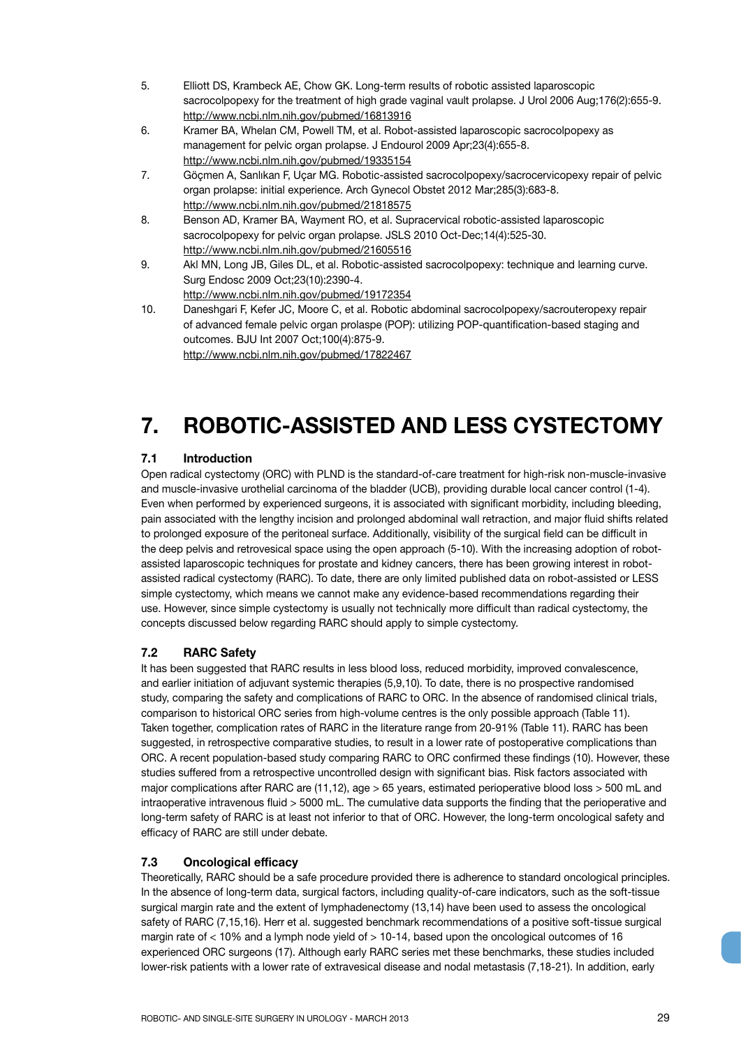5. Elliott DS, Krambeck AE, Chow GK. Long-term results of robotic assisted laparoscopic sacrocolpopexy for the treatment of high grade vaginal vault prolapse. J Urol 2006 Aug;176(2):655-9. http://www.ncbi.nlm.nih.gov/pubmed/16813916
6. Kramer BA, Whelan CM, Powell TM, et al. Robot-assisted laparoscopic sacrocolpopexy as management for pelvic organ prolapse. J Endourol 2009 Apr;23(4):655-8. http://www.ncbi.nlm.nih.gov/pubmed/19335154
7. Göçmen A, Sanlıkan F, Uçar MG. Robotic-assisted sacrocolpopexy/sacrocervicopexy repair of pelvic organ prolapse: initial experience. Arch Gynecol Obstet 2012 Mar;285(3):683-8. http://www.ncbi.nlm.nih.gov/pubmed/21818575
8. Benson AD, Kramer BA, Wayment RO, et al. Supracervical robotic-assisted laparoscopic sacrocolpopexy for pelvic organ prolapse. JSLS 2010 Oct-Dec;14(4):525-30. http://www.ncbi.nlm.nih.gov/pubmed/21605516
9. Akl MN, Long JB, Giles DL, et al. Robotic-assisted sacrocolpopexy: technique and learning curve. Surg Endosc 2009 Oct;23(10):2390-4. http://www.ncbi.nlm.nih.gov/pubmed/19172354
10. Daneshgari F, Kefer JC, Moore C, et al. Robotic abdominal sacrocolpopexy/sacrouteropexy repair of advanced female pelvic organ prolapse (POP): utilizing POP-quantification-based staging and outcomes. BJU Int 2007 Oct;100(4):875-9. http://www.ncbi.nlm.nih.gov/pubmed/17822467

# 7. ROBOTIC-ASSISTED AND LESS CYSTECTOMY

### 7.1 Introduction

Open radical cystectomy (ORC) with PLND is the standard-of-care treatment for high-risk non-muscle-invasive and muscle-invasive urothelial carcinoma of the bladder (UCB), providing durable local cancer control (1-4). Even when performed by experienced surgeons, it is associated with significant morbidity, including bleeding, pain associated with the lengthy incision and prolonged abdominal wall retraction, and major fluid shifts related to prolonged exposure of the peritoneal surface. Additionally, visibility of the surgical field can be difficult in the deep pelvis and retrovesical space using the open approach (5-10). With the increasing adoption of robot-assisted laparoscopic techniques for prostate and kidney cancers, there has been growing interest in robot-assisted radical cystectomy (RARC). To date, there are only limited published data on robot-assisted or LESS simple cystectomy, which means we cannot make any evidence-based recommendations regarding their use. However, since simple cystectomy is usually not technically more difficult than radical cystectomy, the concepts discussed below regarding RARC should apply to simple cystectomy.

### 7.2 RARC Safety

It has been suggested that RARC results in less blood loss, reduced morbidity, improved convalescence, and earlier initiation of adjuvant systemic therapies (5,9,10). To date, there is no prospective randomised study, comparing the safety and complications of RARC to ORC. In the absence of randomised clinical trials, comparison to historical ORC series from high-volume centres is the only possible approach (Table 11). Taken together, complication rates of RARC in the literature range from 20-91% (Table 11). RARC has been suggested, in retrospective comparative studies, to result in a lower rate of postoperative complications than ORC. A recent population-based study comparing RARC to ORC confirmed these findings (10). However, these studies suffered from a retrospective uncontrolled design with significant bias. Risk factors associated with major complications after RARC are (11,12), age > 65 years, estimated perioperative blood loss > 500 mL and intraoperative intravenous fluid > 5000 mL. The cumulative data supports the finding that the perioperative and long-term safety of RARC is at least not inferior to that of ORC. However, the long-term oncological safety and efficacy of RARC are still under debate.

### 7.3 Oncological efficacy

Theoretically, RARC should be a safe procedure provided there is adherence to standard oncological principles. In the absence of long-term data, surgical factors, including quality-of-care indicators, such as the soft-tissue surgical margin rate and the extent of lymphadenectomy (13,14) have been used to assess the oncological safety of RARC (7,15,16). Herr et al. suggested benchmark recommendations of a positive soft-tissue surgical margin rate of < 10% and a lymph node yield of > 10-14, based upon the oncological outcomes of 16 experienced ORC surgeons (17). Although early RARC series met these benchmarks, these studies included lower-risk patients with a lower rate of extravesical disease and nodal metastasis (7,18-21). In addition, early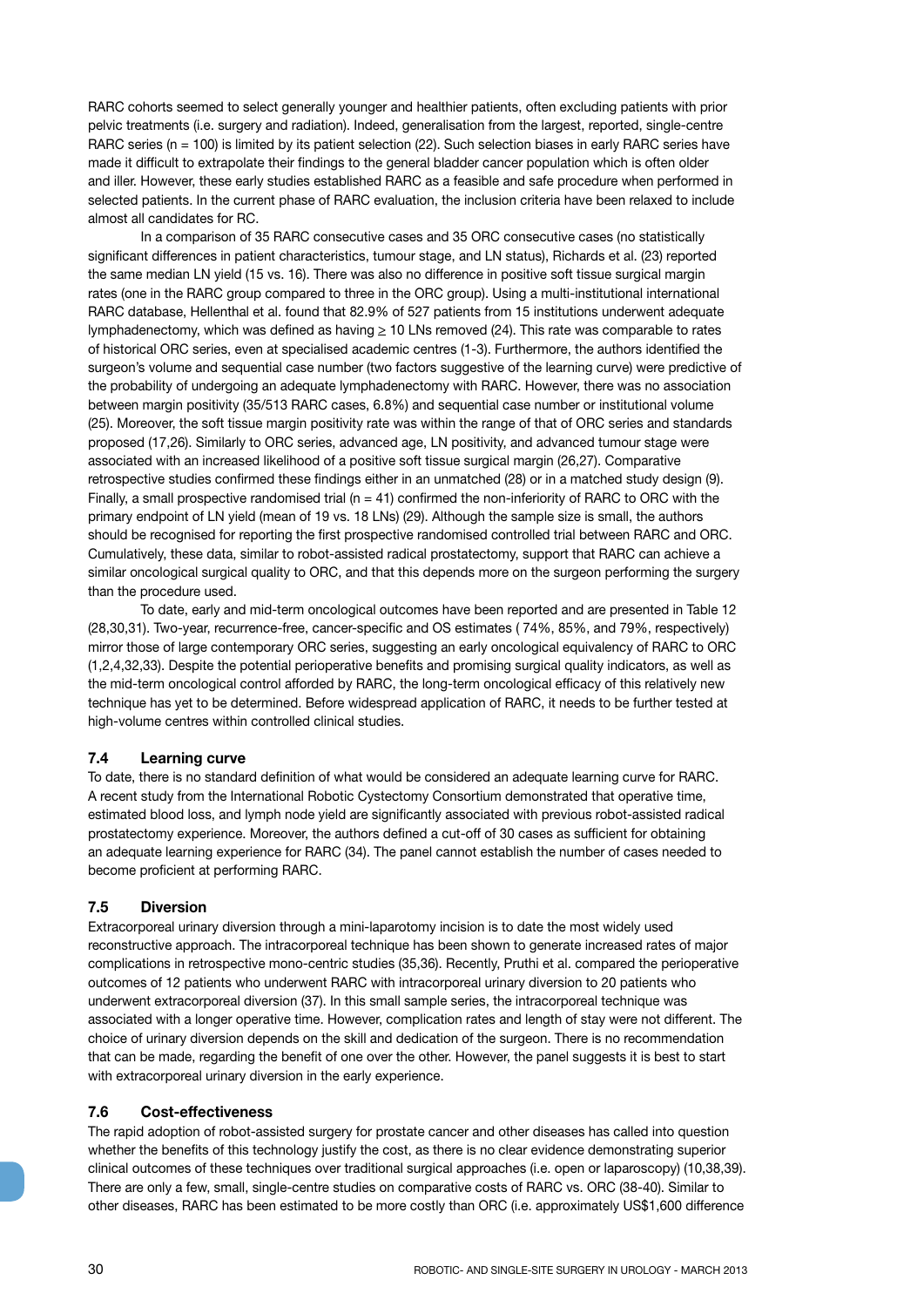RARC cohorts seemed to select generally younger and healthier patients, often excluding patients with prior pelvic treatments (i.e. surgery and radiation). Indeed, generalisation from the largest, reported, single-centre RARC series (n = 100) is limited by its patient selection (22). Such selection biases in early RARC series have made it difficult to extrapolate their findings to the general bladder cancer population which is often older and iller. However, these early studies established RARC as a feasible and safe procedure when performed in selected patients. In the current phase of RARC evaluation, the inclusion criteria have been relaxed to include almost all candidates for RC.

In a comparison of 35 RARC consecutive cases and 35 ORC consecutive cases (no statistically significant differences in patient characteristics, tumour stage, and LN status), Richards et al. (23) reported the same median LN yield (15 vs. 16). There was also no difference in positive soft tissue surgical margin rates (one in the RARC group compared to three in the ORC group). Using a multi-institutional international RARC database, Hellenthal et al. found that 82.9% of 527 patients from 15 institutions underwent adequate lymphadenectomy, which was defined as having ≥ 10 LNs removed (24). This rate was comparable to rates of historical ORC series, even at specialised academic centres (1-3). Furthermore, the authors identified the surgeon's volume and sequential case number (two factors suggestive of the learning curve) were predictive of the probability of undergoing an adequate lymphadenectomy with RARC. However, there was no association between margin positivity (35/513 RARC cases, 6.8%) and sequential case number or institutional volume (25). Moreover, the soft tissue margin positivity rate was within the range of that of ORC series and standards proposed (17,26). Similarly to ORC series, advanced age, LN positivity, and advanced tumour stage were associated with an increased likelihood of a positive soft tissue surgical margin (26,27). Comparative retrospective studies confirmed these findings either in an unmatched (28) or in a matched study design (9). Finally, a small prospective randomised trial (n = 41) confirmed the non-inferiority of RARC to ORC with the primary endpoint of LN yield (mean of 19 vs. 18 LNs) (29). Although the sample size is small, the authors should be recognised for reporting the first prospective randomised controlled trial between RARC and ORC. Cumulatively, these data, similar to robot-assisted radical prostatectomy, support that RARC can achieve a similar oncological surgical quality to ORC, and that this depends more on the surgeon performing the surgery than the procedure used.

To date, early and mid-term oncological outcomes have been reported and are presented in Table 12 (28,30,31). Two-year, recurrence-free, cancer-specific and OS estimates ( 74%, 85%, and 79%, respectively) mirror those of large contemporary ORC series, suggesting an early oncological equivalency of RARC to ORC (1,2,4,32,33). Despite the potential perioperative benefits and promising surgical quality indicators, as well as the mid-term oncological control afforded by RARC, the long-term oncological efficacy of this relatively new technique has yet to be determined. Before widespread application of RARC, it needs to be further tested at high-volume centres within controlled clinical studies.

### 7.4 Learning curve

To date, there is no standard definition of what would be considered an adequate learning curve for RARC. A recent study from the International Robotic Cystectomy Consortium demonstrated that operative time, estimated blood loss, and lymph node yield are significantly associated with previous robot-assisted radical prostatectomy experience. Moreover, the authors defined a cut-off of 30 cases as sufficient for obtaining an adequate learning experience for RARC (34). The panel cannot establish the number of cases needed to become proficient at performing RARC.

### 7.5 Diversion

Extracorporeal urinary diversion through a mini-laparotomy incision is to date the most widely used reconstructive approach. The intracorporeal technique has been shown to generate increased rates of major complications in retrospective mono-centric studies (35,36). Recently, Pruthi et al. compared the perioperative outcomes of 12 patients who underwent RARC with intracorporeal urinary diversion to 20 patients who underwent extracorporeal diversion (37). In this small sample series, the intracorporeal technique was associated with a longer operative time. However, complication rates and length of stay were not different. The choice of urinary diversion depends on the skill and dedication of the surgeon. There is no recommendation that can be made, regarding the benefit of one over the other. However, the panel suggests it is best to start with extracorporeal urinary diversion in the early experience.

### 7.6 Cost-effectiveness

The rapid adoption of robot-assisted surgery for prostate cancer and other diseases has called into question whether the benefits of this technology justify the cost, as there is no clear evidence demonstrating superior clinical outcomes of these techniques over traditional surgical approaches (i.e. open or laparoscopy) (10,38,39). There are only a few, small, single-centre studies on comparative costs of RARC vs. ORC (38-40). Similar to other diseases, RARC has been estimated to be more costly than ORC (i.e. approximately US$1,600 difference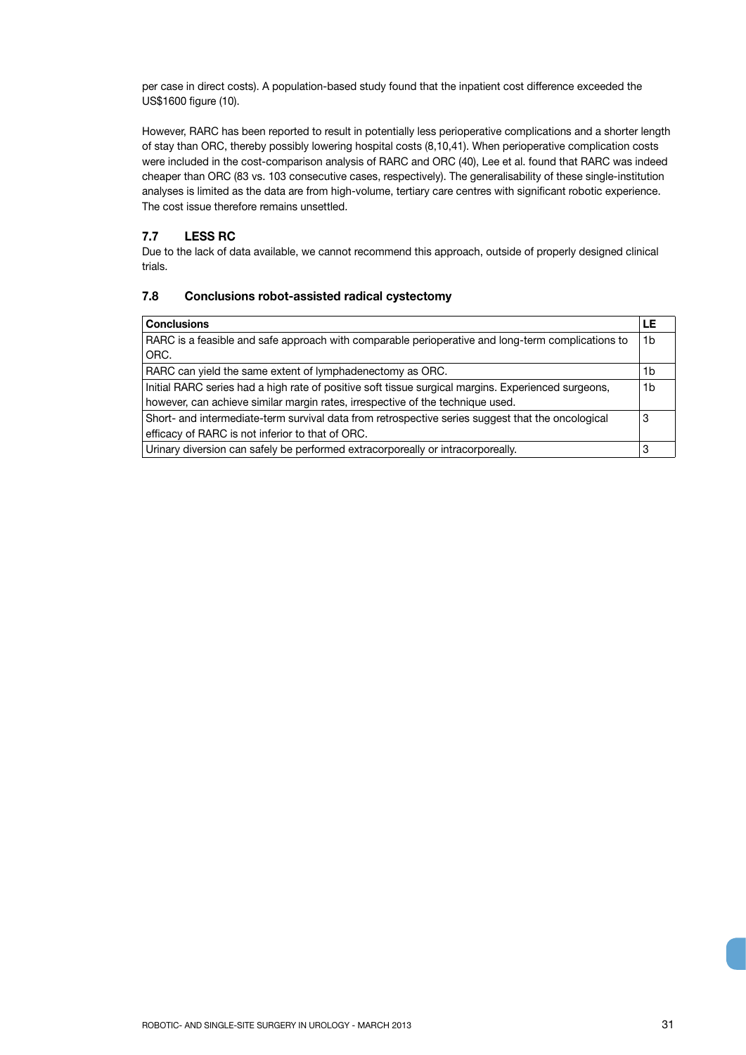per case in direct costs). A population-based study found that the inpatient cost difference exceeded the US$1600 figure (10).

However, RARC has been reported to result in potentially less perioperative complications and a shorter length of stay than ORC, thereby possibly lowering hospital costs (8,10,41). When perioperative complication costs were included in the cost-comparison analysis of RARC and ORC (40), Lee et al. found that RARC was indeed cheaper than ORC (83 vs. 103 consecutive cases, respectively). The generalisability of these single-institution analyses is limited as the data are from high-volume, tertiary care centres with significant robotic experience. The cost issue therefore remains unsettled.

### 7.7 LESS RC

Due to the lack of data available, we cannot recommend this approach, outside of properly designed clinical trials.

### 7.8 Conclusions robot-assisted radical cystectomy

| Conclusions | LE |
|---|---|
| RARC is a feasible and safe approach with comparable perioperative and long-term complications to ORC. | 1b |
| RARC can yield the same extent of lymphadenectomy as ORC. | 1b |
| Initial RARC series had a high rate of positive soft tissue surgical margins. Experienced surgeons, however, can achieve similar margin rates, irrespective of the technique used. | 1b |
| Short- and intermediate-term survival data from retrospective series suggest that the oncological efficacy of RARC is not inferior to that of ORC. | 3 |
| Urinary diversion can safely be performed extracorporeally or intracorporeally. | 3 |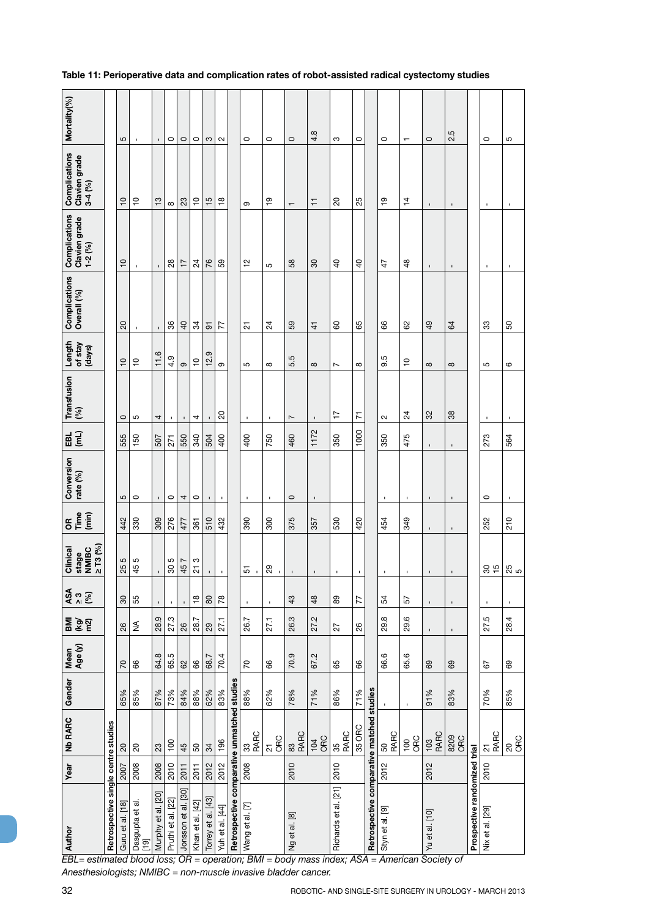**Table 11: Perioperative data and complication rates of robot-assisted radical cystectomy studies**

| Author | Year | Nb RARC | Gender | Mean Age (y) | BMI (kg/m2) | ASA ≥ 3 (%) | Clinical stage NMIBC ≥ T3 (%) | OR Time (min) | Conversion rate (%) | EBL (mL) | Transfusion (%) | Length of stay (days) | Complications Overall (%) | Complications Clavien grade 1-2 (%) | Complications Clavien grade 3-4 (%) | Mortality(%) |
|---|---|---|---|---|---|---|---|---|---|---|---|---|---|---|---|---|
| **Retrospective single centre studies** | | | | | | | | | | | | | | | | |
| Guru et al. [18] | 2007 | 20 | 65% | 70 | 26 | 30 | 25 5 | 442 | 5 | 555 | 0 | 10 | 20 | 10 | 10 | 5 |
| Dasgupta et al. [19] | 2008 | 20 | 85% | 66 | NA | 55 | 45 5 | 330 | 0 | 150 | 5 | 10 | - | - | 10 | - |
| Murphy et al. [20] | 2008 | 23 | 87% | 64.8 | 28.9 | - | - | 309 | - | 507 | 4 | 11.6 | - | - | 13 | - |
| Pruthi et al. [22] | 2010 | 100 | 73% | 65.5 | 27.3 | - | 30 5 | 276 | 0 | 271 | - | 4.9 | 36 | 28 | 8 | 0 |
| Jonsson et al. [30] | 2011 | 45 | 84% | 62 | 26 | - | 45 7 | 477 | 4 | 550 | - | 9 | 40 | 17 | 23 | 0 |
| Khan et al. [42] | 2011 | 50 | 88% | 66 | 28.7 | 18 | 21 3 | 361 | 0 | 340 | 4 | 10 | 34 | 24 | 10 | 0 |
| Torrey et al. [43] | 2012 | 34 | 62% | 68.7 | 29 | 80 | - | 510 | - | 504 | - | 12.9 | 91 | 76 | 15 | 3 |
| Yuh et al. [44] | 2012 | 196 | 83% | 70.4 | 27.1 | 78 | - | 432 | - | 400 | 20 | 9 | 77 | 59 | 18 | 2 |
| **Retrospective comparative unmatched studies** | | | | | | | | | | | | | | | | |
| Wang et al. [7] | 2008 | 33 RARC | 88% | 70 | 26.7 | - | 51 - | 390 | - | 400 | - | 5 | 21 | 12 | 9 | 0 |
| | | 21 ORC | 62% | 66 | 27.1 | - | 29 - | 300 | - | 750 | - | 8 | 24 | 5 | 19 | 0 |
| Ng et al. [8] | 2010 | 83 RARC | 78% | 70.9 | 26.3 | 43 | - | 375 | 0 | 460 | 7 | 5.5 | 59 | 58 | 1 | 0 |
| | | 104 ORC | 71% | 67.2 | 27.2 | 48 | - | 357 | - | 1172 | - | 8 | 41 | 30 | 11 | 4.8 |
| Richards et al. [21] | 2010 | 35 RARC | 86% | 65 | 27 | 89 | - | 530 | | 350 | 17 | 7 | 60 | 40 | 20 | 3 |
| | | 35 ORC | 71% | 66 | 26 | 77 | - | 420 | | 1000 | 71 | 8 | 65 | 40 | 25 | 0 |
| **Retrospective comparative matched studies** | | | | | | | | | | | | | | | | |
| Styn et al. [9] | 2012 | 50 RARC | - | 66.6 | 29.8 | 54 | - | 454 | - | 350 | 2 | 9.5 | 66 | 47 | 19 | 0 |
| | | 100 ORC | - | 65.6 | 29.6 | 57 | - | 349 | - | 475 | 24 | 10 | 62 | 48 | 14 | 1 |
| Yu et al. [10] | 2012 | 103 RARC | 91% | 69 | - | - | - | - | - | - | 32 | 8 | 49 | - | - | 0 |
| | | 8209 ORC | 83% | 69 | - | - | - | - | - | - | 38 | 8 | 64 | - | - | 2.5 |
| **Prospective randomized trial** | | | | | | | | | | | | | | | | |
| Nix et al. [29] | 2010 | 21 RARC | 70% | 67 | 27.5 | - | 30 15 | 252 | 0 | 273 | - | 5 | 33 | - | - | 0 |
| | | 20 ORC | 85% | 69 | 28.4 | - | 25 5 | 210 | - | 564 | - | 6 | 50 | - | - | 5 |

*EBL= estimated blood loss; OR = operation; BMI = body mass index; ASA = American Society of Anesthesiologists; NMIBC = non-muscle invasive bladder cancer.*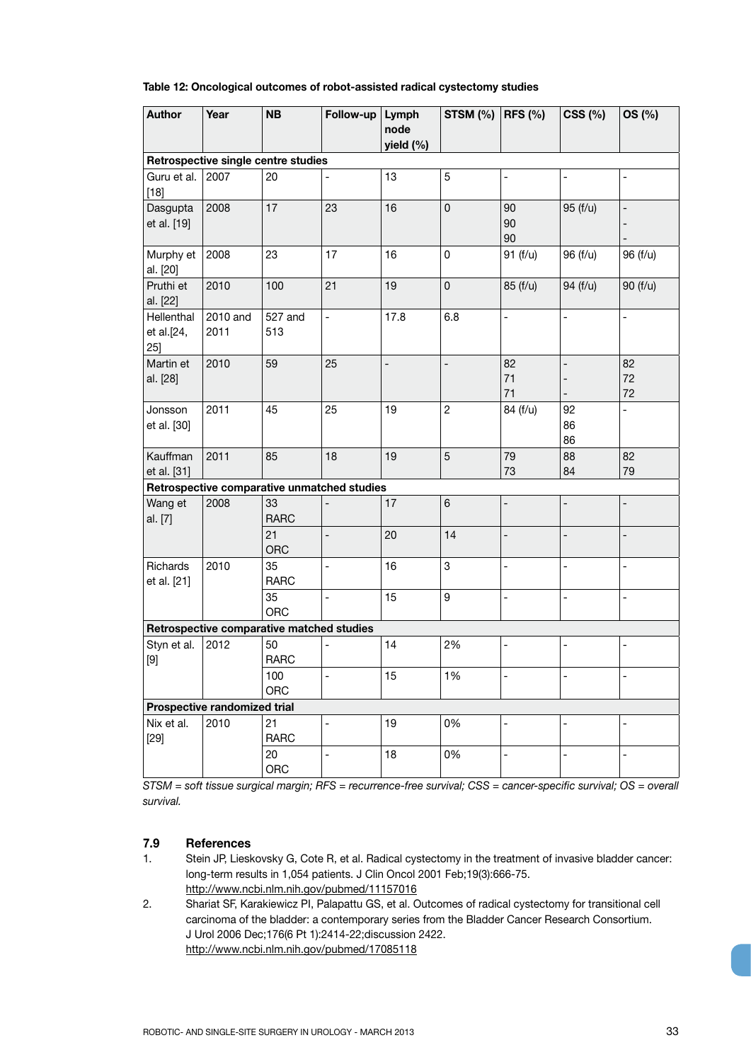**Table 12: Oncological outcomes of robot-assisted radical cystectomy studies**

| Author | Year | NB | Follow-up | Lymph node yield (%) | STSM (%) | RFS (%) | CSS (%) | OS (%) |
|---|---|---|---|---|---|---|---|---|
| **Retrospective single centre studies** | | | | | | | | |
| Guru et al. [18] | 2007 | 20 | - | 13 | 5 | - | - | - |
| Dasgupta et al. [19] | 2008 | 17 | 23 | 16 | 0 | 90<br>90<br>90 | 95 (f/u) | -<br>-<br>- |
| Murphy et al. [20] | 2008 | 23 | 17 | 16 | 0 | 91 (f/u) | 96 (f/u) | 96 (f/u) |
| Pruthi et al. [22] | 2010 | 100 | 21 | 19 | 0 | 85 (f/u) | 94 (f/u) | 90 (f/u) |
| Hellenthal et al.[24, 25] | 2010 and 2011 | 527 and 513 | - | 17.8 | 6.8 | - | - | - |
| Martin et al. [28] | 2010 | 59 | 25 | - | - | 82<br>71<br>71 | -<br>-<br>- | 82<br>72<br>72 |
| Jonsson et al. [30] | 2011 | 45 | 25 | 19 | 2 | 84 (f/u) | 92<br>86<br>86 | - |
| Kauffman et al. [31] | 2011 | 85 | 18 | 19 | 5 | 79<br>73 | 88<br>84 | 82<br>79 |
| **Retrospective comparative unmatched studies** | | | | | | | | |
| Wang et al. [7] | 2008 | 33 RARC | - | 17 | 6 | - | - | - |
| | | 21 ORC | - | 20 | 14 | - | - | - |
| Richards et al. [21] | 2010 | 35 RARC | - | 16 | 3 | - | - | - |
| | | 35 ORC | - | 15 | 9 | - | - | - |
| **Retrospective comparative matched studies** | | | | | | | | |
| Styn et al. [9] | 2012 | 50 RARC | - | 14 | 2% | - | - | - |
| | | 100 ORC | - | 15 | 1% | - | - | - |
| **Prospective randomized trial** | | | | | | | | |
| Nix et al. [29] | 2010 | 21 RARC | - | 19 | 0% | - | - | - |
| | | 20 ORC | - | 18 | 0% | - | - | - |

*STSM = soft tissue surgical margin; RFS = recurrence-free survival; CSS = cancer-specific survival; OS = overall survival.*

### 7.9 References

1. Stein JP, Lieskovsky G, Cote R, et al. Radical cystectomy in the treatment of invasive bladder cancer: long-term results in 1,054 patients. J Clin Oncol 2001 Feb;19(3):666-75.
http://www.ncbi.nlm.nih.gov/pubmed/11157016
2. Shariat SF, Karakiewicz PI, Palapattu GS, et al. Outcomes of radical cystectomy for transitional cell carcinoma of the bladder: a contemporary series from the Bladder Cancer Research Consortium. J Urol 2006 Dec;176(6 Pt 1):2414-22;discussion 2422.
http://www.ncbi.nlm.nih.gov/pubmed/17085118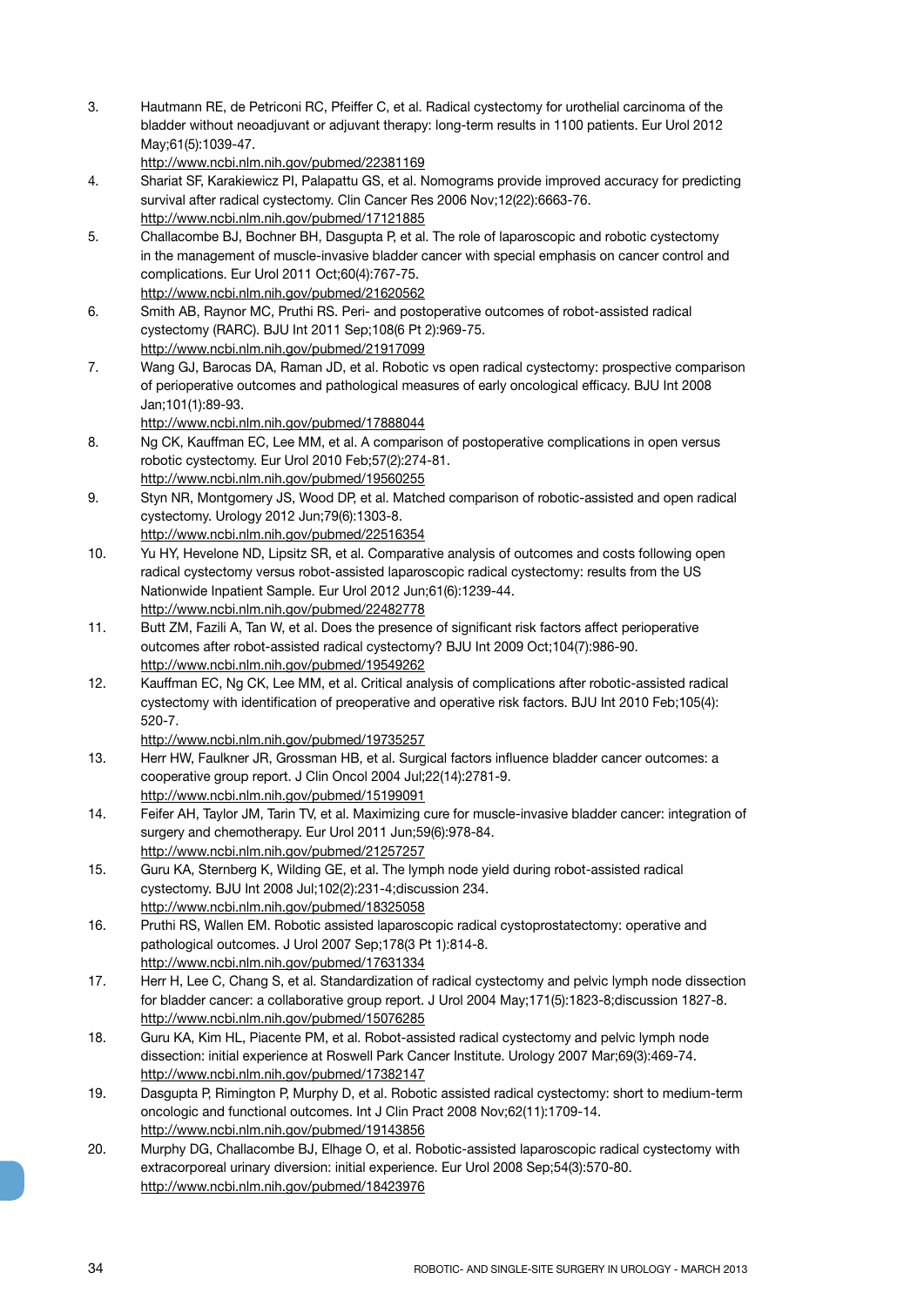3. Hautmann RE, de Petriconi RC, Pfeiffer C, et al. Radical cystectomy for urothelial carcinoma of the bladder without neoadjuvant or adjuvant therapy: long-term results in 1100 patients. Eur Urol 2012 May;61(5):1039-47.
http://www.ncbi.nlm.nih.gov/pubmed/22381169
4. Shariat SF, Karakiewicz PI, Palapattu GS, et al. Nomograms provide improved accuracy for predicting survival after radical cystectomy. Clin Cancer Res 2006 Nov;12(22):6663-76.
http://www.ncbi.nlm.nih.gov/pubmed/17121885
5. Challacombe BJ, Bochner BH, Dasgupta P, et al. The role of laparoscopic and robotic cystectomy in the management of muscle-invasive bladder cancer with special emphasis on cancer control and complications. Eur Urol 2011 Oct;60(4):767-75.
http://www.ncbi.nlm.nih.gov/pubmed/21620562
6. Smith AB, Raynor MC, Pruthi RS. Peri- and postoperative outcomes of robot-assisted radical cystectomy (RARC). BJU Int 2011 Sep;108(6 Pt 2):969-75.
http://www.ncbi.nlm.nih.gov/pubmed/21917099
7. Wang GJ, Barocas DA, Raman JD, et al. Robotic vs open radical cystectomy: prospective comparison of perioperative outcomes and pathological measures of early oncological efficacy. BJU Int 2008 Jan;101(1):89-93.
http://www.ncbi.nlm.nih.gov/pubmed/17888044
8. Ng CK, Kauffman EC, Lee MM, et al. A comparison of postoperative complications in open versus robotic cystectomy. Eur Urol 2010 Feb;57(2):274-81.
http://www.ncbi.nlm.nih.gov/pubmed/19560255
9. Styn NR, Montgomery JS, Wood DP, et al. Matched comparison of robotic-assisted and open radical cystectomy. Urology 2012 Jun;79(6):1303-8.
http://www.ncbi.nlm.nih.gov/pubmed/22516354
10. Yu HY, Hevelone ND, Lipsitz SR, et al. Comparative analysis of outcomes and costs following open radical cystectomy versus robot-assisted laparoscopic radical cystectomy: results from the US Nationwide Inpatient Sample. Eur Urol 2012 Jun;61(6):1239-44.
http://www.ncbi.nlm.nih.gov/pubmed/22482778
11. Butt ZM, Fazili A, Tan W, et al. Does the presence of significant risk factors affect perioperative outcomes after robot-assisted radical cystectomy? BJU Int 2009 Oct;104(7):986-90.
http://www.ncbi.nlm.nih.gov/pubmed/19549262
12. Kauffman EC, Ng CK, Lee MM, et al. Critical analysis of complications after robotic-assisted radical cystectomy with identification of preoperative and operative risk factors. BJU Int 2010 Feb;105(4): 520-7.
http://www.ncbi.nlm.nih.gov/pubmed/19735257
13. Herr HW, Faulkner JR, Grossman HB, et al. Surgical factors influence bladder cancer outcomes: a cooperative group report. J Clin Oncol 2004 Jul;22(14):2781-9.
http://www.ncbi.nlm.nih.gov/pubmed/15199091
14. Feifer AH, Taylor JM, Tarin TV, et al. Maximizing cure for muscle-invasive bladder cancer: integration of surgery and chemotherapy. Eur Urol 2011 Jun;59(6):978-84.
http://www.ncbi.nlm.nih.gov/pubmed/21257257
15. Guru KA, Sternberg K, Wilding GE, et al. The lymph node yield during robot-assisted radical cystectomy. BJU Int 2008 Jul;102(2):231-4;discussion 234.
http://www.ncbi.nlm.nih.gov/pubmed/18325058
16. Pruthi RS, Wallen EM. Robotic assisted laparoscopic radical cystoprostatectomy: operative and pathological outcomes. J Urol 2007 Sep;178(3 Pt 1):814-8.
http://www.ncbi.nlm.nih.gov/pubmed/17631334
17. Herr H, Lee C, Chang S, et al. Standardization of radical cystectomy and pelvic lymph node dissection for bladder cancer: a collaborative group report. J Urol 2004 May;171(5):1823-8;discussion 1827-8.
http://www.ncbi.nlm.nih.gov/pubmed/15076285
18. Guru KA, Kim HL, Piacente PM, et al. Robot-assisted radical cystectomy and pelvic lymph node dissection: initial experience at Roswell Park Cancer Institute. Urology 2007 Mar;69(3):469-74.
http://www.ncbi.nlm.nih.gov/pubmed/17382147
19. Dasgupta P, Rimington P, Murphy D, et al. Robotic assisted radical cystectomy: short to medium-term oncologic and functional outcomes. Int J Clin Pract 2008 Nov;62(11):1709-14.
http://www.ncbi.nlm.nih.gov/pubmed/19143856
20. Murphy DG, Challacombe BJ, Elhage O, et al. Robotic-assisted laparoscopic radical cystectomy with extracorporeal urinary diversion: initial experience. Eur Urol 2008 Sep;54(3):570-80.
http://www.ncbi.nlm.nih.gov/pubmed/18423976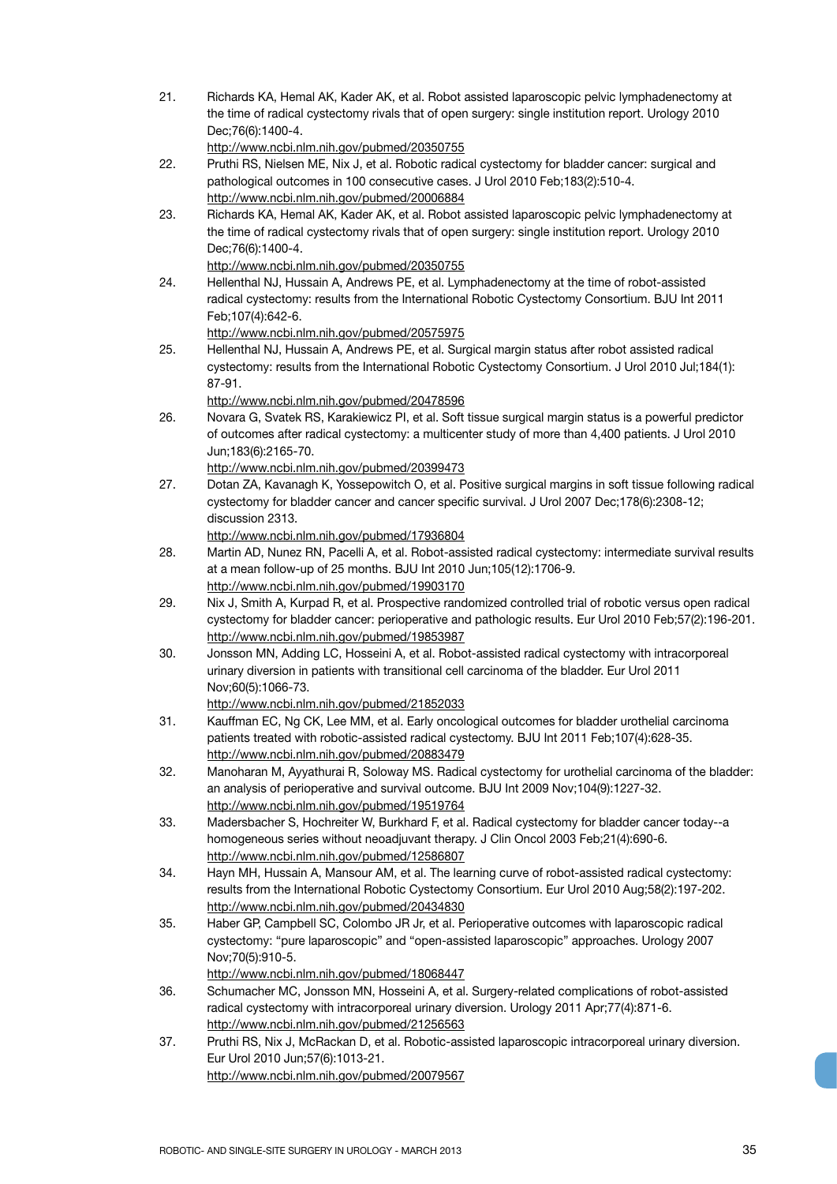21. Richards KA, Hemal AK, Kader AK, et al. Robot assisted laparoscopic pelvic lymphadenectomy at the time of radical cystectomy rivals that of open surgery: single institution report. Urology 2010 Dec;76(6):1400-4.
http://www.ncbi.nlm.nih.gov/pubmed/20350755
22. Pruthi RS, Nielsen ME, Nix J, et al. Robotic radical cystectomy for bladder cancer: surgical and pathological outcomes in 100 consecutive cases. J Urol 2010 Feb;183(2):510-4.
http://www.ncbi.nlm.nih.gov/pubmed/20006884
23. Richards KA, Hemal AK, Kader AK, et al. Robot assisted laparoscopic pelvic lymphadenectomy at the time of radical cystectomy rivals that of open surgery: single institution report. Urology 2010 Dec;76(6):1400-4.
http://www.ncbi.nlm.nih.gov/pubmed/20350755
24. Hellenthal NJ, Hussain A, Andrews PE, et al. Lymphadenectomy at the time of robot-assisted radical cystectomy: results from the International Robotic Cystectomy Consortium. BJU Int 2011 Feb;107(4):642-6.
http://www.ncbi.nlm.nih.gov/pubmed/20575975
25. Hellenthal NJ, Hussain A, Andrews PE, et al. Surgical margin status after robot assisted radical cystectomy: results from the International Robotic Cystectomy Consortium. J Urol 2010 Jul;184(1): 87-91.
http://www.ncbi.nlm.nih.gov/pubmed/20478596
26. Novara G, Svatek RS, Karakiewicz PI, et al. Soft tissue surgical margin status is a powerful predictor of outcomes after radical cystectomy: a multicenter study of more than 4,400 patients. J Urol 2010 Jun;183(6):2165-70.
http://www.ncbi.nlm.nih.gov/pubmed/20399473
27. Dotan ZA, Kavanagh K, Yossepowitch O, et al. Positive surgical margins in soft tissue following radical cystectomy for bladder cancer and cancer specific survival. J Urol 2007 Dec;178(6):2308-12; discussion 2313.
http://www.ncbi.nlm.nih.gov/pubmed/17936804
28. Martin AD, Nunez RN, Pacelli A, et al. Robot-assisted radical cystectomy: intermediate survival results at a mean follow-up of 25 months. BJU Int 2010 Jun;105(12):1706-9.
http://www.ncbi.nlm.nih.gov/pubmed/19903170
29. Nix J, Smith A, Kurpad R, et al. Prospective randomized controlled trial of robotic versus open radical cystectomy for bladder cancer: perioperative and pathologic results. Eur Urol 2010 Feb;57(2):196-201.
http://www.ncbi.nlm.nih.gov/pubmed/19853987
30. Jonsson MN, Adding LC, Hosseini A, et al. Robot-assisted radical cystectomy with intracorporeal urinary diversion in patients with transitional cell carcinoma of the bladder. Eur Urol 2011 Nov;60(5):1066-73.
http://www.ncbi.nlm.nih.gov/pubmed/21852033
31. Kauffman EC, Ng CK, Lee MM, et al. Early oncological outcomes for bladder urothelial carcinoma patients treated with robotic-assisted radical cystectomy. BJU Int 2011 Feb;107(4):628-35.
http://www.ncbi.nlm.nih.gov/pubmed/20883479
32. Manoharan M, Ayyathurai R, Soloway MS. Radical cystectomy for urothelial carcinoma of the bladder: an analysis of perioperative and survival outcome. BJU Int 2009 Nov;104(9):1227-32.
http://www.ncbi.nlm.nih.gov/pubmed/19519764
33. Madersbacher S, Hochreiter W, Burkhard F, et al. Radical cystectomy for bladder cancer today--a homogeneous series without neoadjuvant therapy. J Clin Oncol 2003 Feb;21(4):690-6.
http://www.ncbi.nlm.nih.gov/pubmed/12586807
34. Hayn MH, Hussain A, Mansour AM, et al. The learning curve of robot-assisted radical cystectomy: results from the International Robotic Cystectomy Consortium. Eur Urol 2010 Aug;58(2):197-202.
http://www.ncbi.nlm.nih.gov/pubmed/20434830
35. Haber GP, Campbell SC, Colombo JR Jr, et al. Perioperative outcomes with laparoscopic radical cystectomy: "pure laparoscopic" and "open-assisted laparoscopic" approaches. Urology 2007 Nov;70(5):910-5.
http://www.ncbi.nlm.nih.gov/pubmed/18068447
36. Schumacher MC, Jonsson MN, Hosseini A, et al. Surgery-related complications of robot-assisted radical cystectomy with intracorporeal urinary diversion. Urology 2011 Apr;77(4):871-6.
http://www.ncbi.nlm.nih.gov/pubmed/21256563
37. Pruthi RS, Nix J, McRackan D, et al. Robotic-assisted laparoscopic intracorporeal urinary diversion. Eur Urol 2010 Jun;57(6):1013-21.
http://www.ncbi.nlm.nih.gov/pubmed/20079567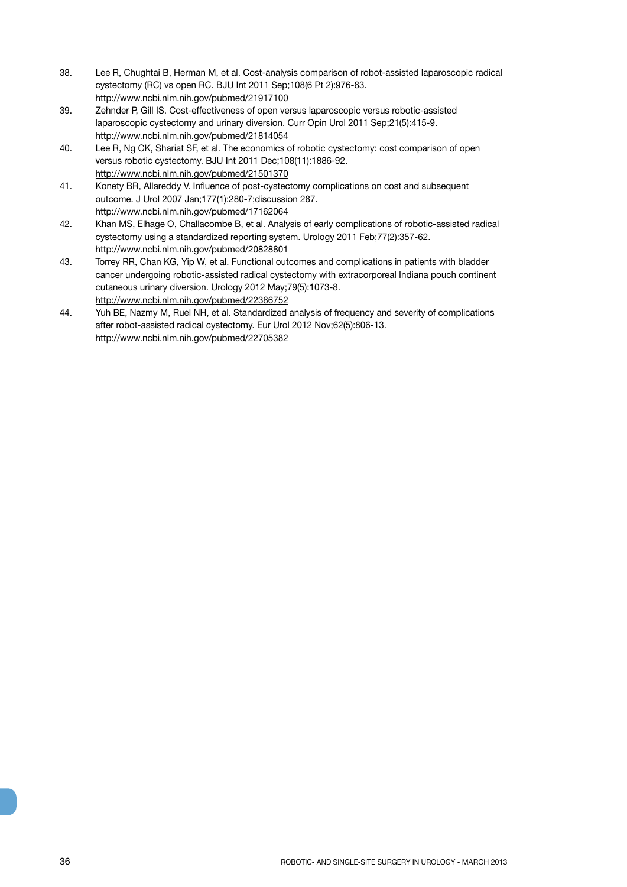38. Lee R, Chughtai B, Herman M, et al. Cost-analysis comparison of robot-assisted laparoscopic radical cystectomy (RC) vs open RC. BJU Int 2011 Sep;108(6 Pt 2):976-83.
http://www.ncbi.nlm.nih.gov/pubmed/21917100
39. Zehnder P, Gill IS. Cost-effectiveness of open versus laparoscopic versus robotic-assisted laparoscopic cystectomy and urinary diversion. Curr Opin Urol 2011 Sep;21(5):415-9.
http://www.ncbi.nlm.nih.gov/pubmed/21814054
40. Lee R, Ng CK, Shariat SF, et al. The economics of robotic cystectomy: cost comparison of open versus robotic cystectomy. BJU Int 2011 Dec;108(11):1886-92.
http://www.ncbi.nlm.nih.gov/pubmed/21501370
41. Konety BR, Allareddy V. Influence of post-cystectomy complications on cost and subsequent outcome. J Urol 2007 Jan;177(1):280-7;discussion 287.
http://www.ncbi.nlm.nih.gov/pubmed/17162064
42. Khan MS, Elhage O, Challacombe B, et al. Analysis of early complications of robotic-assisted radical cystectomy using a standardized reporting system. Urology 2011 Feb;77(2):357-62.
http://www.ncbi.nlm.nih.gov/pubmed/20828801
43. Torrey RR, Chan KG, Yip W, et al. Functional outcomes and complications in patients with bladder cancer undergoing robotic-assisted radical cystectomy with extracorporeal Indiana pouch continent cutaneous urinary diversion. Urology 2012 May;79(5):1073-8.
http://www.ncbi.nlm.nih.gov/pubmed/22386752
44. Yuh BE, Nazmy M, Ruel NH, et al. Standardized analysis of frequency and severity of complications after robot-assisted radical cystectomy. Eur Urol 2012 Nov;62(5):806-13.
http://www.ncbi.nlm.nih.gov/pubmed/22705382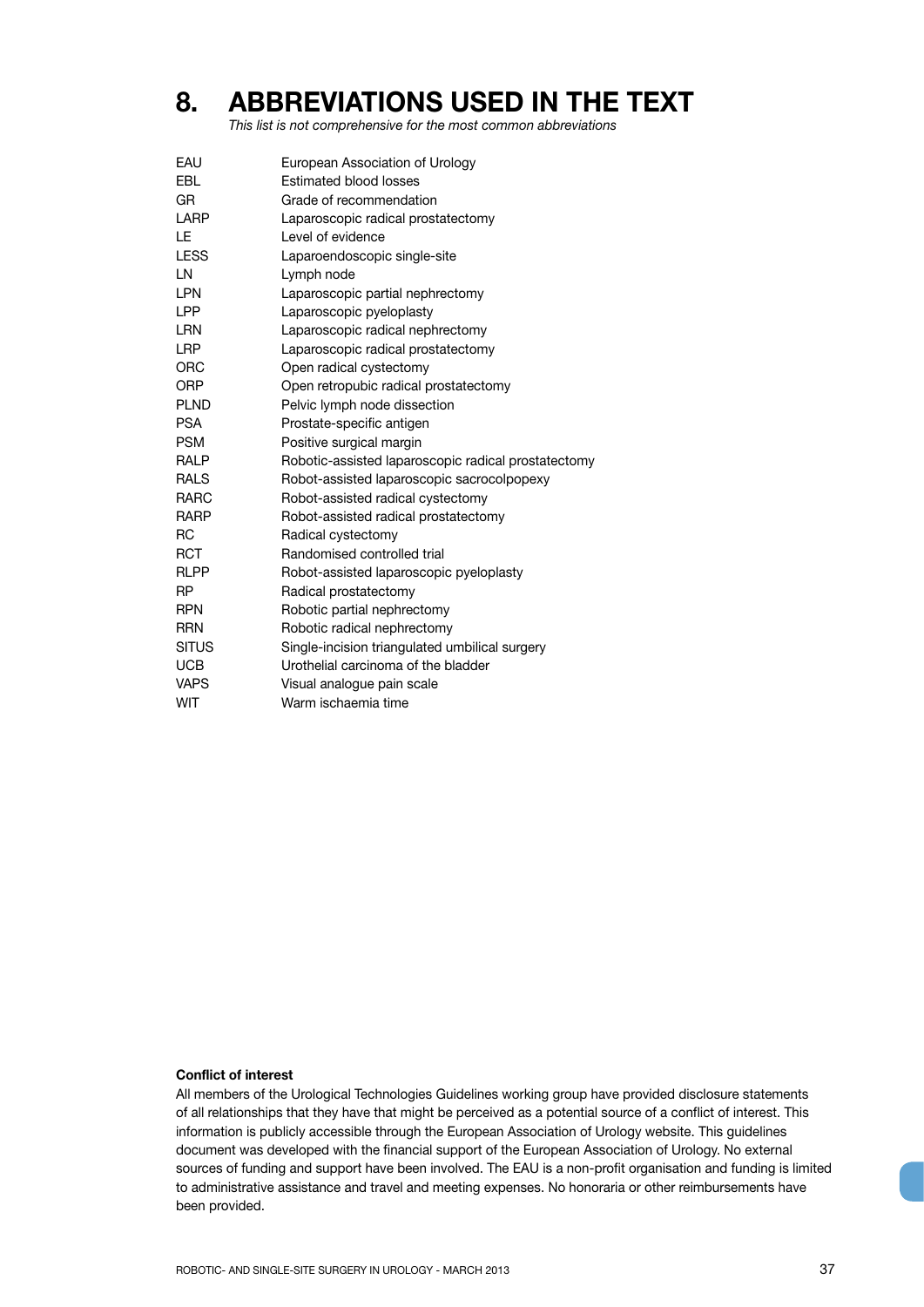# 8. ABBREVIATIONS USED IN THE TEXT

*This list is not comprehensive for the most common abbreviations*

| | |
|---|---|
| EAU | European Association of Urology |
| EBL | Estimated blood losses |
| GR | Grade of recommendation |
| LARP | Laparoscopic radical prostatectomy |
| LE | Level of evidence |
| LESS | Laparoendoscopic single-site |
| LN | Lymph node |
| LPN | Laparoscopic partial nephrectomy |
| LPP | Laparoscopic pyeloplasty |
| LRN | Laparoscopic radical nephrectomy |
| LRP | Laparoscopic radical prostatectomy |
| ORC | Open radical cystectomy |
| ORP | Open retropubic radical prostatectomy |
| PLND | Pelvic lymph node dissection |
| PSA | Prostate-specific antigen |
| PSM | Positive surgical margin |
| RALP | Robotic-assisted laparoscopic radical prostatectomy |
| RALS | Robot-assisted laparoscopic sacrocolpopexy |
| RARC | Robot-assisted radical cystectomy |
| RARP | Robot-assisted radical prostatectomy |
| RC | Radical cystectomy |
| RCT | Randomised controlled trial |
| RLPP | Robot-assisted laparoscopic pyeloplasty |
| RP | Radical prostatectomy |
| RPN | Robotic partial nephrectomy |
| RRN | Robotic radical nephrectomy |
| SITUS | Single-incision triangulated umbilical surgery |
| UCB | Urothelial carcinoma of the bladder |
| VAPS | Visual analogue pain scale |
| WIT | Warm ischaemia time |

**Conflict of interest**

All members of the Urological Technologies Guidelines working group have provided disclosure statements of all relationships that they have that might be perceived as a potential source of a conflict of interest. This information is publicly accessible through the European Association of Urology website. This guidelines document was developed with the financial support of the European Association of Urology. No external sources of funding and support have been involved. The EAU is a non-profit organisation and funding is limited to administrative assistance and travel and meeting expenses. No honoraria or other reimbursements have been provided.